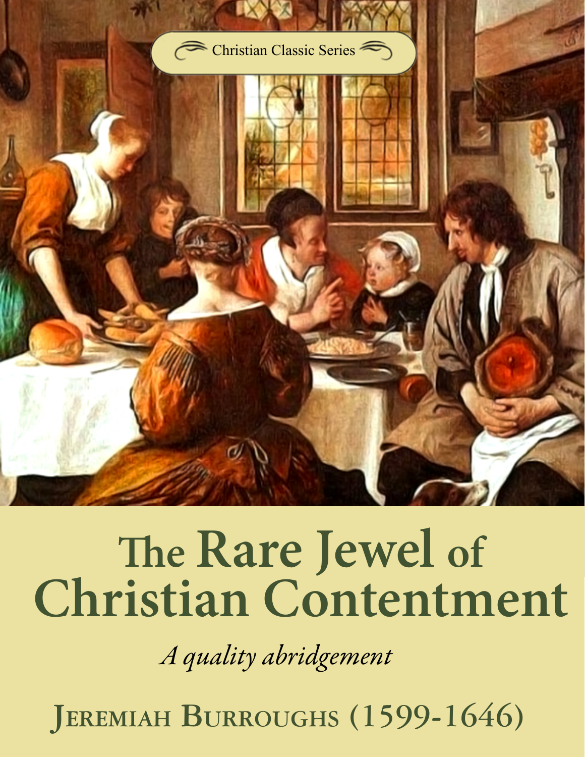Christian Classic Series

# The Rare Jewel of Christian Contentment

*A quality abridgement*

## Jeremiah Burroughs (1599-1646)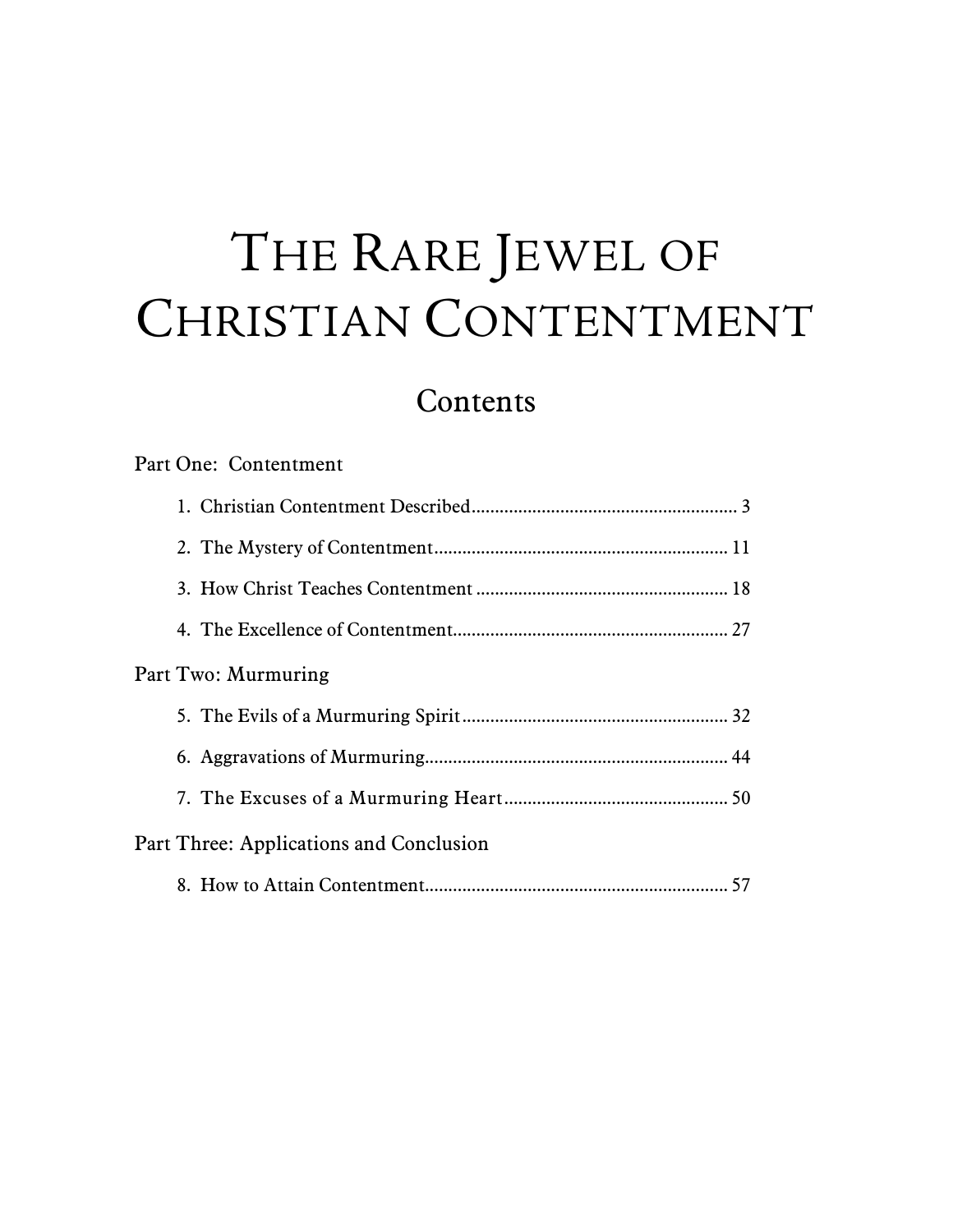# The Rare Jewel of Christian Contentment

## Contents

Part One: Contentment

1. Christian Contentment Described ........ 3
2. The Mystery of Contentment ........ 11
3. How Christ Teaches Contentment ........ 18
4. The Excellence of Contentment ........ 27

Part Two: Murmuring

5. The Evils of a Murmuring Spirit ........ 32
6. Aggravations of Murmuring ........ 44
7. The Excuses of a Murmuring Heart ........ 50

Part Three: Applications and Conclusion

8. How to Attain Contentment ........ 57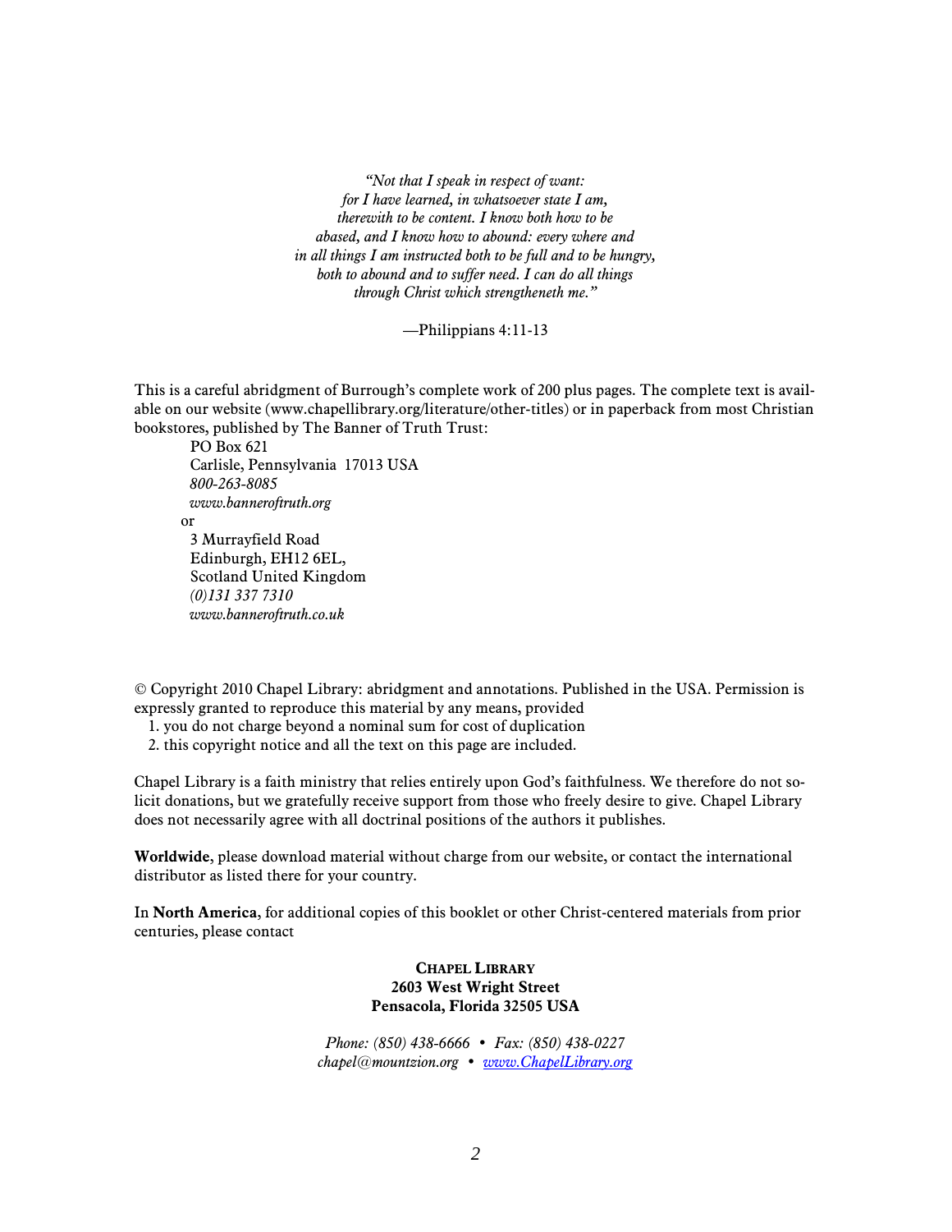*"Not that I speak in respect of want:*
*for I have learned, in whatsoever state I am,*
*therewith to be content. I know both how to be*
*abased, and I know how to abound: every where and*
*in all things I am instructed both to be full and to be hungry,*
*both to abound and to suffer need. I can do all things*
*through Christ which strengtheneth me."*

—Philippians 4:11-13

This is a careful abridgment of Burrough's complete work of 200 plus pages. The complete text is available on our website (www.chapellibrary.org/literature/other-titles) or in paperback from most Christian bookstores, published by The Banner of Truth Trust:

PO Box 621
Carlisle, Pennsylvania 17013 USA
*800-263-8085*
*www.banneroftruth.org*

or

3 Murrayfield Road
Edinburgh, EH12 6EL,
Scotland United Kingdom
*(0)131 337 7310*
*www.banneroftruth.co.uk*

© Copyright 2010 Chapel Library: abridgment and annotations. Published in the USA. Permission is expressly granted to reproduce this material by any means, provided

1. you do not charge beyond a nominal sum for cost of duplication
2. this copyright notice and all the text on this page are included.

Chapel Library is a faith ministry that relies entirely upon God's faithfulness. We therefore do not solicit donations, but we gratefully receive support from those who freely desire to give. Chapel Library does not necessarily agree with all doctrinal positions of the authors it publishes.

**Worldwide**, please download material without charge from our website, or contact the international distributor as listed there for your country.

In **North America**, for additional copies of this booklet or other Christ-centered materials from prior centuries, please contact

**CHAPEL LIBRARY**
**2603 West Wright Street**
**Pensacola, Florida 32505 USA**

*Phone: (850) 438-6666 • Fax: (850) 438-0227*
*chapel@mountzion.org • www.ChapelLibrary.org*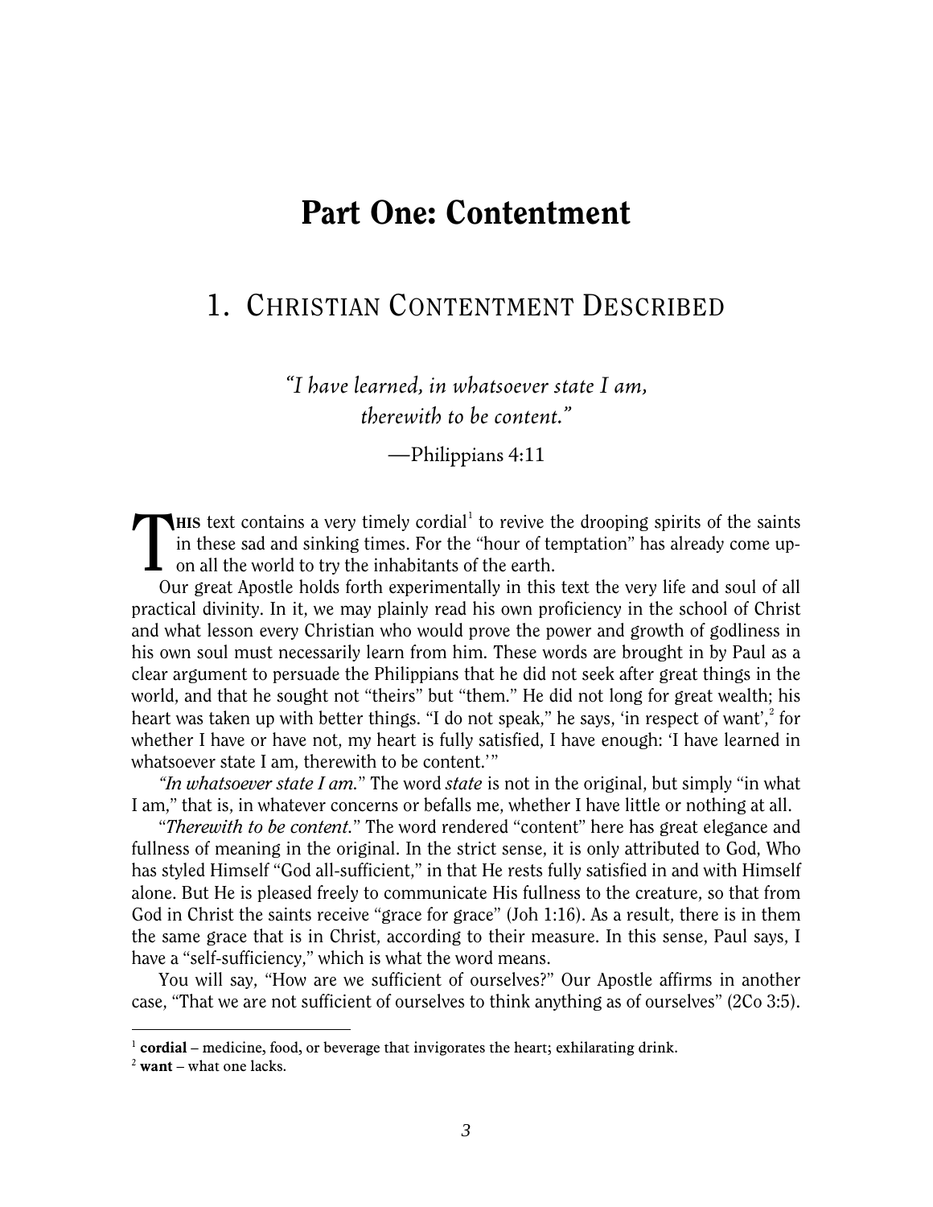# Part One: Contentment

## 1. Christian Contentment Described

*"I have learned, in whatsoever state I am, therewith to be content."*

—Philippians 4:11

**THIS** text contains a very timely cordial[1] to revive the drooping spirits of the saints in these sad and sinking times. For the "hour of temptation" has already come upon all the world to try the inhabitants of the earth.

Our great Apostle holds forth experimentally in this text the very life and soul of all practical divinity. In it, we may plainly read his own proficiency in the school of Christ and what lesson every Christian who would prove the power and growth of godliness in his own soul must necessarily learn from him. These words are brought in by Paul as a clear argument to persuade the Philippians that he did not seek after great things in the world, and that he sought not "theirs" but "them." He did not long for great wealth; his heart was taken up with better things. "I do not speak," he says, 'in respect of want',[2] for whether I have or have not, my heart is fully satisfied, I have enough: 'I have learned in whatsoever state I am, therewith to be content.'"

*"In whatsoever state I am."* The word *state* is not in the original, but simply "in what I am," that is, in whatever concerns or befalls me, whether I have little or nothing at all.

"*Therewith to be content.*" The word rendered "content" here has great elegance and fullness of meaning in the original. In the strict sense, it is only attributed to God, Who has styled Himself "God all-sufficient," in that He rests fully satisfied in and with Himself alone. But He is pleased freely to communicate His fullness to the creature, so that from God in Christ the saints receive "grace for grace" (Joh 1:16). As a result, there is in them the same grace that is in Christ, according to their measure. In this sense, Paul says, I have a "self-sufficiency," which is what the word means.

You will say, "How are we sufficient of ourselves?" Our Apostle affirms in another case, "That we are not sufficient of ourselves to think anything as of ourselves" (2Co 3:5).

---

[1] **cordial** – medicine, food, or beverage that invigorates the heart; exhilarating drink.

[2] **want** – what one lacks.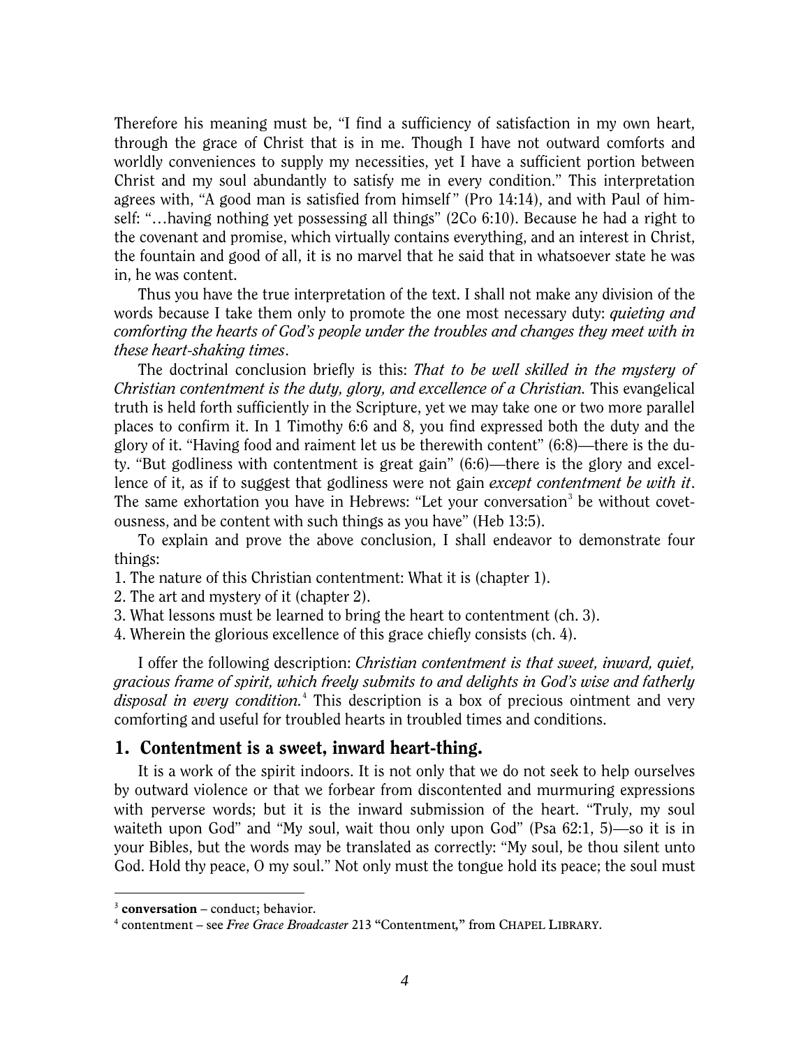Therefore his meaning must be, "I find a sufficiency of satisfaction in my own heart, through the grace of Christ that is in me. Though I have not outward comforts and worldly conveniences to supply my necessities, yet I have a sufficient portion between Christ and my soul abundantly to satisfy me in every condition." This interpretation agrees with, "A good man is satisfied from himself" (Pro 14:14), and with Paul of himself: "…having nothing yet possessing all things" (2Co 6:10). Because he had a right to the covenant and promise, which virtually contains everything, and an interest in Christ, the fountain and good of all, it is no marvel that he said that in whatsoever state he was in, he was content.

Thus you have the true interpretation of the text. I shall not make any division of the words because I take them only to promote the one most necessary duty: *quieting and comforting the hearts of God's people under the troubles and changes they meet with in these heart-shaking times*.

The doctrinal conclusion briefly is this: *That to be well skilled in the mystery of Christian contentment is the duty, glory, and excellence of a Christian.* This evangelical truth is held forth sufficiently in the Scripture, yet we may take one or two more parallel places to confirm it. In 1 Timothy 6:6 and 8, you find expressed both the duty and the glory of it. "Having food and raiment let us be therewith content" (6:8)—there is the duty. "But godliness with contentment is great gain" (6:6)—there is the glory and excellence of it, as if to suggest that godliness were not gain *except contentment be with it*. The same exhortation you have in Hebrews: "Let your conversation[3] be without covetousness, and be content with such things as you have" (Heb 13:5).

To explain and prove the above conclusion, I shall endeavor to demonstrate four things:

1. The nature of this Christian contentment: What it is (chapter 1).
2. The art and mystery of it (chapter 2).
3. What lessons must be learned to bring the heart to contentment (ch. 3).
4. Wherein the glorious excellence of this grace chiefly consists (ch. 4).

I offer the following description: *Christian contentment is that sweet, inward, quiet, gracious frame of spirit, which freely submits to and delights in God's wise and fatherly disposal in every condition.*[4] This description is a box of precious ointment and very comforting and useful for troubled hearts in troubled times and conditions.

## 1. Contentment is a sweet, inward heart-thing.

It is a work of the spirit indoors. It is not only that we do not seek to help ourselves by outward violence or that we forbear from discontented and murmuring expressions with perverse words; but it is the inward submission of the heart. "Truly, my soul waiteth upon God" and "My soul, wait thou only upon God" (Psa 62:1, 5)—so it is in your Bibles, but the words may be translated as correctly: "My soul, be thou silent unto God. Hold thy peace, O my soul." Not only must the tongue hold its peace; the soul must

---

[3] **conversation** – conduct; behavior.

[4] contentment – see *Free Grace Broadcaster* 213 "Contentment," from CHAPEL LIBRARY.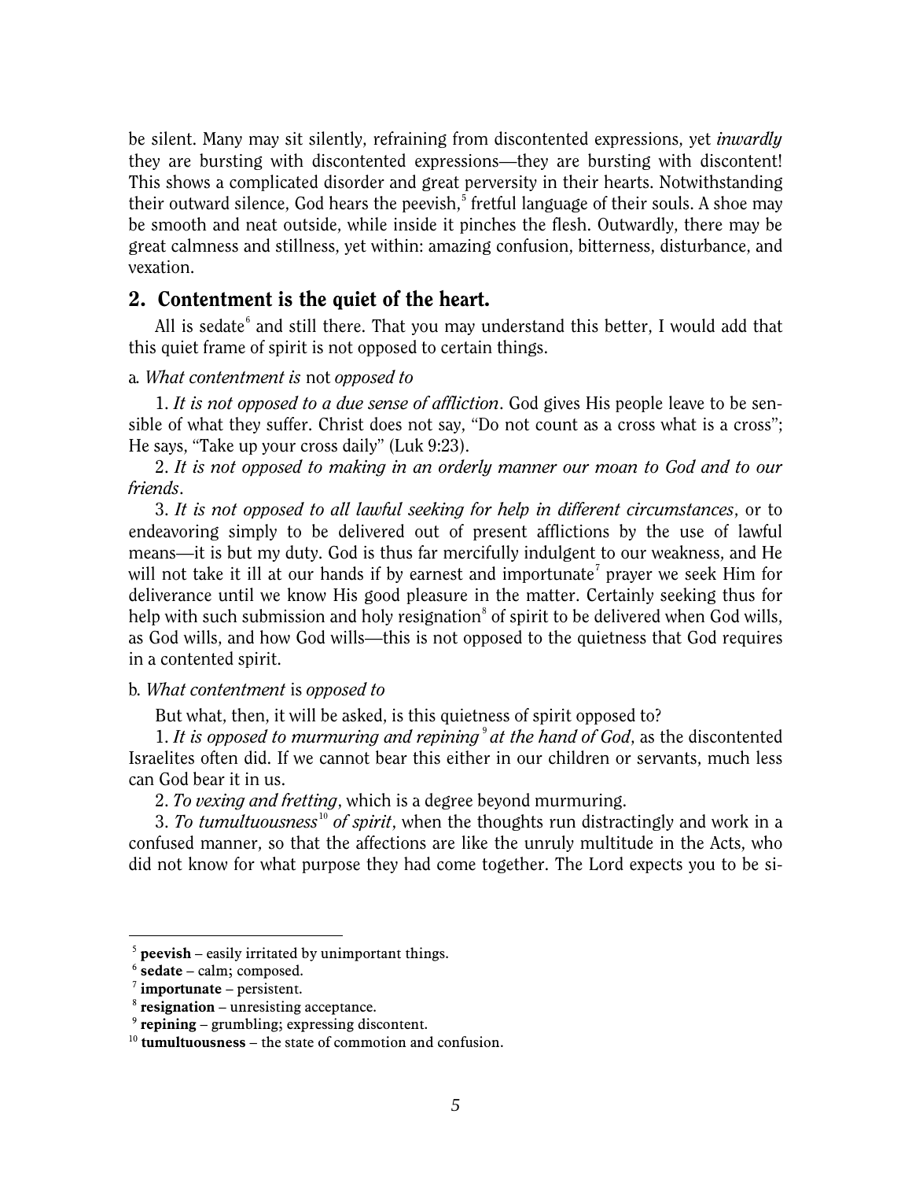be silent. Many may sit silently, refraining from discontented expressions, yet *inwardly* they are bursting with discontented expressions—they are bursting with discontent! This shows a complicated disorder and great perversity in their hearts. Notwithstanding their outward silence, God hears the peevish,[5] fretful language of their souls. A shoe may be smooth and neat outside, while inside it pinches the flesh. Outwardly, there may be great calmness and stillness, yet within: amazing confusion, bitterness, disturbance, and vexation.

## 2. Contentment is the quiet of the heart.

All is sedate[6] and still there. That you may understand this better, I would add that this quiet frame of spirit is not opposed to certain things.

a. *What contentment is* not *opposed to*

1. *It is not opposed to a due sense of affliction*. God gives His people leave to be sensible of what they suffer. Christ does not say, "Do not count as a cross what is a cross"; He says, "Take up your cross daily" (Luk 9:23).

2. *It is not opposed to making in an orderly manner our moan to God and to our friends*.

3. *It is not opposed to all lawful seeking for help in different circumstances*, or to endeavoring simply to be delivered out of present afflictions by the use of lawful means—it is but my duty. God is thus far mercifully indulgent to our weakness, and He will not take it ill at our hands if by earnest and importunate[7] prayer we seek Him for deliverance until we know His good pleasure in the matter. Certainly seeking thus for help with such submission and holy resignation[8] of spirit to be delivered when God wills, as God wills, and how God wills—this is not opposed to the quietness that God requires in a contented spirit.

b. *What contentment* is *opposed to*

But what, then, it will be asked, is this quietness of spirit opposed to?

1. *It is opposed to murmuring and repining*[9] *at the hand of God*, as the discontented Israelites often did. If we cannot bear this either in our children or servants, much less can God bear it in us.

2. *To vexing and fretting*, which is a degree beyond murmuring.

3. *To tumultuousness*[10] *of spirit*, when the thoughts run distractingly and work in a confused manner, so that the affections are like the unruly multitude in the Acts, who did not know for what purpose they had come together. The Lord expects you to be si-

---

[5] **peevish** – easily irritated by unimportant things.
[6] **sedate** – calm; composed.
[7] **importunate** – persistent.
[8] **resignation** – unresisting acceptance.
[9] **repining** – grumbling; expressing discontent.
[10] **tumultuousness** – the state of commotion and confusion.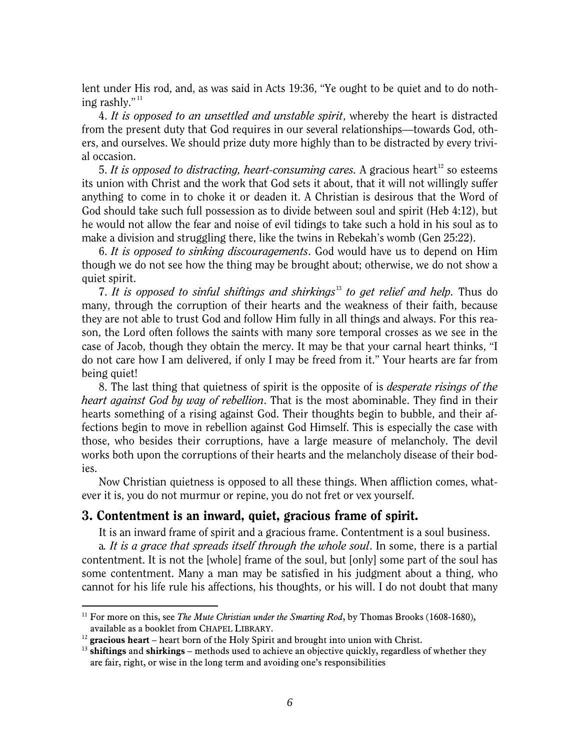lent under His rod, and, as was said in Acts 19:36, "Ye ought to be quiet and to do nothing rashly."[11]

4. *It is opposed to an unsettled and unstable spirit*, whereby the heart is distracted from the present duty that God requires in our several relationships—towards God, others, and ourselves. We should prize duty more highly than to be distracted by every trivial occasion.

5. *It is opposed to distracting, heart-consuming cares*. A gracious heart[12] so esteems its union with Christ and the work that God sets it about, that it will not willingly suffer anything to come in to choke it or deaden it. A Christian is desirous that the Word of God should take such full possession as to divide between soul and spirit (Heb 4:12), but he would not allow the fear and noise of evil tidings to take such a hold in his soul as to make a division and struggling there, like the twins in Rebekah's womb (Gen 25:22).

6. *It is opposed to sinking discouragements*. God would have us to depend on Him though we do not see how the thing may be brought about; otherwise, we do not show a quiet spirit.

7. *It is opposed to sinful shiftings and shirkings*[13] *to get relief and help*. Thus do many, through the corruption of their hearts and the weakness of their faith, because they are not able to trust God and follow Him fully in all things and always. For this reason, the Lord often follows the saints with many sore temporal crosses as we see in the case of Jacob, though they obtain the mercy. It may be that your carnal heart thinks, "I do not care how I am delivered, if only I may be freed from it." Your hearts are far from being quiet!

8. The last thing that quietness of spirit is the opposite of is *desperate risings of the heart against God by way of rebellion*. That is the most abominable. They find in their hearts something of a rising against God. Their thoughts begin to bubble, and their affections begin to move in rebellion against God Himself. This is especially the case with those, who besides their corruptions, have a large measure of melancholy. The devil works both upon the corruptions of their hearts and the melancholy disease of their bodies.

Now Christian quietness is opposed to all these things. When affliction comes, whatever it is, you do not murmur or repine, you do not fret or vex yourself.

## 3. Contentment is an inward, quiet, gracious frame of spirit.

It is an inward frame of spirit and a gracious frame. Contentment is a soul business.

a. *It is a grace that spreads itself through the whole soul*. In some, there is a partial contentment. It is not the [whole] frame of the soul, but [only] some part of the soul has some contentment. Many a man may be satisfied in his judgment about a thing, who cannot for his life rule his affections, his thoughts, or his will. I do not doubt that many

---

[11] For more on this, see *The Mute Christian under the Smarting Rod*, by Thomas Brooks (1608-1680), available as a booklet from CHAPEL LIBRARY.

[12] **gracious heart** – heart born of the Holy Spirit and brought into union with Christ.

[13] **shiftings** and **shirkings** – methods used to achieve an objective quickly, regardless of whether they are fair, right, or wise in the long term and avoiding one's responsibilities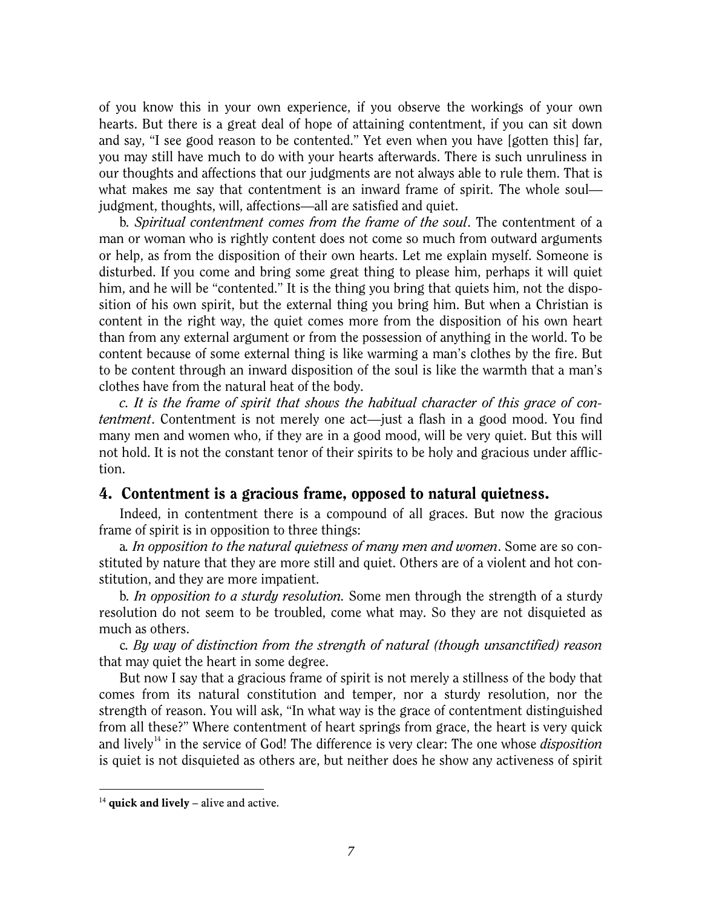of you know this in your own experience, if you observe the workings of your own hearts. But there is a great deal of hope of attaining contentment, if you can sit down and say, "I see good reason to be contented." Yet even when you have [gotten this] far, you may still have much to do with your hearts afterwards. There is such unruliness in our thoughts and affections that our judgments are not always able to rule them. That is what makes me say that contentment is an inward frame of spirit. The whole soul—judgment, thoughts, will, affections—all are satisfied and quiet.

b. *Spiritual contentment comes from the frame of the soul*. The contentment of a man or woman who is rightly content does not come so much from outward arguments or help, as from the disposition of their own hearts. Let me explain myself. Someone is disturbed. If you come and bring some great thing to please him, perhaps it will quiet him, and he will be "contented." It is the thing you bring that quiets him, not the disposition of his own spirit, but the external thing you bring him. But when a Christian is content in the right way, the quiet comes more from the disposition of his own heart than from any external argument or from the possession of anything in the world. To be content because of some external thing is like warming a man's clothes by the fire. But to be content through an inward disposition of the soul is like the warmth that a man's clothes have from the natural heat of the body.

*c. It is the frame of spirit that shows the habitual character of this grace of contentment*. Contentment is not merely one act—just a flash in a good mood. You find many men and women who, if they are in a good mood, will be very quiet. But this will not hold. It is not the constant tenor of their spirits to be holy and gracious under affliction.

## 4. Contentment is a gracious frame, opposed to natural quietness.

Indeed, in contentment there is a compound of all graces. But now the gracious frame of spirit is in opposition to three things:

a. *In opposition to the natural quietness of many men and women*. Some are so constituted by nature that they are more still and quiet. Others are of a violent and hot constitution, and they are more impatient.

b. *In opposition to a sturdy resolution.* Some men through the strength of a sturdy resolution do not seem to be troubled, come what may. So they are not disquieted as much as others.

c. *By way of distinction from the strength of natural (though unsanctified) reason* that may quiet the heart in some degree.

But now I say that a gracious frame of spirit is not merely a stillness of the body that comes from its natural constitution and temper, nor a sturdy resolution, nor the strength of reason. You will ask, "In what way is the grace of contentment distinguished from all these?" Where contentment of heart springs from grace, the heart is very quick and lively[14] in the service of God! The difference is very clear: The one whose *disposition* is quiet is not disquieted as others are, but neither does he show any activeness of spirit

---

[14] **quick and lively** – alive and active.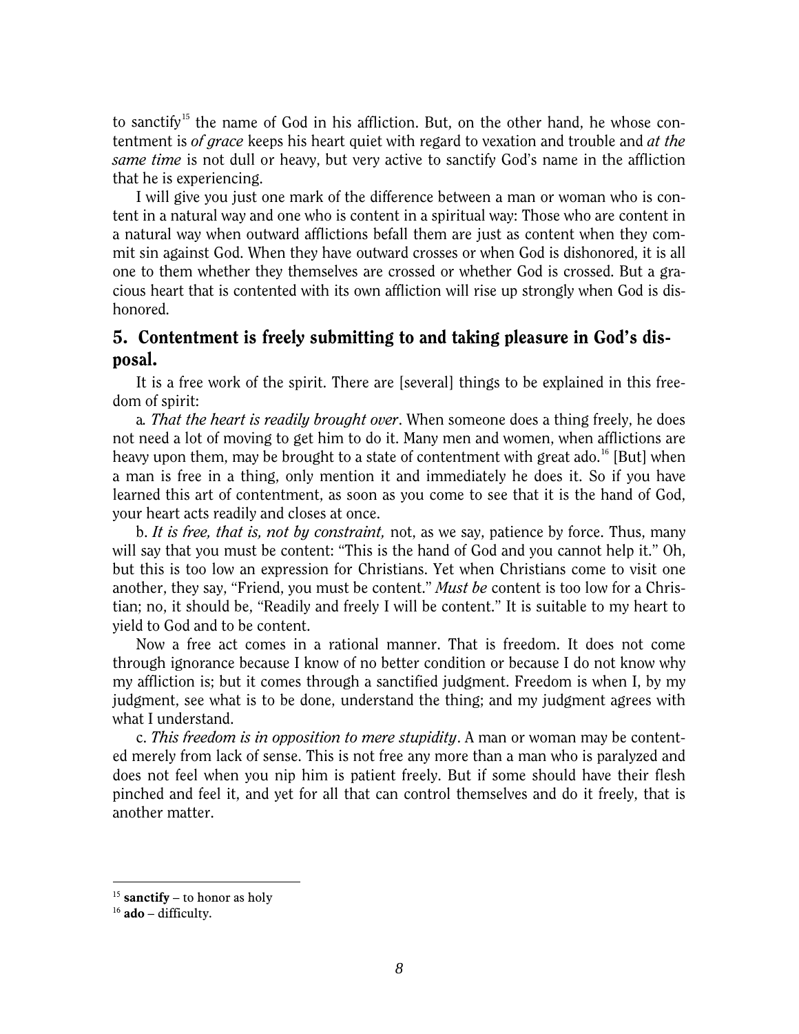to sanctify[15] the name of God in his affliction. But, on the other hand, he whose contentment is *of grace* keeps his heart quiet with regard to vexation and trouble and *at the same time* is not dull or heavy, but very active to sanctify God's name in the affliction that he is experiencing.

I will give you just one mark of the difference between a man or woman who is content in a natural way and one who is content in a spiritual way: Those who are content in a natural way when outward afflictions befall them are just as content when they commit sin against God. When they have outward crosses or when God is dishonored, it is all one to them whether they themselves are crossed or whether God is crossed. But a gracious heart that is contented with its own affliction will rise up strongly when God is dishonored.

## 5. Contentment is freely submitting to and taking pleasure in God's disposal.

It is a free work of the spirit. There are [several] things to be explained in this freedom of spirit:

a. *That the heart is readily brought over*. When someone does a thing freely, he does not need a lot of moving to get him to do it. Many men and women, when afflictions are heavy upon them, may be brought to a state of contentment with great ado.[16] [But] when a man is free in a thing, only mention it and immediately he does it. So if you have learned this art of contentment, as soon as you come to see that it is the hand of God, your heart acts readily and closes at once.

b. *It is free, that is, not by constraint,* not, as we say, patience by force. Thus, many will say that you must be content: "This is the hand of God and you cannot help it." Oh, but this is too low an expression for Christians. Yet when Christians come to visit one another, they say, "Friend, you must be content." *Must be* content is too low for a Christian; no, it should be, "Readily and freely I will be content." It is suitable to my heart to yield to God and to be content.

Now a free act comes in a rational manner. That is freedom. It does not come through ignorance because I know of no better condition or because I do not know why my affliction is; but it comes through a sanctified judgment. Freedom is when I, by my judgment, see what is to be done, understand the thing; and my judgment agrees with what I understand.

c. *This freedom is in opposition to mere stupidity*. A man or woman may be contented merely from lack of sense. This is not free any more than a man who is paralyzed and does not feel when you nip him is patient freely. But if some should have their flesh pinched and feel it, and yet for all that can control themselves and do it freely, that is another matter.

---

[15] **sanctify** – to honor as holy

[16] **ado** – difficulty.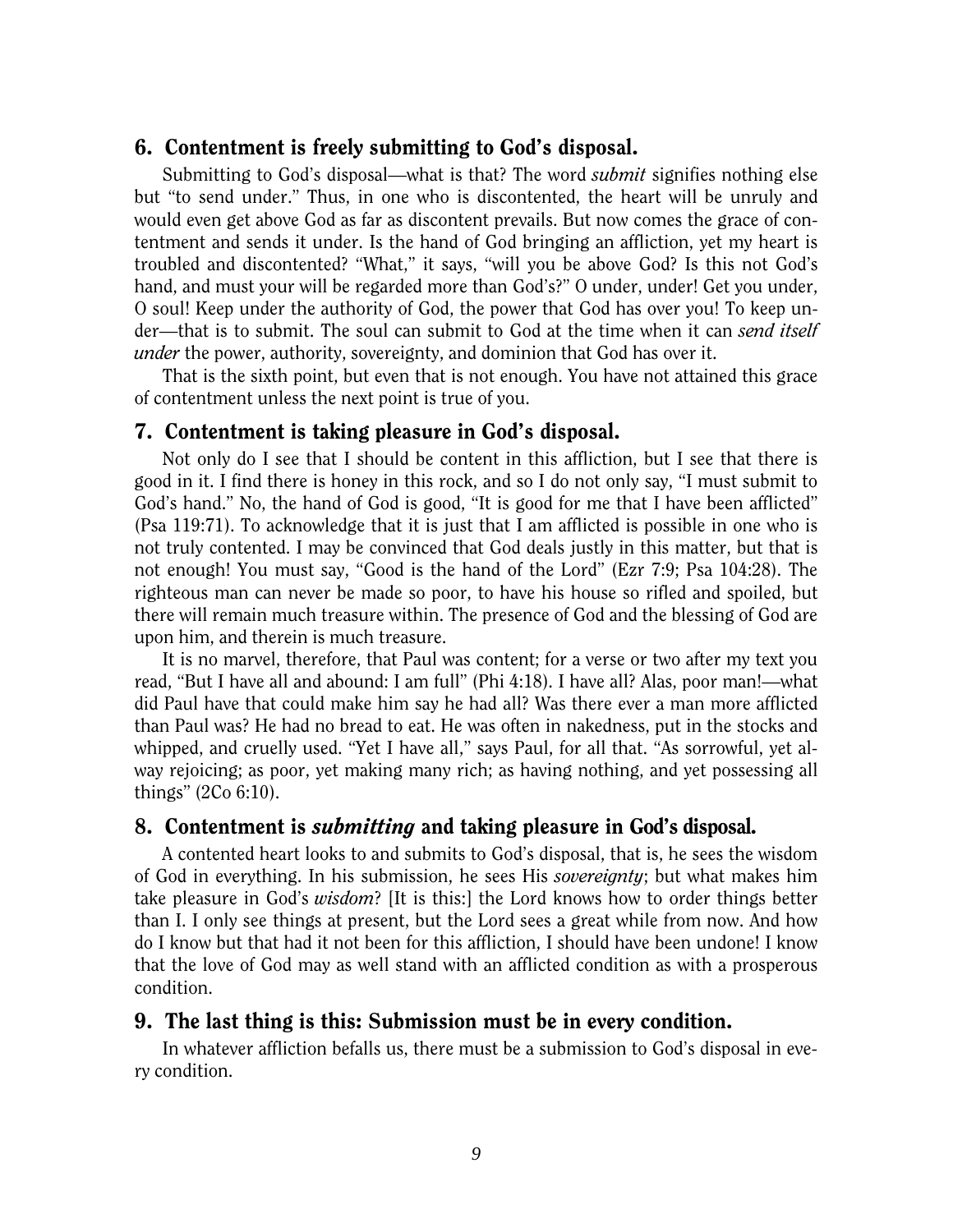## 6. Contentment is freely submitting to God's disposal.

Submitting to God's disposal—what is that? The word *submit* signifies nothing else but "to send under." Thus, in one who is discontented, the heart will be unruly and would even get above God as far as discontent prevails. But now comes the grace of contentment and sends it under. Is the hand of God bringing an affliction, yet my heart is troubled and discontented? "What," it says, "will you be above God? Is this not God's hand, and must your will be regarded more than God's?" O under, under! Get you under, O soul! Keep under the authority of God, the power that God has over you! To keep under—that is to submit. The soul can submit to God at the time when it can *send itself under* the power, authority, sovereignty, and dominion that God has over it.

That is the sixth point, but even that is not enough. You have not attained this grace of contentment unless the next point is true of you.

## 7. Contentment is taking pleasure in God's disposal.

Not only do I see that I should be content in this affliction, but I see that there is good in it. I find there is honey in this rock, and so I do not only say, "I must submit to God's hand." No, the hand of God is good, "It is good for me that I have been afflicted" (Psa 119:71). To acknowledge that it is just that I am afflicted is possible in one who is not truly contented. I may be convinced that God deals justly in this matter, but that is not enough! You must say, "Good is the hand of the Lord" (Ezr 7:9; Psa 104:28). The righteous man can never be made so poor, to have his house so rifled and spoiled, but there will remain much treasure within. The presence of God and the blessing of God are upon him, and therein is much treasure.

It is no marvel, therefore, that Paul was content; for a verse or two after my text you read, "But I have all and abound: I am full" (Phi 4:18). I have all? Alas, poor man!—what did Paul have that could make him say he had all? Was there ever a man more afflicted than Paul was? He had no bread to eat. He was often in nakedness, put in the stocks and whipped, and cruelly used. "Yet I have all," says Paul, for all that. "As sorrowful, yet alway rejoicing; as poor, yet making many rich; as having nothing, and yet possessing all things" (2Co 6:10).

## 8. Contentment is *submitting* and taking pleasure in God's disposal.

A contented heart looks to and submits to God's disposal, that is, he sees the wisdom of God in everything. In his submission, he sees His *sovereignty*; but what makes him take pleasure in God's *wisdom*? [It is this:] the Lord knows how to order things better than I. I only see things at present, but the Lord sees a great while from now. And how do I know but that had it not been for this affliction, I should have been undone! I know that the love of God may as well stand with an afflicted condition as with a prosperous condition.

## 9. The last thing is this: Submission must be in every condition.

In whatever affliction befalls us, there must be a submission to God's disposal in every condition.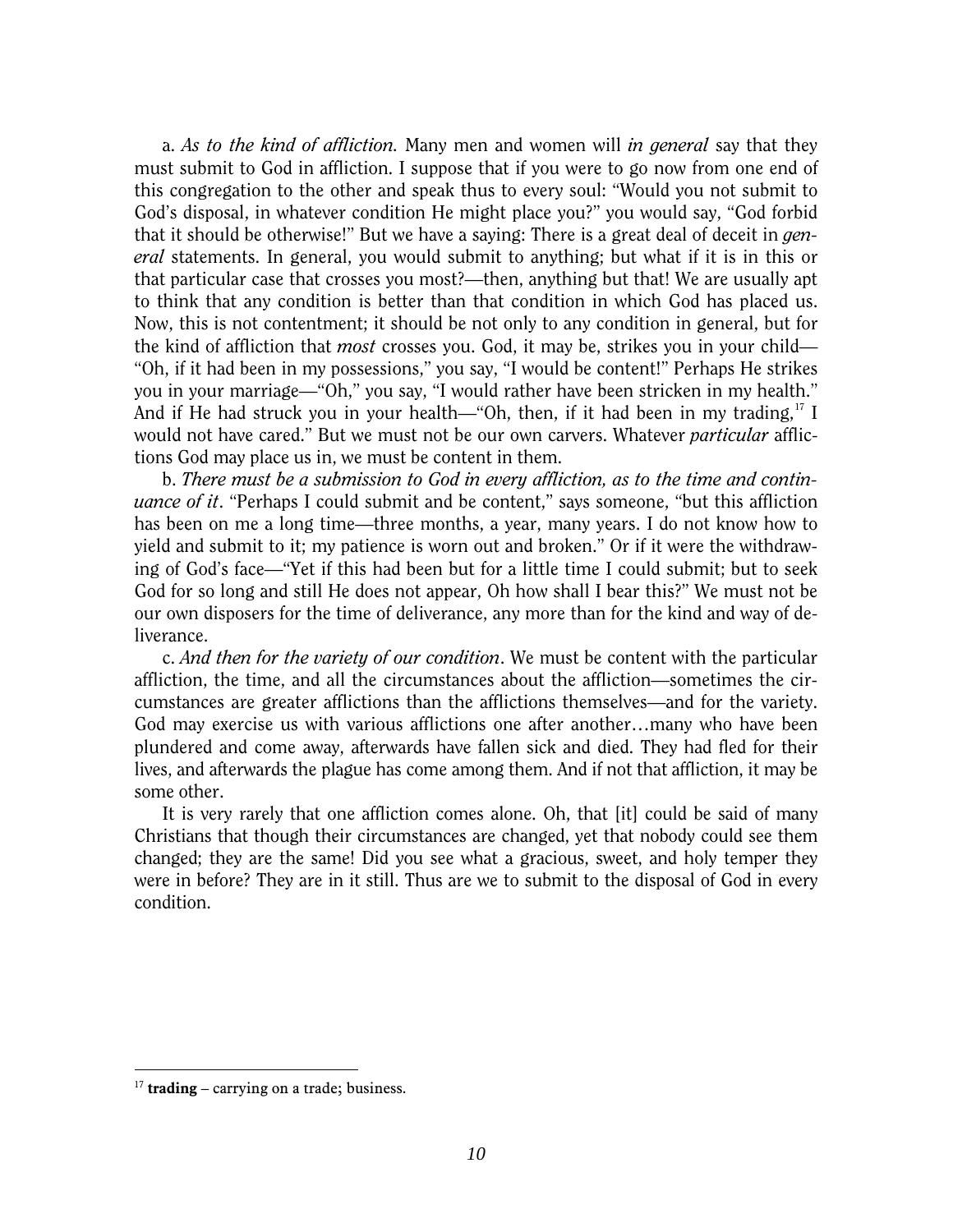a. *As to the kind of affliction.* Many men and women will *in general* say that they must submit to God in affliction. I suppose that if you were to go now from one end of this congregation to the other and speak thus to every soul: "Would you not submit to God's disposal, in whatever condition He might place you?" you would say, "God forbid that it should be otherwise!" But we have a saying: There is a great deal of deceit in *general* statements. In general, you would submit to anything; but what if it is in this or that particular case that crosses you most?—then, anything but that! We are usually apt to think that any condition is better than that condition in which God has placed us. Now, this is not contentment; it should be not only to any condition in general, but for the kind of affliction that *most* crosses you. God, it may be, strikes you in your child—"Oh, if it had been in my possessions," you say, "I would be content!" Perhaps He strikes you in your marriage—"Oh," you say, "I would rather have been stricken in my health." And if He had struck you in your health—"Oh, then, if it had been in my trading,[17] I would not have cared." But we must not be our own carvers. Whatever *particular* afflictions God may place us in, we must be content in them.

b. *There must be a submission to God in every affliction, as to the time and continuance of it*. "Perhaps I could submit and be content," says someone, "but this affliction has been on me a long time—three months, a year, many years. I do not know how to yield and submit to it; my patience is worn out and broken." Or if it were the withdrawing of God's face—"Yet if this had been but for a little time I could submit; but to seek God for so long and still He does not appear, Oh how shall I bear this?" We must not be our own disposers for the time of deliverance, any more than for the kind and way of deliverance.

c. *And then for the variety of our condition*. We must be content with the particular affliction, the time, and all the circumstances about the affliction—sometimes the circumstances are greater afflictions than the afflictions themselves—and for the variety. God may exercise us with various afflictions one after another…many who have been plundered and come away, afterwards have fallen sick and died. They had fled for their lives, and afterwards the plague has come among them. And if not that affliction, it may be some other.

It is very rarely that one affliction comes alone. Oh, that [it] could be said of many Christians that though their circumstances are changed, yet that nobody could see them changed; they are the same! Did you see what a gracious, sweet, and holy temper they were in before? They are in it still. Thus are we to submit to the disposal of God in every condition.

---

[17] **trading** – carrying on a trade; business.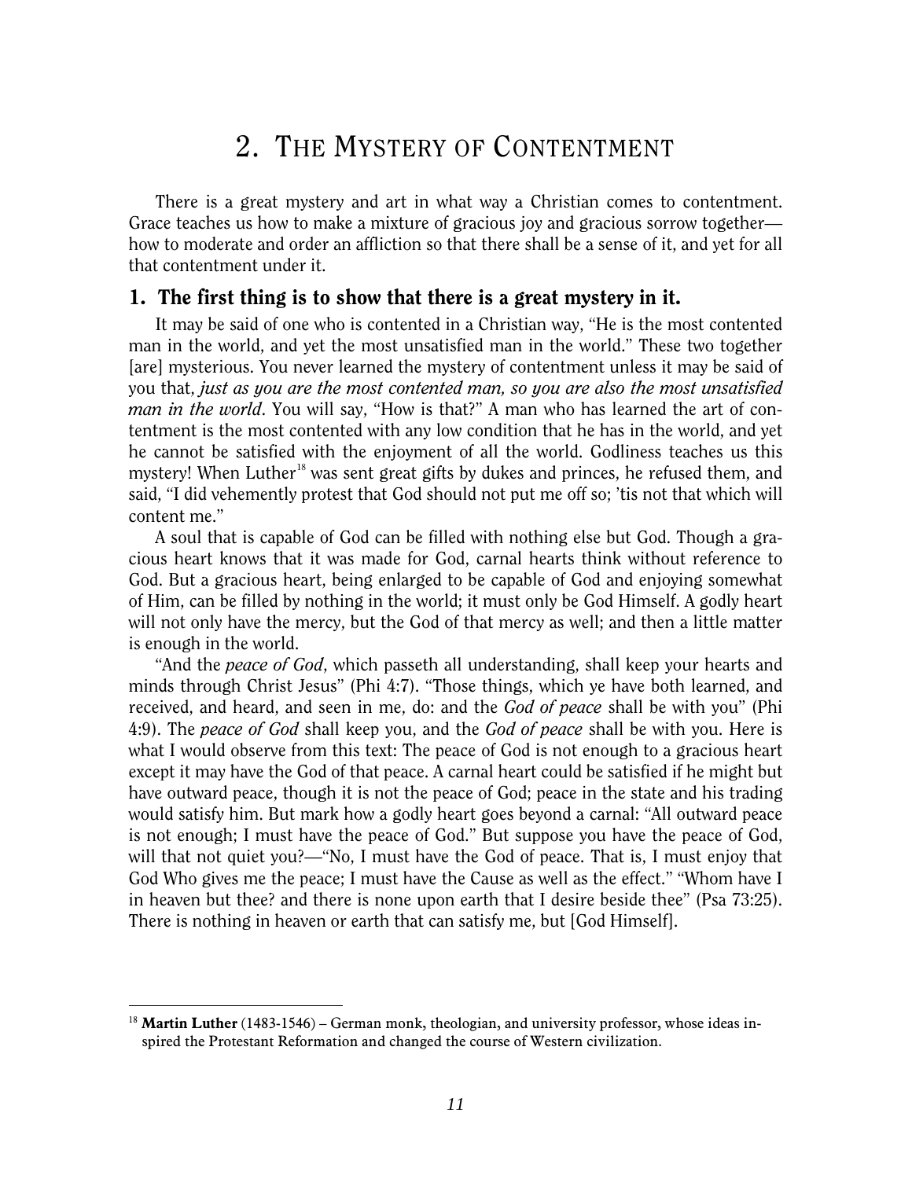# 2. The Mystery of Contentment

There is a great mystery and art in what way a Christian comes to contentment. Grace teaches us how to make a mixture of gracious joy and gracious sorrow together—how to moderate and order an affliction so that there shall be a sense of it, and yet for all that contentment under it.

## 1. The first thing is to show that there is a great mystery in it.

It may be said of one who is contented in a Christian way, "He is the most contented man in the world, and yet the most unsatisfied man in the world." These two together [are] mysterious. You never learned the mystery of contentment unless it may be said of you that, *just as you are the most contented man, so you are also the most unsatisfied man in the world*. You will say, "How is that?" A man who has learned the art of contentment is the most contented with any low condition that he has in the world, and yet he cannot be satisfied with the enjoyment of all the world. Godliness teaches us this mystery! When Luther[18] was sent great gifts by dukes and princes, he refused them, and said, "I did vehemently protest that God should not put me off so; 'tis not that which will content me."

A soul that is capable of God can be filled with nothing else but God. Though a gracious heart knows that it was made for God, carnal hearts think without reference to God. But a gracious heart, being enlarged to be capable of God and enjoying somewhat of Him, can be filled by nothing in the world; it must only be God Himself. A godly heart will not only have the mercy, but the God of that mercy as well; and then a little matter is enough in the world.

"And the *peace of God*, which passeth all understanding, shall keep your hearts and minds through Christ Jesus" (Phi 4:7). "Those things, which ye have both learned, and received, and heard, and seen in me, do: and the *God of peace* shall be with you" (Phi 4:9). The *peace of God* shall keep you, and the *God of peace* shall be with you. Here is what I would observe from this text: The peace of God is not enough to a gracious heart except it may have the God of that peace. A carnal heart could be satisfied if he might but have outward peace, though it is not the peace of God; peace in the state and his trading would satisfy him. But mark how a godly heart goes beyond a carnal: "All outward peace is not enough; I must have the peace of God." But suppose you have the peace of God, will that not quiet you?—"No, I must have the God of peace. That is, I must enjoy that God Who gives me the peace; I must have the Cause as well as the effect." "Whom have I in heaven but thee? and there is none upon earth that I desire beside thee" (Psa 73:25). There is nothing in heaven or earth that can satisfy me, but [God Himself].

---

[18] **Martin Luther** (1483-1546) – German monk, theologian, and university professor, whose ideas inspired the Protestant Reformation and changed the course of Western civilization.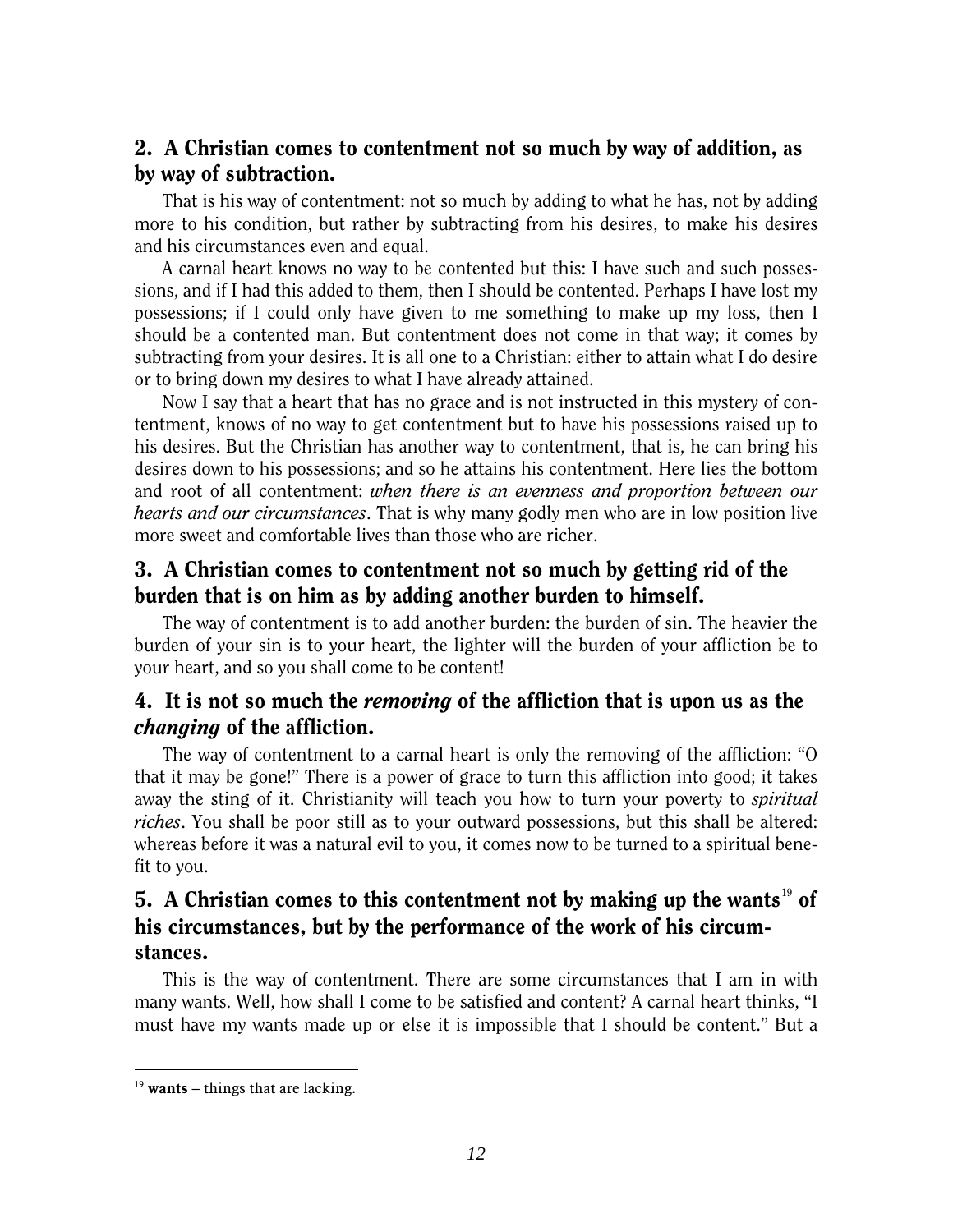## 2. A Christian comes to contentment not so much by way of addition, as by way of subtraction.

That is his way of contentment: not so much by adding to what he has, not by adding more to his condition, but rather by subtracting from his desires, to make his desires and his circumstances even and equal.

A carnal heart knows no way to be contented but this: I have such and such possessions, and if I had this added to them, then I should be contented. Perhaps I have lost my possessions; if I could only have given to me something to make up my loss, then I should be a contented man. But contentment does not come in that way; it comes by subtracting from your desires. It is all one to a Christian: either to attain what I do desire or to bring down my desires to what I have already attained.

Now I say that a heart that has no grace and is not instructed in this mystery of contentment, knows of no way to get contentment but to have his possessions raised up to his desires. But the Christian has another way to contentment, that is, he can bring his desires down to his possessions; and so he attains his contentment. Here lies the bottom and root of all contentment: *when there is an evenness and proportion between our hearts and our circumstances*. That is why many godly men who are in low position live more sweet and comfortable lives than those who are richer.

## 3. A Christian comes to contentment not so much by getting rid of the burden that is on him as by adding another burden to himself.

The way of contentment is to add another burden: the burden of sin. The heavier the burden of your sin is to your heart, the lighter will the burden of your affliction be to your heart, and so you shall come to be content!

## 4. It is not so much the *removing* of the affliction that is upon us as the *changing* of the affliction.

The way of contentment to a carnal heart is only the removing of the affliction: "O that it may be gone!" There is a power of grace to turn this affliction into good; it takes away the sting of it. Christianity will teach you how to turn your poverty to *spiritual riches*. You shall be poor still as to your outward possessions, but this shall be altered: whereas before it was a natural evil to you, it comes now to be turned to a spiritual benefit to you.

## 5. A Christian comes to this contentment not by making up the wants[19] of his circumstances, but by the performance of the work of his circumstances.

This is the way of contentment. There are some circumstances that I am in with many wants. Well, how shall I come to be satisfied and content? A carnal heart thinks, "I must have my wants made up or else it is impossible that I should be content." But a

---

[19] **wants** – things that are lacking.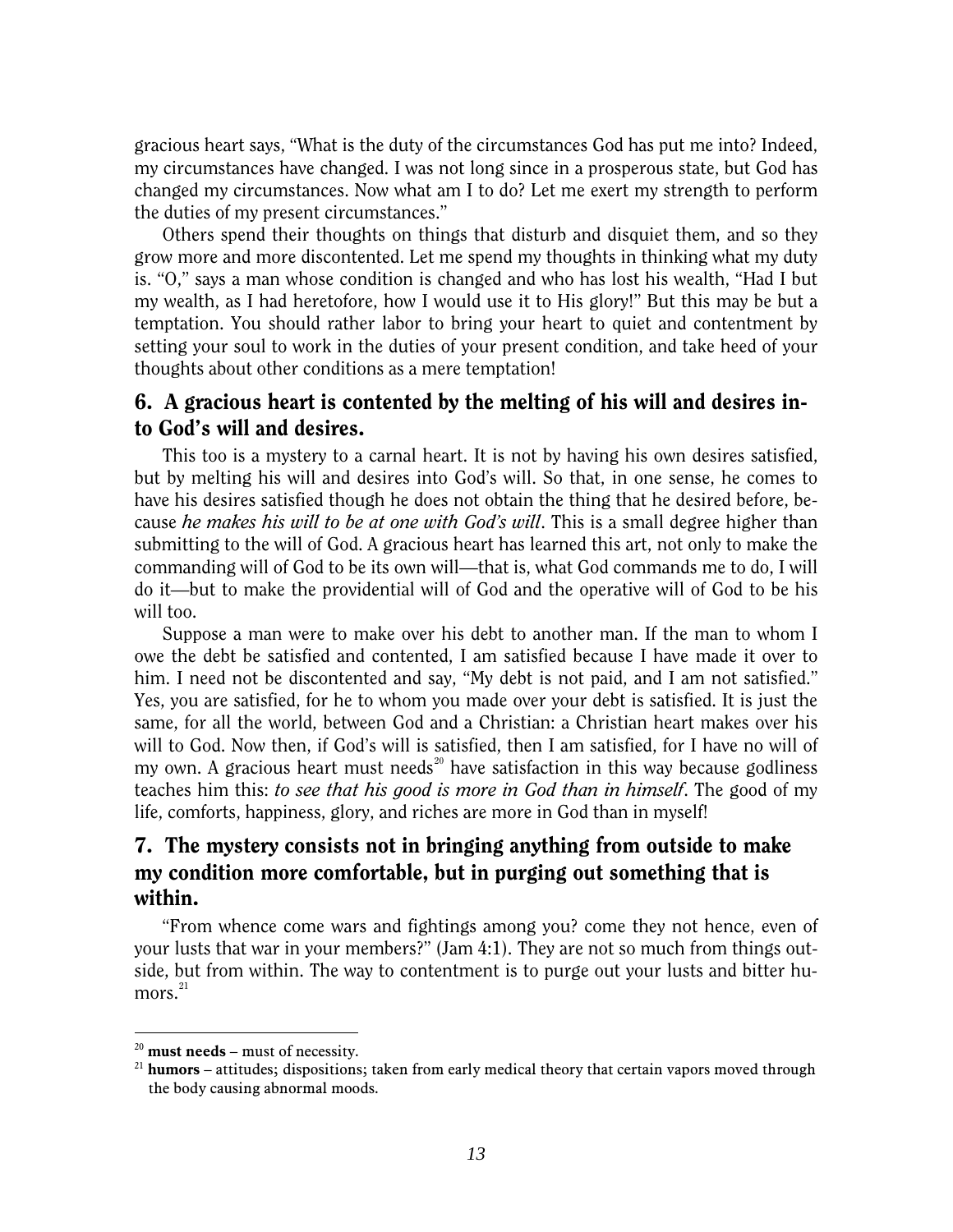gracious heart says, "What is the duty of the circumstances God has put me into? Indeed, my circumstances have changed. I was not long since in a prosperous state, but God has changed my circumstances. Now what am I to do? Let me exert my strength to perform the duties of my present circumstances."

Others spend their thoughts on things that disturb and disquiet them, and so they grow more and more discontented. Let me spend my thoughts in thinking what my duty is. "O," says a man whose condition is changed and who has lost his wealth, "Had I but my wealth, as I had heretofore, how I would use it to His glory!" But this may be but a temptation. You should rather labor to bring your heart to quiet and contentment by setting your soul to work in the duties of your present condition, and take heed of your thoughts about other conditions as a mere temptation!

## 6. A gracious heart is contented by the melting of his will and desires into God's will and desires.

This too is a mystery to a carnal heart. It is not by having his own desires satisfied, but by melting his will and desires into God's will. So that, in one sense, he comes to have his desires satisfied though he does not obtain the thing that he desired before, because *he makes his will to be at one with God's will*. This is a small degree higher than submitting to the will of God. A gracious heart has learned this art, not only to make the commanding will of God to be its own will—that is, what God commands me to do, I will do it—but to make the providential will of God and the operative will of God to be his will too.

Suppose a man were to make over his debt to another man. If the man to whom I owe the debt be satisfied and contented, I am satisfied because I have made it over to him. I need not be discontented and say, "My debt is not paid, and I am not satisfied." Yes, you are satisfied, for he to whom you made over your debt is satisfied. It is just the same, for all the world, between God and a Christian: a Christian heart makes over his will to God. Now then, if God's will is satisfied, then I am satisfied, for I have no will of my own. A gracious heart must needs[20] have satisfaction in this way because godliness teaches him this: *to see that his good is more in God than in himself*. The good of my life, comforts, happiness, glory, and riches are more in God than in myself!

## 7. The mystery consists not in bringing anything from outside to make my condition more comfortable, but in purging out something that is within.

"From whence come wars and fightings among you? come they not hence, even of your lusts that war in your members?" (Jam 4:1). They are not so much from things outside, but from within. The way to contentment is to purge out your lusts and bitter humors.[21]

---

[20] **must needs** – must of necessity.

[21] **humors** – attitudes; dispositions; taken from early medical theory that certain vapors moved through the body causing abnormal moods.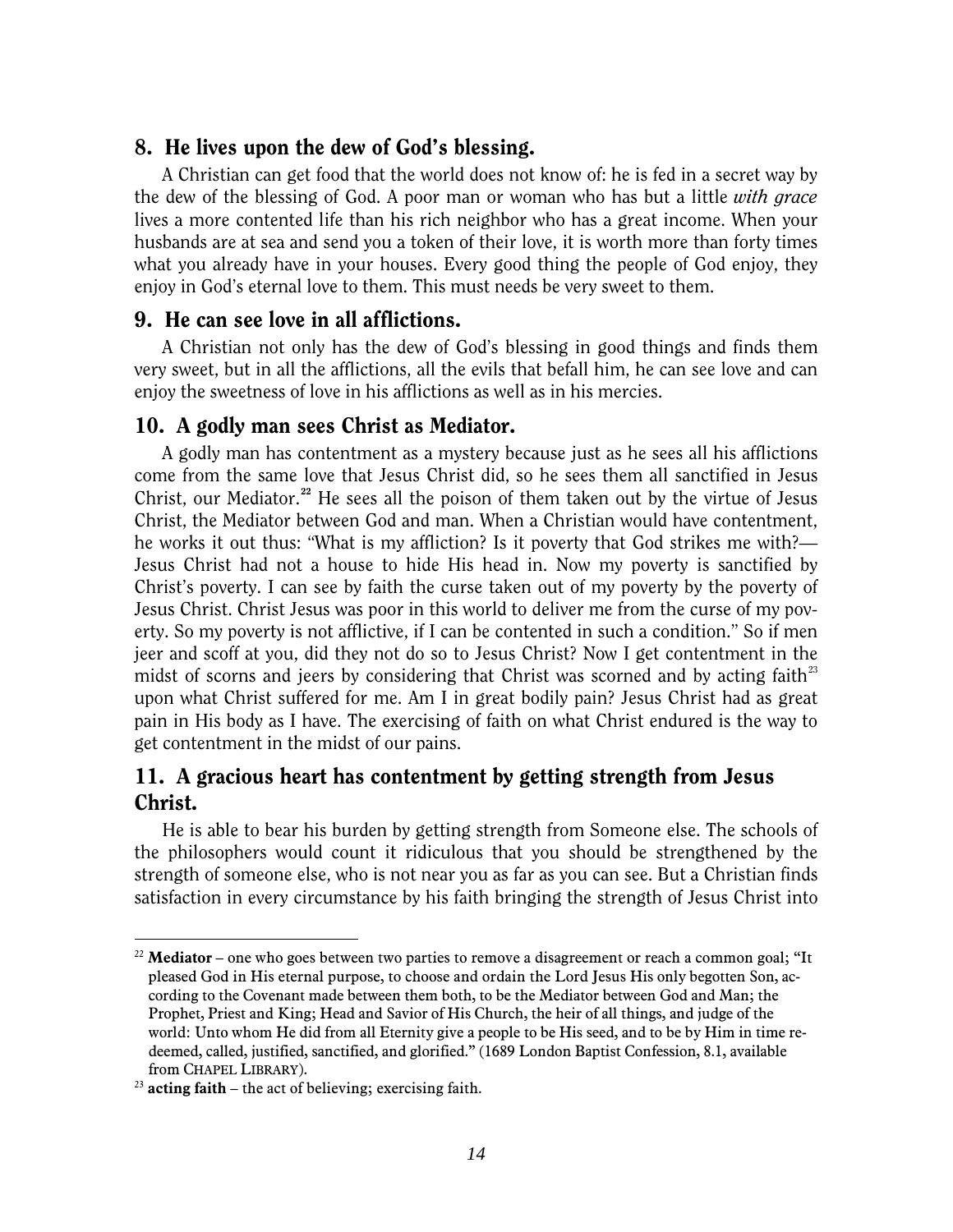## 8. He lives upon the dew of God's blessing.

A Christian can get food that the world does not know of: he is fed in a secret way by the dew of the blessing of God. A poor man or woman who has but a little *with grace* lives a more contented life than his rich neighbor who has a great income. When your husbands are at sea and send you a token of their love, it is worth more than forty times what you already have in your houses. Every good thing the people of God enjoy, they enjoy in God's eternal love to them. This must needs be very sweet to them.

## 9. He can see love in all afflictions.

A Christian not only has the dew of God's blessing in good things and finds them very sweet, but in all the afflictions, all the evils that befall him, he can see love and can enjoy the sweetness of love in his afflictions as well as in his mercies.

## 10. A godly man sees Christ as Mediator.

A godly man has contentment as a mystery because just as he sees all his afflictions come from the same love that Jesus Christ did, so he sees them all sanctified in Jesus Christ, our Mediator.[22] He sees all the poison of them taken out by the virtue of Jesus Christ, the Mediator between God and man. When a Christian would have contentment, he works it out thus: "What is my affliction? Is it poverty that God strikes me with?—Jesus Christ had not a house to hide His head in. Now my poverty is sanctified by Christ's poverty. I can see by faith the curse taken out of my poverty by the poverty of Jesus Christ. Christ Jesus was poor in this world to deliver me from the curse of my poverty. So my poverty is not afflictive, if I can be contented in such a condition." So if men jeer and scoff at you, did they not do so to Jesus Christ? Now I get contentment in the midst of scorns and jeers by considering that Christ was scorned and by acting faith[23] upon what Christ suffered for me. Am I in great bodily pain? Jesus Christ had as great pain in His body as I have. The exercising of faith on what Christ endured is the way to get contentment in the midst of our pains.

## 11. A gracious heart has contentment by getting strength from Jesus Christ.

He is able to bear his burden by getting strength from Someone else. The schools of the philosophers would count it ridiculous that you should be strengthened by the strength of someone else, who is not near you as far as you can see. But a Christian finds satisfaction in every circumstance by his faith bringing the strength of Jesus Christ into

---

[22] **Mediator** – one who goes between two parties to remove a disagreement or reach a common goal; "It pleased God in His eternal purpose, to choose and ordain the Lord Jesus His only begotten Son, according to the Covenant made between them both, to be the Mediator between God and Man; the Prophet, Priest and King; Head and Savior of His Church, the heir of all things, and judge of the world: Unto whom He did from all Eternity give a people to be His seed, and to be by Him in time redeemed, called, justified, sanctified, and glorified." (1689 London Baptist Confession, 8.1, available from CHAPEL LIBRARY).

[23] **acting faith** – the act of believing; exercising faith.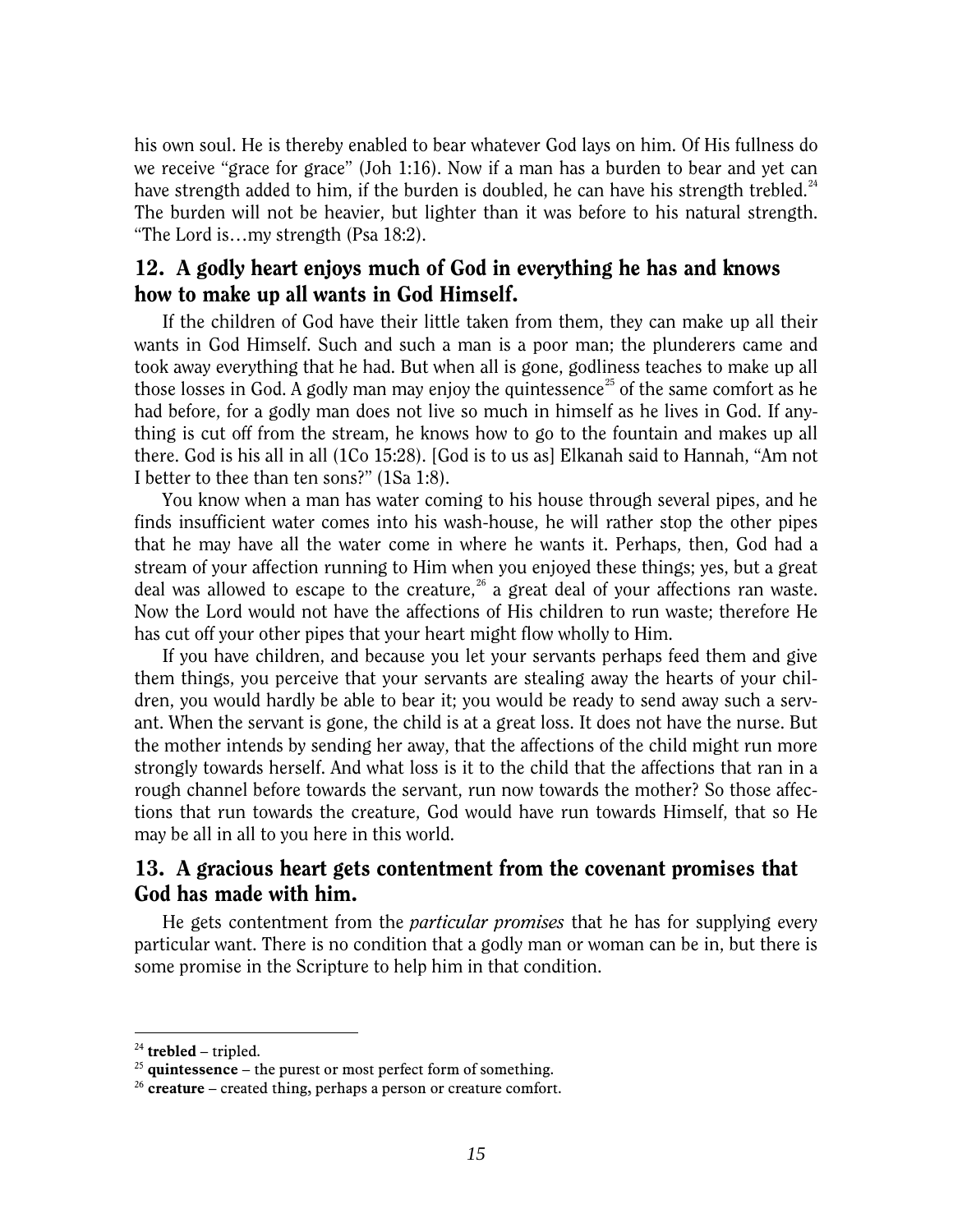his own soul. He is thereby enabled to bear whatever God lays on him. Of His fullness do we receive "grace for grace" (Joh 1:16). Now if a man has a burden to bear and yet can have strength added to him, if the burden is doubled, he can have his strength trebled.[24] The burden will not be heavier, but lighter than it was before to his natural strength. "The Lord is…my strength (Psa 18:2).

## 12. A godly heart enjoys much of God in everything he has and knows how to make up all wants in God Himself.

If the children of God have their little taken from them, they can make up all their wants in God Himself. Such and such a man is a poor man; the plunderers came and took away everything that he had. But when all is gone, godliness teaches to make up all those losses in God. A godly man may enjoy the quintessence[25] of the same comfort as he had before, for a godly man does not live so much in himself as he lives in God. If anything is cut off from the stream, he knows how to go to the fountain and makes up all there. God is his all in all (1Co 15:28). [God is to us as] Elkanah said to Hannah, "Am not I better to thee than ten sons?" (1Sa 1:8).

You know when a man has water coming to his house through several pipes, and he finds insufficient water comes into his wash-house, he will rather stop the other pipes that he may have all the water come in where he wants it. Perhaps, then, God had a stream of your affection running to Him when you enjoyed these things; yes, but a great deal was allowed to escape to the creature,[26] a great deal of your affections ran waste. Now the Lord would not have the affections of His children to run waste; therefore He has cut off your other pipes that your heart might flow wholly to Him.

If you have children, and because you let your servants perhaps feed them and give them things, you perceive that your servants are stealing away the hearts of your children, you would hardly be able to bear it; you would be ready to send away such a servant. When the servant is gone, the child is at a great loss. It does not have the nurse. But the mother intends by sending her away, that the affections of the child might run more strongly towards herself. And what loss is it to the child that the affections that ran in a rough channel before towards the servant, run now towards the mother? So those affections that run towards the creature, God would have run towards Himself, that so He may be all in all to you here in this world.

## 13. A gracious heart gets contentment from the covenant promises that God has made with him.

He gets contentment from the *particular promises* that he has for supplying every particular want. There is no condition that a godly man or woman can be in, but there is some promise in the Scripture to help him in that condition.

---

[24] **trebled** – tripled.

[25] **quintessence** – the purest or most perfect form of something.

[26] **creature** – created thing, perhaps a person or creature comfort.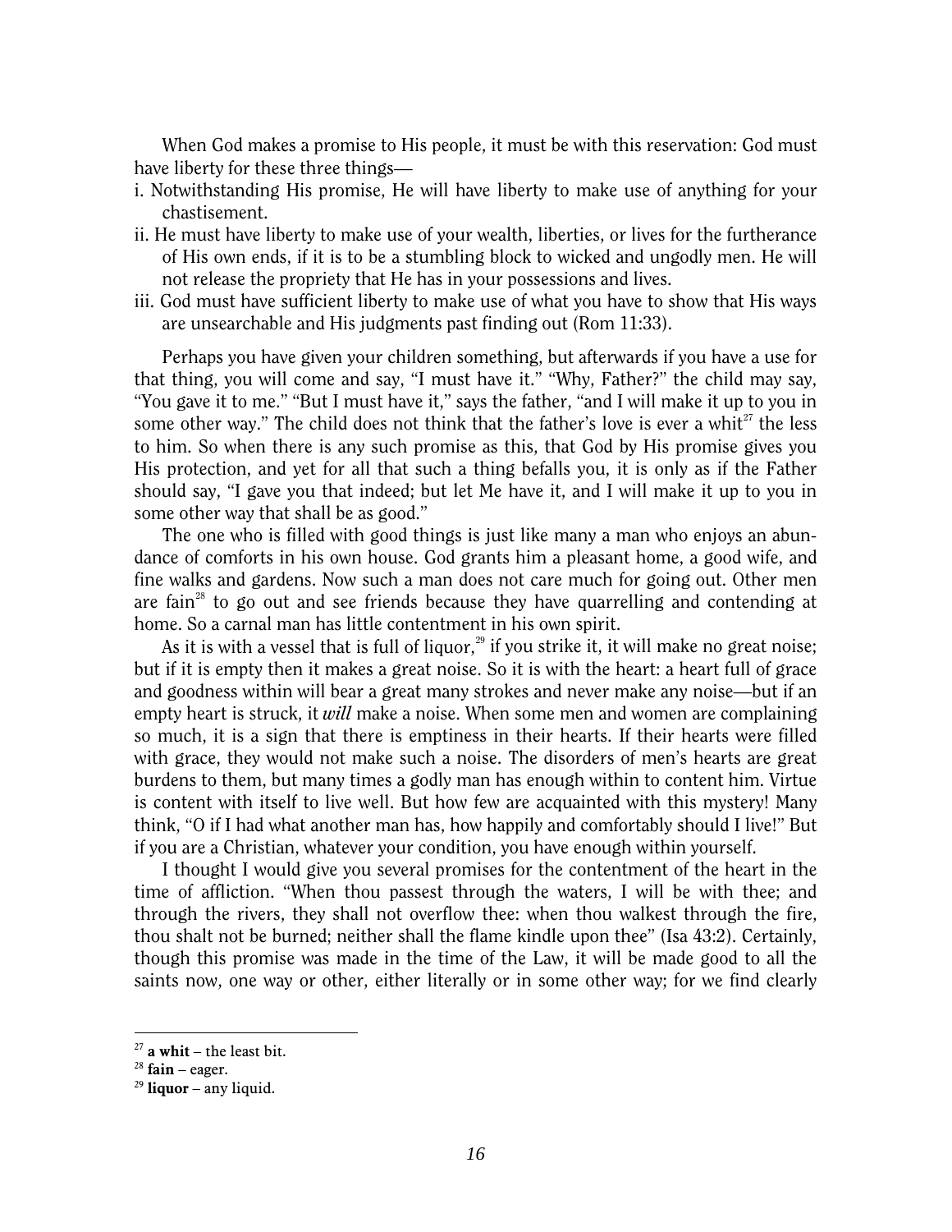When God makes a promise to His people, it must be with this reservation: God must have liberty for these three things—

i. Notwithstanding His promise, He will have liberty to make use of anything for your chastisement.
ii. He must have liberty to make use of your wealth, liberties, or lives for the furtherance of His own ends, if it is to be a stumbling block to wicked and ungodly men. He will not release the propriety that He has in your possessions and lives.
iii. God must have sufficient liberty to make use of what you have to show that His ways are unsearchable and His judgments past finding out (Rom 11:33).

Perhaps you have given your children something, but afterwards if you have a use for that thing, you will come and say, "I must have it." "Why, Father?" the child may say, "You gave it to me." "But I must have it," says the father, "and I will make it up to you in some other way." The child does not think that the father's love is ever a whit[27] the less to him. So when there is any such promise as this, that God by His promise gives you His protection, and yet for all that such a thing befalls you, it is only as if the Father should say, "I gave you that indeed; but let Me have it, and I will make it up to you in some other way that shall be as good."

The one who is filled with good things is just like many a man who enjoys an abundance of comforts in his own house. God grants him a pleasant home, a good wife, and fine walks and gardens. Now such a man does not care much for going out. Other men are fain[28] to go out and see friends because they have quarrelling and contending at home. So a carnal man has little contentment in his own spirit.

As it is with a vessel that is full of liquor,[29] if you strike it, it will make no great noise; but if it is empty then it makes a great noise. So it is with the heart: a heart full of grace and goodness within will bear a great many strokes and never make any noise—but if an empty heart is struck, it *will* make a noise. When some men and women are complaining so much, it is a sign that there is emptiness in their hearts. If their hearts were filled with grace, they would not make such a noise. The disorders of men's hearts are great burdens to them, but many times a godly man has enough within to content him. Virtue is content with itself to live well. But how few are acquainted with this mystery! Many think, "O if I had what another man has, how happily and comfortably should I live!" But if you are a Christian, whatever your condition, you have enough within yourself.

I thought I would give you several promises for the contentment of the heart in the time of affliction. "When thou passest through the waters, I will be with thee; and through the rivers, they shall not overflow thee: when thou walkest through the fire, thou shalt not be burned; neither shall the flame kindle upon thee" (Isa 43:2). Certainly, though this promise was made in the time of the Law, it will be made good to all the saints now, one way or other, either literally or in some other way; for we find clearly

---

[27] **a whit** – the least bit.
[28] **fain** – eager.
[29] **liquor** – any liquid.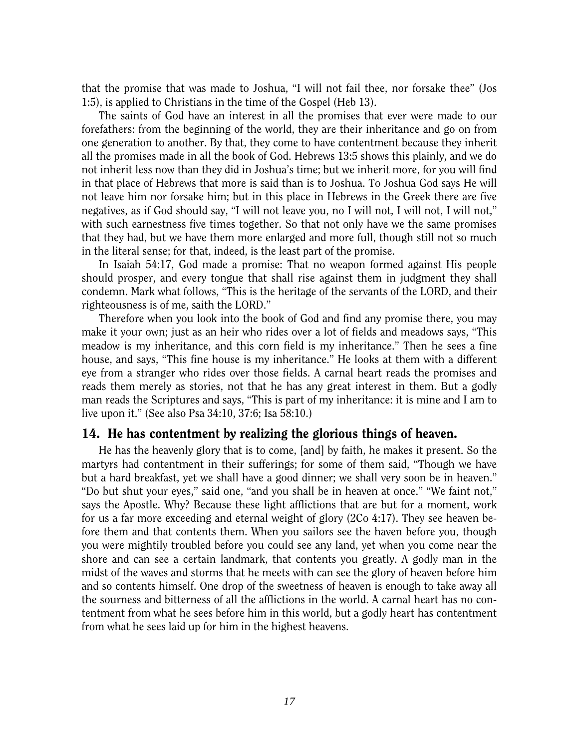that the promise that was made to Joshua, "I will not fail thee, nor forsake thee" (Jos 1:5), is applied to Christians in the time of the Gospel (Heb 13).

The saints of God have an interest in all the promises that ever were made to our forefathers: from the beginning of the world, they are their inheritance and go on from one generation to another. By that, they come to have contentment because they inherit all the promises made in all the book of God. Hebrews 13:5 shows this plainly, and we do not inherit less now than they did in Joshua's time; but we inherit more, for you will find in that place of Hebrews that more is said than is to Joshua. To Joshua God says He will not leave him nor forsake him; but in this place in Hebrews in the Greek there are five negatives, as if God should say, "I will not leave you, no I will not, I will not, I will not," with such earnestness five times together. So that not only have we the same promises that they had, but we have them more enlarged and more full, though still not so much in the literal sense; for that, indeed, is the least part of the promise.

In Isaiah 54:17, God made a promise: That no weapon formed against His people should prosper, and every tongue that shall rise against them in judgment they shall condemn. Mark what follows, "This is the heritage of the servants of the LORD, and their righteousness is of me, saith the LORD."

Therefore when you look into the book of God and find any promise there, you may make it your own; just as an heir who rides over a lot of fields and meadows says, "This meadow is my inheritance, and this corn field is my inheritance." Then he sees a fine house, and says, "This fine house is my inheritance." He looks at them with a different eye from a stranger who rides over those fields. A carnal heart reads the promises and reads them merely as stories, not that he has any great interest in them. But a godly man reads the Scriptures and says, "This is part of my inheritance: it is mine and I am to live upon it." (See also Psa 34:10, 37:6; Isa 58:10.)

## 14. He has contentment by realizing the glorious things of heaven.

He has the heavenly glory that is to come, [and] by faith, he makes it present. So the martyrs had contentment in their sufferings; for some of them said, "Though we have but a hard breakfast, yet we shall have a good dinner; we shall very soon be in heaven." "Do but shut your eyes," said one, "and you shall be in heaven at once." "We faint not," says the Apostle. Why? Because these light afflictions that are but for a moment, work for us a far more exceeding and eternal weight of glory (2Co 4:17). They see heaven before them and that contents them. When you sailors see the haven before you, though you were mightily troubled before you could see any land, yet when you come near the shore and can see a certain landmark, that contents you greatly. A godly man in the midst of the waves and storms that he meets with can see the glory of heaven before him and so contents himself. One drop of the sweetness of heaven is enough to take away all the sourness and bitterness of all the afflictions in the world. A carnal heart has no contentment from what he sees before him in this world, but a godly heart has contentment from what he sees laid up for him in the highest heavens.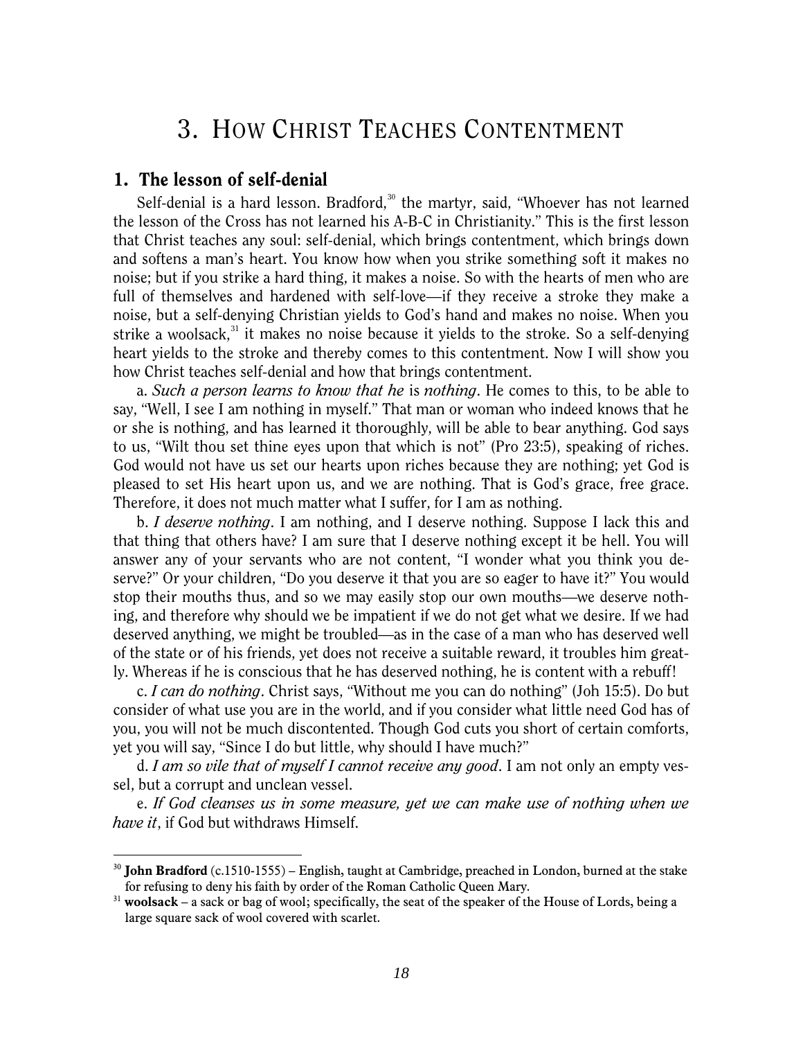# 3. How Christ Teaches Contentment

## 1. The lesson of self-denial

Self-denial is a hard lesson. Bradford,[30] the martyr, said, "Whoever has not learned the lesson of the Cross has not learned his A-B-C in Christianity." This is the first lesson that Christ teaches any soul: self-denial, which brings contentment, which brings down and softens a man's heart. You know how when you strike something soft it makes no noise; but if you strike a hard thing, it makes a noise. So with the hearts of men who are full of themselves and hardened with self-love—if they receive a stroke they make a noise, but a self-denying Christian yields to God's hand and makes no noise. When you strike a woolsack,[31] it makes no noise because it yields to the stroke. So a self-denying heart yields to the stroke and thereby comes to this contentment. Now I will show you how Christ teaches self-denial and how that brings contentment.

a. *Such a person learns to know that he* is *nothing*. He comes to this, to be able to say, "Well, I see I am nothing in myself." That man or woman who indeed knows that he or she is nothing, and has learned it thoroughly, will be able to bear anything. God says to us, "Wilt thou set thine eyes upon that which is not" (Pro 23:5), speaking of riches. God would not have us set our hearts upon riches because they are nothing; yet God is pleased to set His heart upon us, and we are nothing. That is God's grace, free grace. Therefore, it does not much matter what I suffer, for I am as nothing.

b. *I deserve nothing*. I am nothing, and I deserve nothing. Suppose I lack this and that thing that others have? I am sure that I deserve nothing except it be hell. You will answer any of your servants who are not content, "I wonder what you think you deserve?" Or your children, "Do you deserve it that you are so eager to have it?" You would stop their mouths thus, and so we may easily stop our own mouths—we deserve nothing, and therefore why should we be impatient if we do not get what we desire. If we had deserved anything, we might be troubled—as in the case of a man who has deserved well of the state or of his friends, yet does not receive a suitable reward, it troubles him greatly. Whereas if he is conscious that he has deserved nothing, he is content with a rebuff!

c. *I can do nothing*. Christ says, "Without me you can do nothing" (Joh 15:5). Do but consider of what use you are in the world, and if you consider what little need God has of you, you will not be much discontented. Though God cuts you short of certain comforts, yet you will say, "Since I do but little, why should I have much?"

d. *I am so vile that of myself I cannot receive any good*. I am not only an empty vessel, but a corrupt and unclean vessel.

e. *If God cleanses us in some measure, yet we can make use of nothing when we have it*, if God but withdraws Himself.

---

[30] **John Bradford** (c.1510-1555) – English, taught at Cambridge, preached in London, burned at the stake for refusing to deny his faith by order of the Roman Catholic Queen Mary.

[31] **woolsack** – a sack or bag of wool; specifically, the seat of the speaker of the House of Lords, being a large square sack of wool covered with scarlet.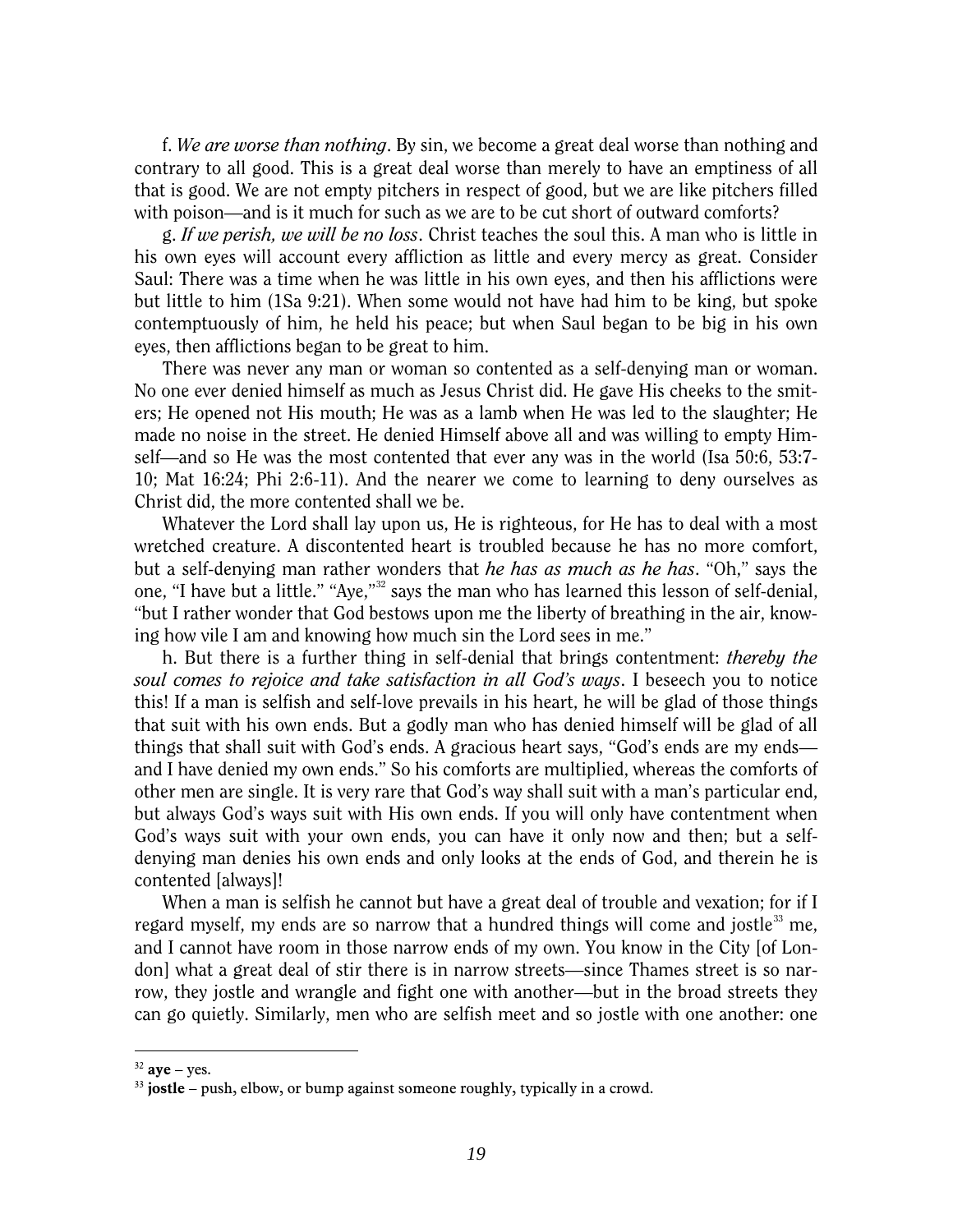f. *We are worse than nothing*. By sin, we become a great deal worse than nothing and contrary to all good. This is a great deal worse than merely to have an emptiness of all that is good. We are not empty pitchers in respect of good, but we are like pitchers filled with poison—and is it much for such as we are to be cut short of outward comforts?

g. *If we perish, we will be no loss*. Christ teaches the soul this. A man who is little in his own eyes will account every affliction as little and every mercy as great. Consider Saul: There was a time when he was little in his own eyes, and then his afflictions were but little to him (1Sa 9:21). When some would not have had him to be king, but spoke contemptuously of him, he held his peace; but when Saul began to be big in his own eyes, then afflictions began to be great to him.

There was never any man or woman so contented as a self-denying man or woman. No one ever denied himself as much as Jesus Christ did. He gave His cheeks to the smiters; He opened not His mouth; He was as a lamb when He was led to the slaughter; He made no noise in the street. He denied Himself above all and was willing to empty Himself—and so He was the most contented that ever any was in the world (Isa 50:6, 53:7-10; Mat 16:24; Phi 2:6-11). And the nearer we come to learning to deny ourselves as Christ did, the more contented shall we be.

Whatever the Lord shall lay upon us, He is righteous, for He has to deal with a most wretched creature. A discontented heart is troubled because he has no more comfort, but a self-denying man rather wonders that ***he has as much as he has***. "Oh," says the one, "I have but a little." "Aye,"[32] says the man who has learned this lesson of self-denial, "but I rather wonder that God bestows upon me the liberty of breathing in the air, knowing how vile I am and knowing how much sin the Lord sees in me."

h. But there is a further thing in self-denial that brings contentment: *thereby the soul comes to rejoice and take satisfaction in all God's ways*. I beseech you to notice this! If a man is selfish and self-love prevails in his heart, he will be glad of those things that suit with his own ends. But a godly man who has denied himself will be glad of all things that shall suit with God's ends. A gracious heart says, "God's ends are my ends—and I have denied my own ends." So his comforts are multiplied, whereas the comforts of other men are single. It is very rare that God's way shall suit with a man's particular end, but always God's ways suit with His own ends. If you will only have contentment when God's ways suit with your own ends, you can have it only now and then; but a self-denying man denies his own ends and only looks at the ends of God, and therein he is contented [always]!

When a man is selfish he cannot but have a great deal of trouble and vexation; for if I regard myself, my ends are so narrow that a hundred things will come and jostle[33] me, and I cannot have room in those narrow ends of my own. You know in the City [of London] what a great deal of stir there is in narrow streets—since Thames street is so narrow, they jostle and wrangle and fight one with another—but in the broad streets they can go quietly. Similarly, men who are selfish meet and so jostle with one another: one

[32] **aye** – yes.

[33] **jostle** – push, elbow, or bump against someone roughly, typically in a crowd.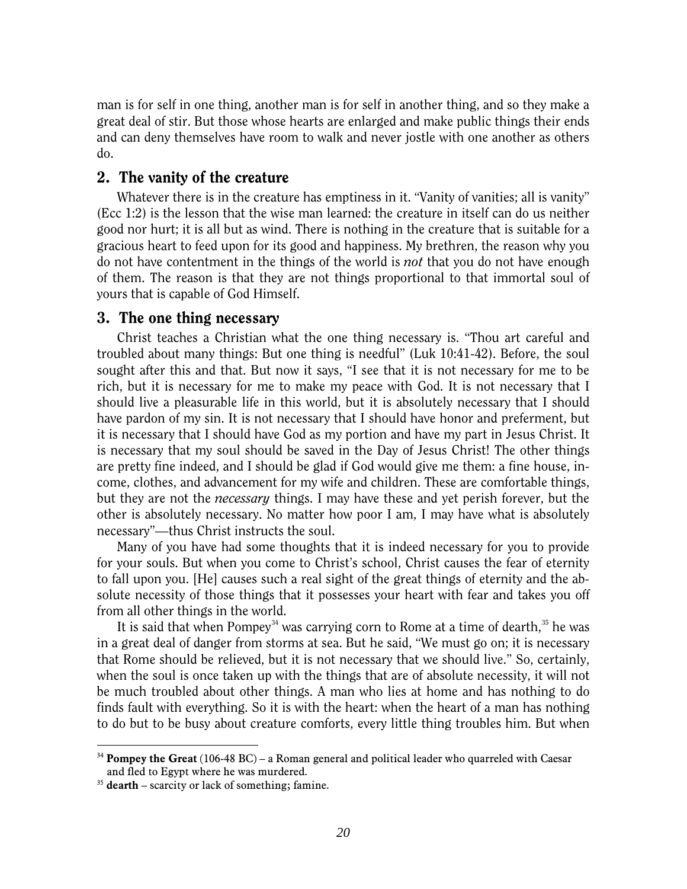man is for self in one thing, another man is for self in another thing, and so they make a great deal of stir. But those whose hearts are enlarged and make public things their ends and can deny themselves have room to walk and never jostle with one another as others do.

## 2. The vanity of the creature

Whatever there is in the creature has emptiness in it. "Vanity of vanities; all is vanity" (Ecc 1:2) is the lesson that the wise man learned: the creature in itself can do us neither good nor hurt; it is all but as wind. There is nothing in the creature that is suitable for a gracious heart to feed upon for its good and happiness. My brethren, the reason why you do not have contentment in the things of the world is *not* that you do not have enough of them. The reason is that they are not things proportional to that immortal soul of yours that is capable of God Himself.

## 3. The one thing necessary

Christ teaches a Christian what the one thing necessary is. "Thou art careful and troubled about many things: But one thing is needful" (Luk 10:41-42). Before, the soul sought after this and that. But now it says, "I see that it is not necessary for me to be rich, but it is necessary for me to make my peace with God. It is not necessary that I should live a pleasurable life in this world, but it is absolutely necessary that I should have pardon of my sin. It is not necessary that I should have honor and preferment, but it is necessary that I should have God as my portion and have my part in Jesus Christ. It is necessary that my soul should be saved in the Day of Jesus Christ! The other things are pretty fine indeed, and I should be glad if God would give me them: a fine house, income, clothes, and advancement for my wife and children. These are comfortable things, but they are not the *necessary* things. I may have these and yet perish forever, but the other is absolutely necessary. No matter how poor I am, I may have what is absolutely necessary"—thus Christ instructs the soul.

Many of you have had some thoughts that it is indeed necessary for you to provide for your souls. But when you come to Christ's school, Christ causes the fear of eternity to fall upon you. [He] causes such a real sight of the great things of eternity and the absolute necessity of those things that it possesses your heart with fear and takes you off from all other things in the world.

It is said that when Pompey[34] was carrying corn to Rome at a time of dearth,[35] he was in a great deal of danger from storms at sea. But he said, "We must go on; it is necessary that Rome should be relieved, but it is not necessary that we should live." So, certainly, when the soul is once taken up with the things that are of absolute necessity, it will not be much troubled about other things. A man who lies at home and has nothing to do finds fault with everything. So it is with the heart: when the heart of a man has nothing to do but to be busy about creature comforts, every little thing troubles him. But when

---

[34] **Pompey the Great** (106-48 BC) – a Roman general and political leader who quarreled with Caesar and fled to Egypt where he was murdered.

[35] **dearth** – scarcity or lack of something; famine.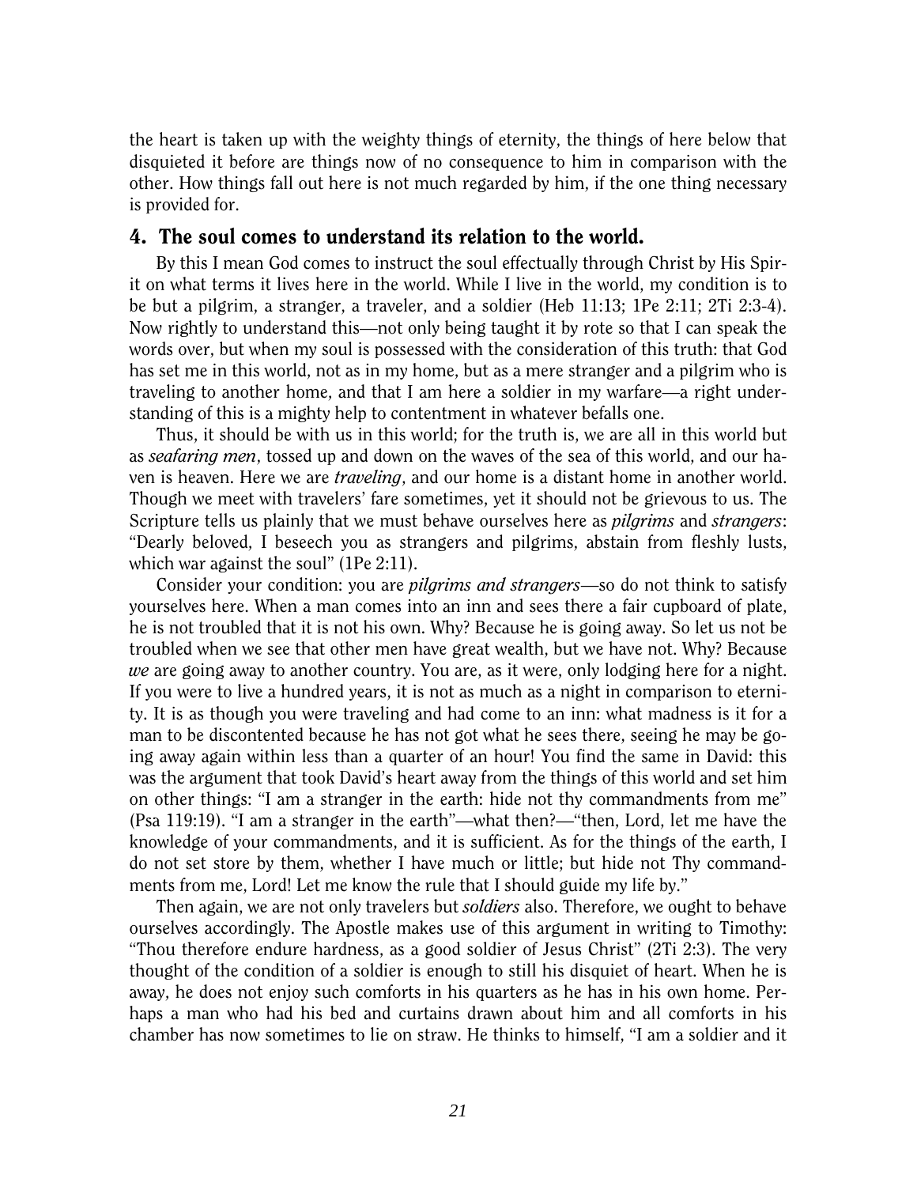the heart is taken up with the weighty things of eternity, the things of here below that disquieted it before are things now of no consequence to him in comparison with the other. How things fall out here is not much regarded by him, if the one thing necessary is provided for.

## 4. The soul comes to understand its relation to the world.

By this I mean God comes to instruct the soul effectually through Christ by His Spirit on what terms it lives here in the world. While I live in the world, my condition is to be but a pilgrim, a stranger, a traveler, and a soldier (Heb 11:13; 1Pe 2:11; 2Ti 2:3-4). Now rightly to understand this—not only being taught it by rote so that I can speak the words over, but when my soul is possessed with the consideration of this truth: that God has set me in this world, not as in my home, but as a mere stranger and a pilgrim who is traveling to another home, and that I am here a soldier in my warfare—a right understanding of this is a mighty help to contentment in whatever befalls one.

Thus, it should be with us in this world; for the truth is, we are all in this world but as *seafaring men*, tossed up and down on the waves of the sea of this world, and our haven is heaven. Here we are *traveling*, and our home is a distant home in another world. Though we meet with travelers' fare sometimes, yet it should not be grievous to us. The Scripture tells us plainly that we must behave ourselves here as *pilgrims* and *strangers*: "Dearly beloved, I beseech you as strangers and pilgrims, abstain from fleshly lusts, which war against the soul" (1Pe 2:11).

Consider your condition: you are *pilgrims and strangers*—so do not think to satisfy yourselves here. When a man comes into an inn and sees there a fair cupboard of plate, he is not troubled that it is not his own. Why? Because he is going away. So let us not be troubled when we see that other men have great wealth, but we have not. Why? Because *we* are going away to another country. You are, as it were, only lodging here for a night. If you were to live a hundred years, it is not as much as a night in comparison to eternity. It is as though you were traveling and had come to an inn: what madness is it for a man to be discontented because he has not got what he sees there, seeing he may be going away again within less than a quarter of an hour! You find the same in David: this was the argument that took David's heart away from the things of this world and set him on other things: "I am a stranger in the earth: hide not thy commandments from me" (Psa 119:19). "I am a stranger in the earth"—what then?—"then, Lord, let me have the knowledge of your commandments, and it is sufficient. As for the things of the earth, I do not set store by them, whether I have much or little; but hide not Thy commandments from me, Lord! Let me know the rule that I should guide my life by."

Then again, we are not only travelers but *soldiers* also. Therefore, we ought to behave ourselves accordingly. The Apostle makes use of this argument in writing to Timothy: "Thou therefore endure hardness, as a good soldier of Jesus Christ" (2Ti 2:3). The very thought of the condition of a soldier is enough to still his disquiet of heart. When he is away, he does not enjoy such comforts in his quarters as he has in his own home. Perhaps a man who had his bed and curtains drawn about him and all comforts in his chamber has now sometimes to lie on straw. He thinks to himself, "I am a soldier and it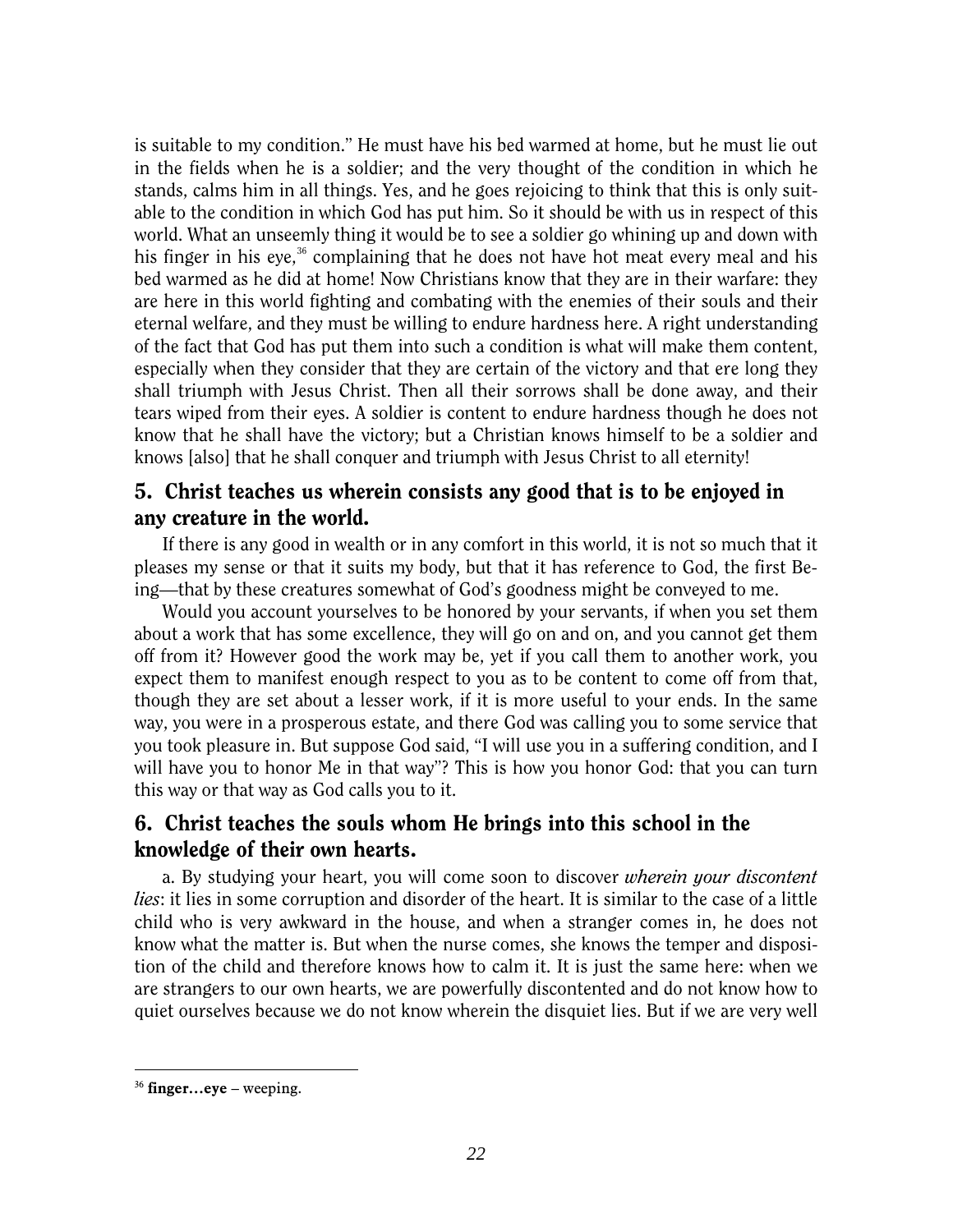is suitable to my condition." He must have his bed warmed at home, but he must lie out in the fields when he is a soldier; and the very thought of the condition in which he stands, calms him in all things. Yes, and he goes rejoicing to think that this is only suitable to the condition in which God has put him. So it should be with us in respect of this world. What an unseemly thing it would be to see a soldier go whining up and down with his finger in his eye,[36] complaining that he does not have hot meat every meal and his bed warmed as he did at home! Now Christians know that they are in their warfare: they are here in this world fighting and combating with the enemies of their souls and their eternal welfare, and they must be willing to endure hardness here. A right understanding of the fact that God has put them into such a condition is what will make them content, especially when they consider that they are certain of the victory and that ere long they shall triumph with Jesus Christ. Then all their sorrows shall be done away, and their tears wiped from their eyes. A soldier is content to endure hardness though he does not know that he shall have the victory; but a Christian knows himself to be a soldier and knows [also] that he shall conquer and triumph with Jesus Christ to all eternity!

## 5. Christ teaches us wherein consists any good that is to be enjoyed in any creature in the world.

If there is any good in wealth or in any comfort in this world, it is not so much that it pleases my sense or that it suits my body, but that it has reference to God, the first Being—that by these creatures somewhat of God's goodness might be conveyed to me.

Would you account yourselves to be honored by your servants, if when you set them about a work that has some excellence, they will go on and on, and you cannot get them off from it? However good the work may be, yet if you call them to another work, you expect them to manifest enough respect to you as to be content to come off from that, though they are set about a lesser work, if it is more useful to your ends. In the same way, you were in a prosperous estate, and there God was calling you to some service that you took pleasure in. But suppose God said, "I will use you in a suffering condition, and I will have you to honor Me in that way"? This is how you honor God: that you can turn this way or that way as God calls you to it.

## 6. Christ teaches the souls whom He brings into this school in the knowledge of their own hearts.

a. By studying your heart, you will come soon to discover *wherein your discontent lies*: it lies in some corruption and disorder of the heart. It is similar to the case of a little child who is very awkward in the house, and when a stranger comes in, he does not know what the matter is. But when the nurse comes, she knows the temper and disposition of the child and therefore knows how to calm it. It is just the same here: when we are strangers to our own hearts, we are powerfully discontented and do not know how to quiet ourselves because we do not know wherein the disquiet lies. But if we are very well

---

[36] **finger…eye** – weeping.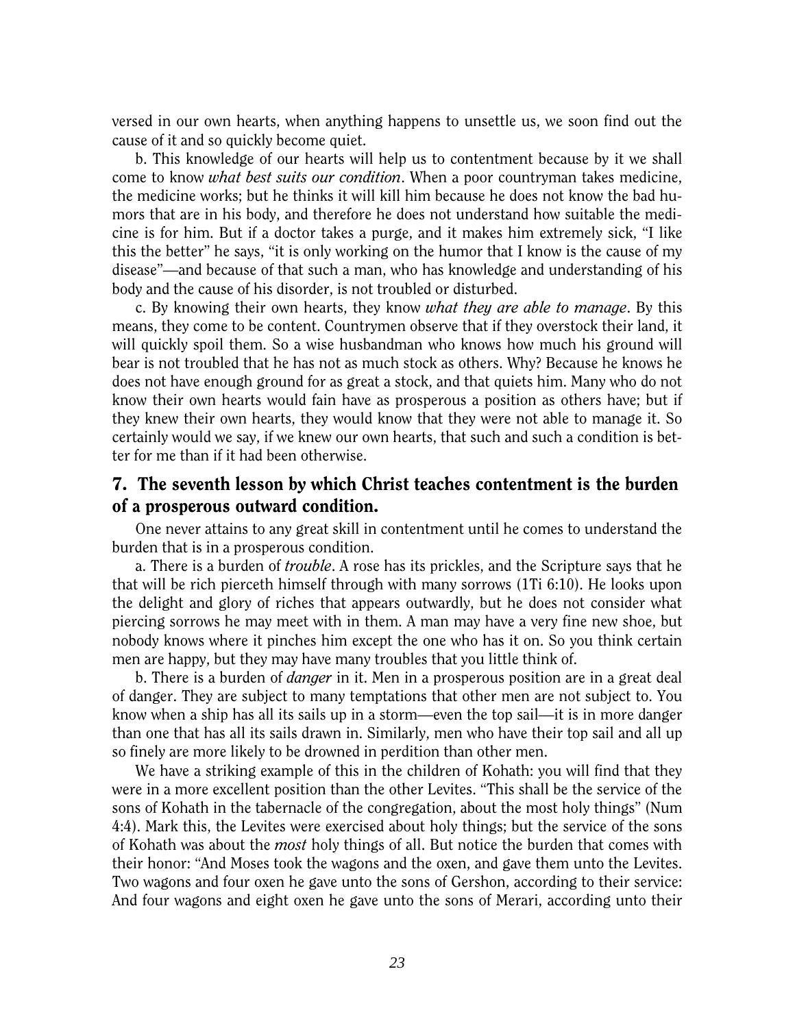versed in our own hearts, when anything happens to unsettle us, we soon find out the cause of it and so quickly become quiet.

b. This knowledge of our hearts will help us to contentment because by it we shall come to know *what best suits our condition*. When a poor countryman takes medicine, the medicine works; but he thinks it will kill him because he does not know the bad humors that are in his body, and therefore he does not understand how suitable the medicine is for him. But if a doctor takes a purge, and it makes him extremely sick, "I like this the better" he says, "it is only working on the humor that I know is the cause of my disease"—and because of that such a man, who has knowledge and understanding of his body and the cause of his disorder, is not troubled or disturbed.

c. By knowing their own hearts, they know *what they are able to manage*. By this means, they come to be content. Countrymen observe that if they overstock their land, it will quickly spoil them. So a wise husbandman who knows how much his ground will bear is not troubled that he has not as much stock as others. Why? Because he knows he does not have enough ground for as great a stock, and that quiets him. Many who do not know their own hearts would fain have as prosperous a position as others have; but if they knew their own hearts, they would know that they were not able to manage it. So certainly would we say, if we knew our own hearts, that such and such a condition is better for me than if it had been otherwise.

## 7. The seventh lesson by which Christ teaches contentment is the burden of a prosperous outward condition.

One never attains to any great skill in contentment until he comes to understand the burden that is in a prosperous condition.

a. There is a burden of *trouble*. A rose has its prickles, and the Scripture says that he that will be rich pierceth himself through with many sorrows (1Ti 6:10). He looks upon the delight and glory of riches that appears outwardly, but he does not consider what piercing sorrows he may meet with in them. A man may have a very fine new shoe, but nobody knows where it pinches him except the one who has it on. So you think certain men are happy, but they may have many troubles that you little think of.

b. There is a burden of *danger* in it. Men in a prosperous position are in a great deal of danger. They are subject to many temptations that other men are not subject to. You know when a ship has all its sails up in a storm—even the top sail—it is in more danger than one that has all its sails drawn in. Similarly, men who have their top sail and all up so finely are more likely to be drowned in perdition than other men.

We have a striking example of this in the children of Kohath: you will find that they were in a more excellent position than the other Levites. "This shall be the service of the sons of Kohath in the tabernacle of the congregation, about the most holy things" (Num 4:4). Mark this, the Levites were exercised about holy things; but the service of the sons of Kohath was about the *most* holy things of all. But notice the burden that comes with their honor: "And Moses took the wagons and the oxen, and gave them unto the Levites. Two wagons and four oxen he gave unto the sons of Gershon, according to their service: And four wagons and eight oxen he gave unto the sons of Merari, according unto their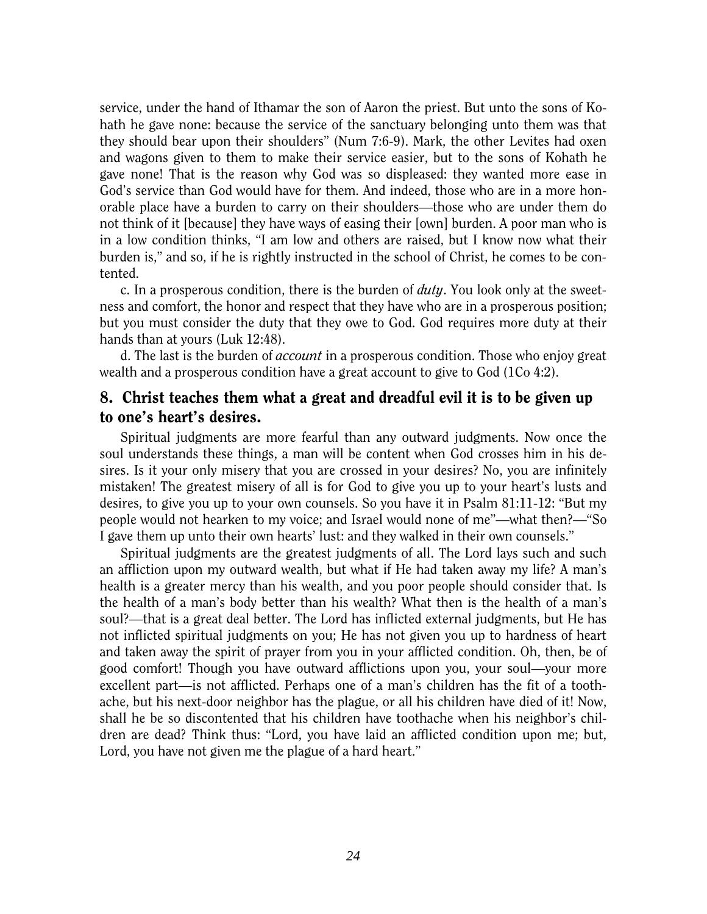service, under the hand of Ithamar the son of Aaron the priest. But unto the sons of Kohath he gave none: because the service of the sanctuary belonging unto them was that they should bear upon their shoulders" (Num 7:6-9). Mark, the other Levites had oxen and wagons given to them to make their service easier, but to the sons of Kohath he gave none! That is the reason why God was so displeased: they wanted more ease in God's service than God would have for them. And indeed, those who are in a more honorable place have a burden to carry on their shoulders—those who are under them do not think of it [because] they have ways of easing their [own] burden. A poor man who is in a low condition thinks, "I am low and others are raised, but I know now what their burden is," and so, if he is rightly instructed in the school of Christ, he comes to be contented.

c. In a prosperous condition, there is the burden of *duty*. You look only at the sweetness and comfort, the honor and respect that they have who are in a prosperous position; but you must consider the duty that they owe to God. God requires more duty at their hands than at yours (Luk 12:48).

d. The last is the burden of *account* in a prosperous condition. Those who enjoy great wealth and a prosperous condition have a great account to give to God (1Co 4:2).

## 8. Christ teaches them what a great and dreadful evil it is to be given up to one's heart's desires.

Spiritual judgments are more fearful than any outward judgments. Now once the soul understands these things, a man will be content when God crosses him in his desires. Is it your only misery that you are crossed in your desires? No, you are infinitely mistaken! The greatest misery of all is for God to give you up to your heart's lusts and desires, to give you up to your own counsels. So you have it in Psalm 81:11-12: "But my people would not hearken to my voice; and Israel would none of me"—what then?—"So I gave them up unto their own hearts' lust: and they walked in their own counsels."

Spiritual judgments are the greatest judgments of all. The Lord lays such and such an affliction upon my outward wealth, but what if He had taken away my life? A man's health is a greater mercy than his wealth, and you poor people should consider that. Is the health of a man's body better than his wealth? What then is the health of a man's soul?—that is a great deal better. The Lord has inflicted external judgments, but He has not inflicted spiritual judgments on you; He has not given you up to hardness of heart and taken away the spirit of prayer from you in your afflicted condition. Oh, then, be of good comfort! Though you have outward afflictions upon you, your soul—your more excellent part—is not afflicted. Perhaps one of a man's children has the fit of a toothache, but his next-door neighbor has the plague, or all his children have died of it! Now, shall he be so discontented that his children have toothache when his neighbor's children are dead? Think thus: "Lord, you have laid an afflicted condition upon me; but, Lord, you have not given me the plague of a hard heart."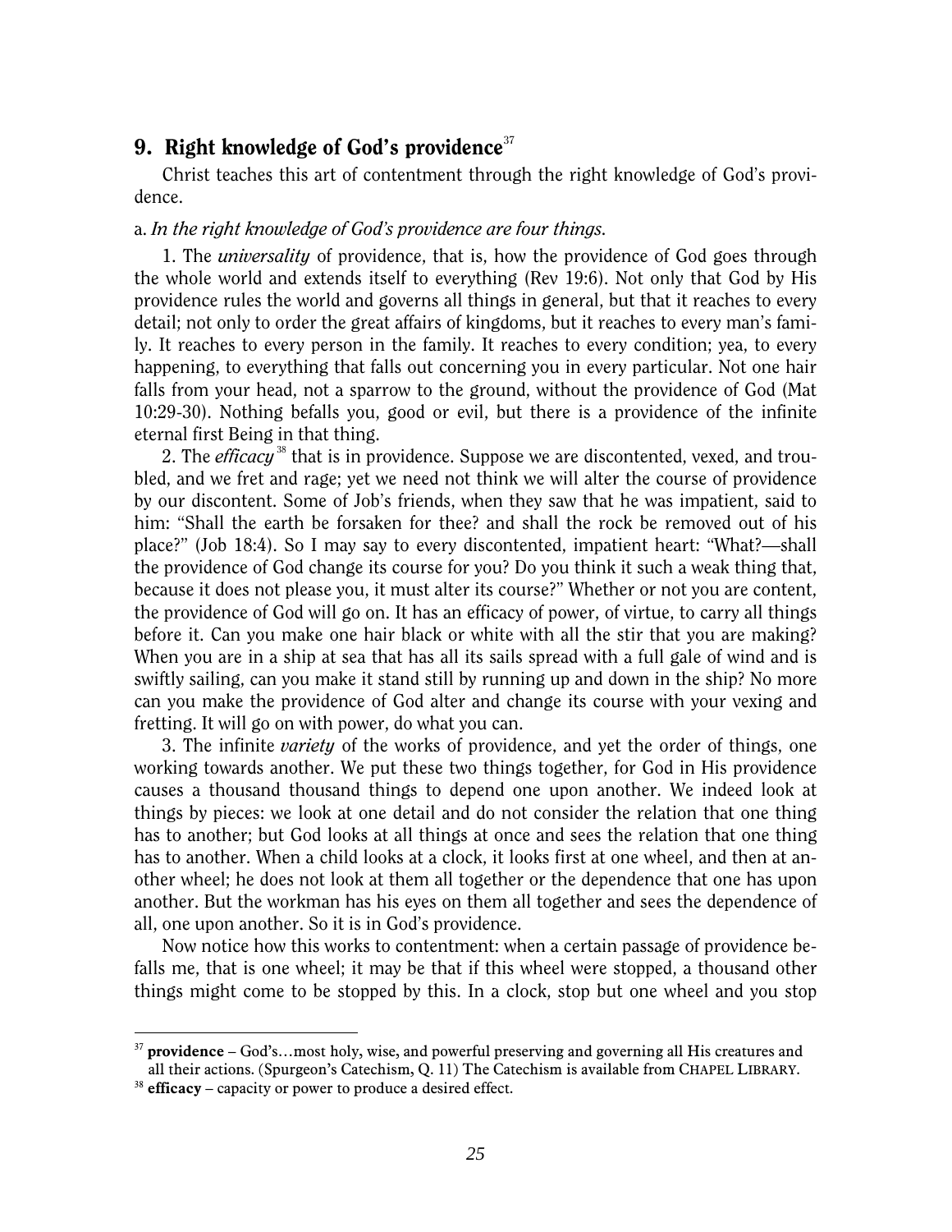## 9. Right knowledge of God's providence[37]

Christ teaches this art of contentment through the right knowledge of God's providence.

a. *In the right knowledge of God's providence are four things.*

1. The *universality* of providence, that is, how the providence of God goes through the whole world and extends itself to everything (Rev 19:6). Not only that God by His providence rules the world and governs all things in general, but that it reaches to every detail; not only to order the great affairs of kingdoms, but it reaches to every man's family. It reaches to every person in the family. It reaches to every condition; yea, to every happening, to everything that falls out concerning you in every particular. Not one hair falls from your head, not a sparrow to the ground, without the providence of God (Mat 10:29-30). Nothing befalls you, good or evil, but there is a providence of the infinite eternal first Being in that thing.

2. The *efficacy*[38] that is in providence. Suppose we are discontented, vexed, and troubled, and we fret and rage; yet we need not think we will alter the course of providence by our discontent. Some of Job's friends, when they saw that he was impatient, said to him: "Shall the earth be forsaken for thee? and shall the rock be removed out of his place?" (Job 18:4). So I may say to every discontented, impatient heart: "What?—shall the providence of God change its course for you? Do you think it such a weak thing that, because it does not please you, it must alter its course?" Whether or not you are content, the providence of God will go on. It has an efficacy of power, of virtue, to carry all things before it. Can you make one hair black or white with all the stir that you are making? When you are in a ship at sea that has all its sails spread with a full gale of wind and is swiftly sailing, can you make it stand still by running up and down in the ship? No more can you make the providence of God alter and change its course with your vexing and fretting. It will go on with power, do what you can.

3. The infinite *variety* of the works of providence, and yet the order of things, one working towards another. We put these two things together, for God in His providence causes a thousand thousand things to depend one upon another. We indeed look at things by pieces: we look at one detail and do not consider the relation that one thing has to another; but God looks at all things at once and sees the relation that one thing has to another. When a child looks at a clock, it looks first at one wheel, and then at another wheel; he does not look at them all together or the dependence that one has upon another. But the workman has his eyes on them all together and sees the dependence of all, one upon another. So it is in God's providence.

Now notice how this works to contentment: when a certain passage of providence befalls me, that is one wheel; it may be that if this wheel were stopped, a thousand other things might come to be stopped by this. In a clock, stop but one wheel and you stop

---

[37] **providence** – God's…most holy, wise, and powerful preserving and governing all His creatures and all their actions. (Spurgeon's Catechism, Q. 11) The Catechism is available from CHAPEL LIBRARY.

[38] **efficacy** – capacity or power to produce a desired effect.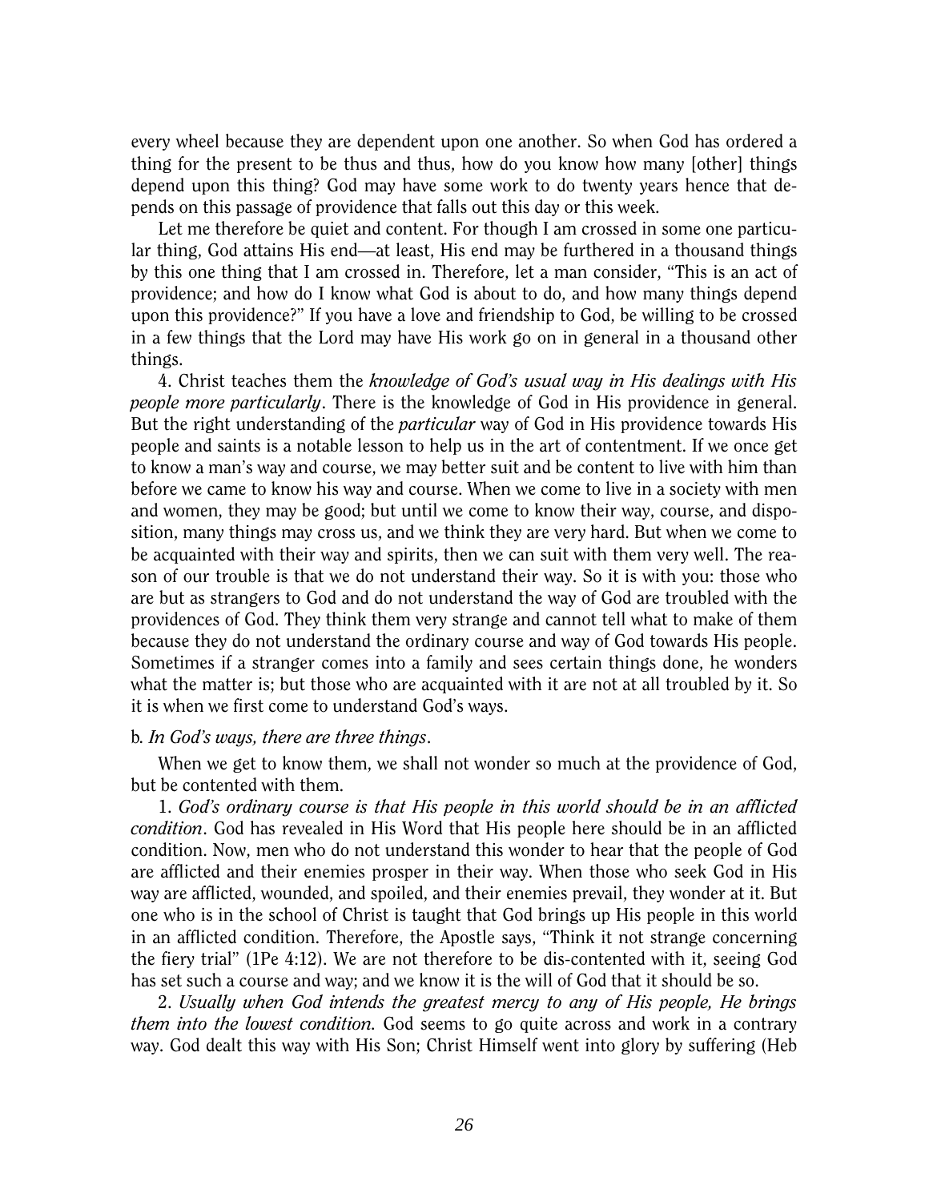every wheel because they are dependent upon one another. So when God has ordered a thing for the present to be thus and thus, how do you know how many [other] things depend upon this thing? God may have some work to do twenty years hence that depends on this passage of providence that falls out this day or this week.

Let me therefore be quiet and content. For though I am crossed in some one particular thing, God attains His end—at least, His end may be furthered in a thousand things by this one thing that I am crossed in. Therefore, let a man consider, "This is an act of providence; and how do I know what God is about to do, and how many things depend upon this providence?" If you have a love and friendship to God, be willing to be crossed in a few things that the Lord may have His work go on in general in a thousand other things.

4. Christ teaches them the *knowledge of God's usual way in His dealings with His people more particularly*. There is the knowledge of God in His providence in general. But the right understanding of the *particular* way of God in His providence towards His people and saints is a notable lesson to help us in the art of contentment. If we once get to know a man's way and course, we may better suit and be content to live with him than before we came to know his way and course. When we come to live in a society with men and women, they may be good; but until we come to know their way, course, and disposition, many things may cross us, and we think they are very hard. But when we come to be acquainted with their way and spirits, then we can suit with them very well. The reason of our trouble is that we do not understand their way. So it is with you: those who are but as strangers to God and do not understand the way of God are troubled with the providences of God. They think them very strange and cannot tell what to make of them because they do not understand the ordinary course and way of God towards His people. Sometimes if a stranger comes into a family and sees certain things done, he wonders what the matter is; but those who are acquainted with it are not at all troubled by it. So it is when we first come to understand God's ways.

b. *In God's ways, there are three things*.

When we get to know them, we shall not wonder so much at the providence of God, but be contented with them.

1. *God's ordinary course is that His people in this world should be in an afflicted condition*. God has revealed in His Word that His people here should be in an afflicted condition. Now, men who do not understand this wonder to hear that the people of God are afflicted and their enemies prosper in their way. When those who seek God in His way are afflicted, wounded, and spoiled, and their enemies prevail, they wonder at it. But one who is in the school of Christ is taught that God brings up His people in this world in an afflicted condition. Therefore, the Apostle says, "Think it not strange concerning the fiery trial" (1Pe 4:12). We are not therefore to be dis-contented with it, seeing God has set such a course and way; and we know it is the will of God that it should be so.

2. *Usually when God intends the greatest mercy to any of His people, He brings them into the lowest condition.* God seems to go quite across and work in a contrary way. God dealt this way with His Son; Christ Himself went into glory by suffering (Heb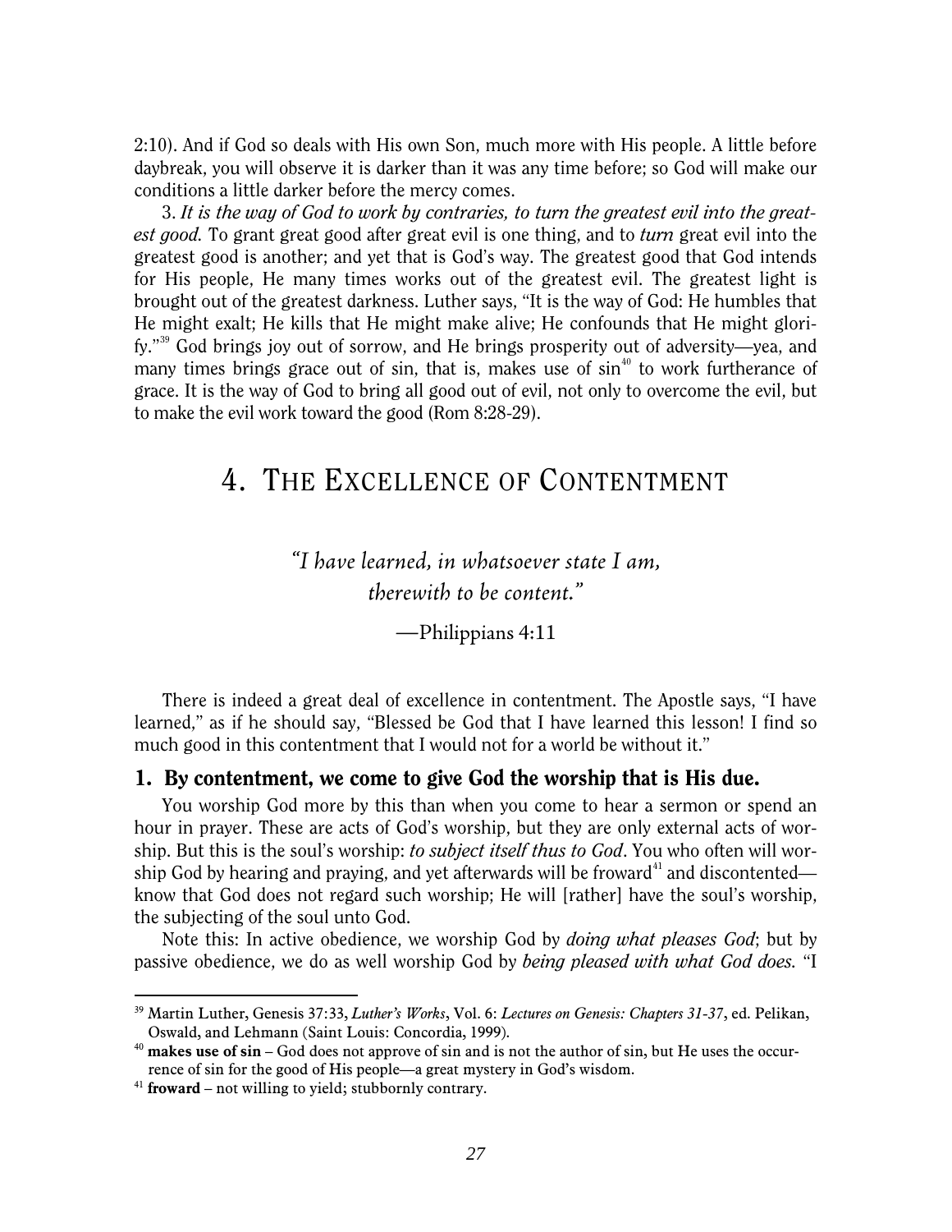2:10). And if God so deals with His own Son, much more with His people. A little before daybreak, you will observe it is darker than it was any time before; so God will make our conditions a little darker before the mercy comes.

3. *It is the way of God to work by contraries, to turn the greatest evil into the greatest good.* To grant great good after great evil is one thing, and to *turn* great evil into the greatest good is another; and yet that is God's way. The greatest good that God intends for His people, He many times works out of the greatest evil. The greatest light is brought out of the greatest darkness. Luther says, "It is the way of God: He humbles that He might exalt; He kills that He might make alive; He confounds that He might glorify."[39] God brings joy out of sorrow, and He brings prosperity out of adversity—yea, and many times brings grace out of sin, that is, makes use of sin[40] to work furtherance of grace. It is the way of God to bring all good out of evil, not only to overcome the evil, but to make the evil work toward the good (Rom 8:28-29).

# 4. The Excellence of Contentment

*"I have learned, in whatsoever state I am,*
*therewith to be content."*

—Philippians 4:11

There is indeed a great deal of excellence in contentment. The Apostle says, "I have learned," as if he should say, "Blessed be God that I have learned this lesson! I find so much good in this contentment that I would not for a world be without it."

## 1. By contentment, we come to give God the worship that is His due.

You worship God more by this than when you come to hear a sermon or spend an hour in prayer. These are acts of God's worship, but they are only external acts of worship. But this is the soul's worship: *to subject itself thus to God*. You who often will worship God by hearing and praying, and yet afterwards will be froward[41] and discontented—know that God does not regard such worship; He will [rather] have the soul's worship, the subjecting of the soul unto God.

Note this: In active obedience, we worship God by *doing what pleases God*; but by passive obedience, we do as well worship God by *being pleased with what God does.* "I

---

[39] Martin Luther, Genesis 37:33, *Luther's Works*, Vol. 6: *Lectures on Genesis: Chapters 31-37*, ed. Pelikan, Oswald, and Lehmann (Saint Louis: Concordia, 1999).

[40] **makes use of sin** – God does not approve of sin and is not the author of sin, but He uses the occurrence of sin for the good of His people—a great mystery in God's wisdom.

[41] **froward** – not willing to yield; stubbornly contrary.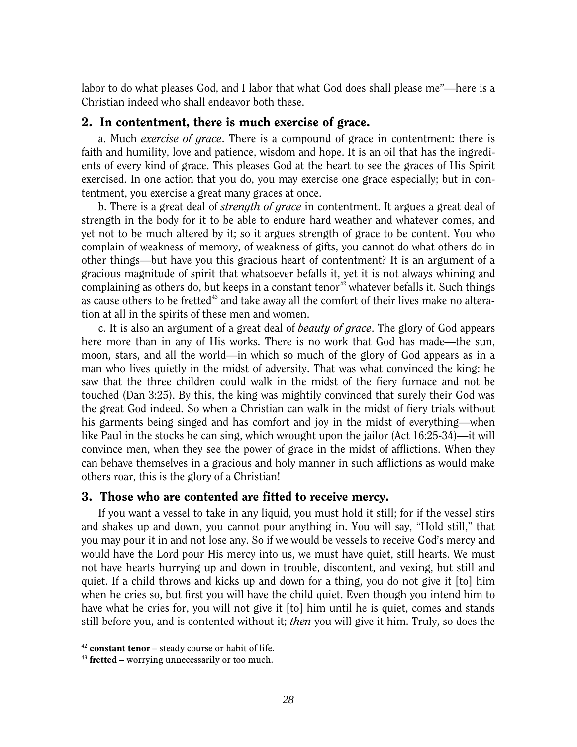labor to do what pleases God, and I labor that what God does shall please me"—here is a Christian indeed who shall endeavor both these.

## 2. In contentment, there is much exercise of grace.

a. Much *exercise of grace*. There is a compound of grace in contentment: there is faith and humility, love and patience, wisdom and hope. It is an oil that has the ingredients of every kind of grace. This pleases God at the heart to see the graces of His Spirit exercised. In one action that you do, you may exercise one grace especially; but in contentment, you exercise a great many graces at once.

b. There is a great deal of *strength of grace* in contentment. It argues a great deal of strength in the body for it to be able to endure hard weather and whatever comes, and yet not to be much altered by it; so it argues strength of grace to be content. You who complain of weakness of memory, of weakness of gifts, you cannot do what others do in other things—but have you this gracious heart of contentment? It is an argument of a gracious magnitude of spirit that whatsoever befalls it, yet it is not always whining and complaining as others do, but keeps in a constant tenor[42] whatever befalls it. Such things as cause others to be fretted[43] and take away all the comfort of their lives make no alteration at all in the spirits of these men and women.

c. It is also an argument of a great deal of *beauty of grace*. The glory of God appears here more than in any of His works. There is no work that God has made—the sun, moon, stars, and all the world—in which so much of the glory of God appears as in a man who lives quietly in the midst of adversity. That was what convinced the king: he saw that the three children could walk in the midst of the fiery furnace and not be touched (Dan 3:25). By this, the king was mightily convinced that surely their God was the great God indeed. So when a Christian can walk in the midst of fiery trials without his garments being singed and has comfort and joy in the midst of everything—when like Paul in the stocks he can sing, which wrought upon the jailor (Act 16:25-34)—it will convince men, when they see the power of grace in the midst of afflictions. When they can behave themselves in a gracious and holy manner in such afflictions as would make others roar, this is the glory of a Christian!

## 3. Those who are contented are fitted to receive mercy.

If you want a vessel to take in any liquid, you must hold it still; for if the vessel stirs and shakes up and down, you cannot pour anything in. You will say, "Hold still," that you may pour it in and not lose any. So if we would be vessels to receive God's mercy and would have the Lord pour His mercy into us, we must have quiet, still hearts. We must not have hearts hurrying up and down in trouble, discontent, and vexing, but still and quiet. If a child throws and kicks up and down for a thing, you do not give it [to] him when he cries so, but first you will have the child quiet. Even though you intend him to have what he cries for, you will not give it [to] him until he is quiet, comes and stands still before you, and is contented without it; *then* you will give it him. Truly, so does the

---

[42] **constant tenor** – steady course or habit of life.

[43] **fretted** – worrying unnecessarily or too much.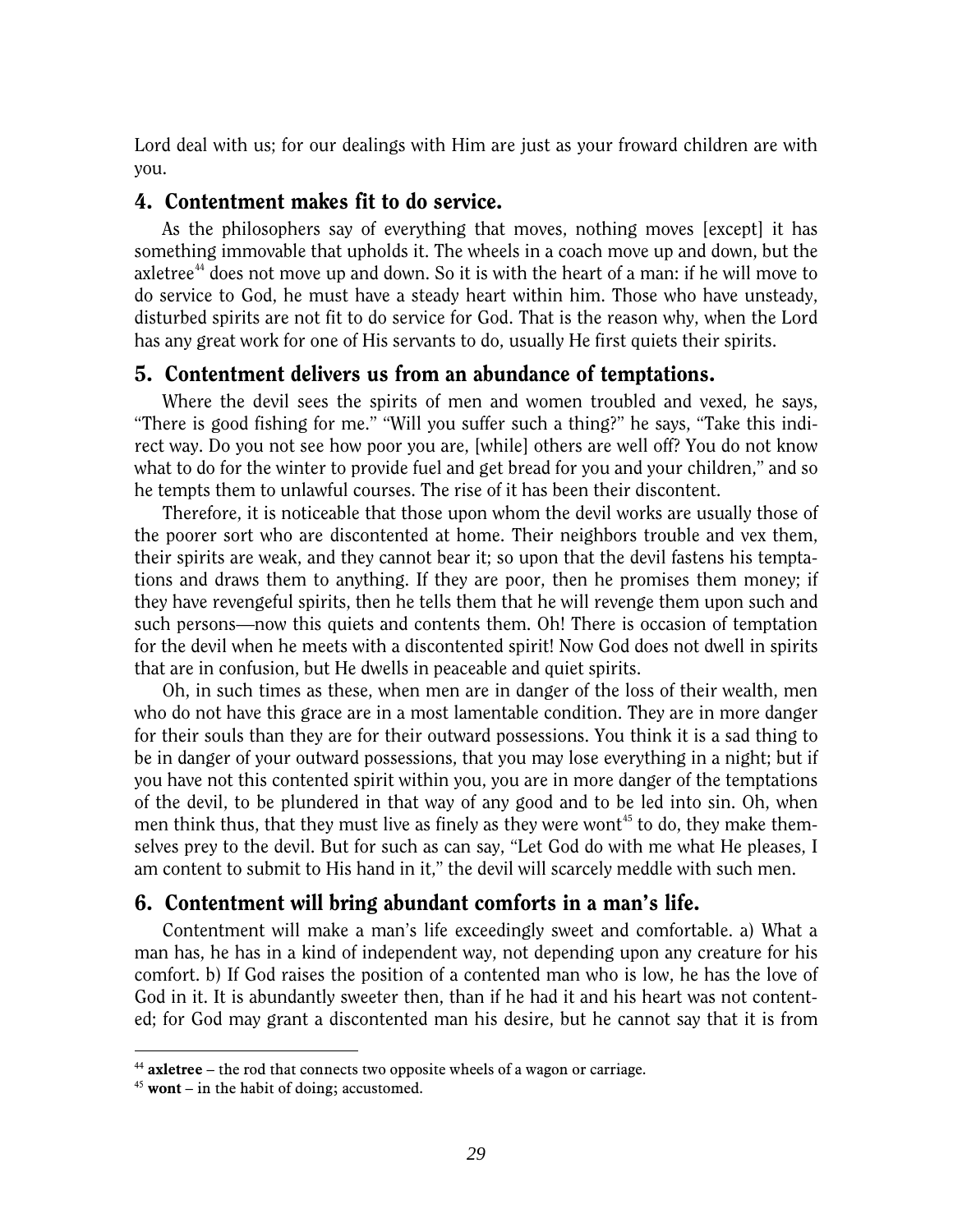Lord deal with us; for our dealings with Him are just as your froward children are with you.

### 4. Contentment makes fit to do service.

As the philosophers say of everything that moves, nothing moves [except] it has something immovable that upholds it. The wheels in a coach move up and down, but the axletree[44] does not move up and down. So it is with the heart of a man: if he will move to do service to God, he must have a steady heart within him. Those who have unsteady, disturbed spirits are not fit to do service for God. That is the reason why, when the Lord has any great work for one of His servants to do, usually He first quiets their spirits.

### 5. Contentment delivers us from an abundance of temptations.

Where the devil sees the spirits of men and women troubled and vexed, he says, "There is good fishing for me." "Will you suffer such a thing?" he says, "Take this indirect way. Do you not see how poor you are, [while] others are well off? You do not know what to do for the winter to provide fuel and get bread for you and your children," and so he tempts them to unlawful courses. The rise of it has been their discontent.

Therefore, it is noticeable that those upon whom the devil works are usually those of the poorer sort who are discontented at home. Their neighbors trouble and vex them, their spirits are weak, and they cannot bear it; so upon that the devil fastens his temptations and draws them to anything. If they are poor, then he promises them money; if they have revengeful spirits, then he tells them that he will revenge them upon such and such persons—now this quiets and contents them. Oh! There is occasion of temptation for the devil when he meets with a discontented spirit! Now God does not dwell in spirits that are in confusion, but He dwells in peaceable and quiet spirits.

Oh, in such times as these, when men are in danger of the loss of their wealth, men who do not have this grace are in a most lamentable condition. They are in more danger for their souls than they are for their outward possessions. You think it is a sad thing to be in danger of your outward possessions, that you may lose everything in a night; but if you have not this contented spirit within you, you are in more danger of the temptations of the devil, to be plundered in that way of any good and to be led into sin. Oh, when men think thus, that they must live as finely as they were wont[45] to do, they make themselves prey to the devil. But for such as can say, "Let God do with me what He pleases, I am content to submit to His hand in it," the devil will scarcely meddle with such men.

### 6. Contentment will bring abundant comforts in a man's life.

Contentment will make a man's life exceedingly sweet and comfortable. a) What a man has, he has in a kind of independent way, not depending upon any creature for his comfort. b) If God raises the position of a contented man who is low, he has the love of God in it. It is abundantly sweeter then, than if he had it and his heart was not contented; for God may grant a discontented man his desire, but he cannot say that it is from

---

[44] **axletree** – the rod that connects two opposite wheels of a wagon or carriage.

[45] **wont** – in the habit of doing; accustomed.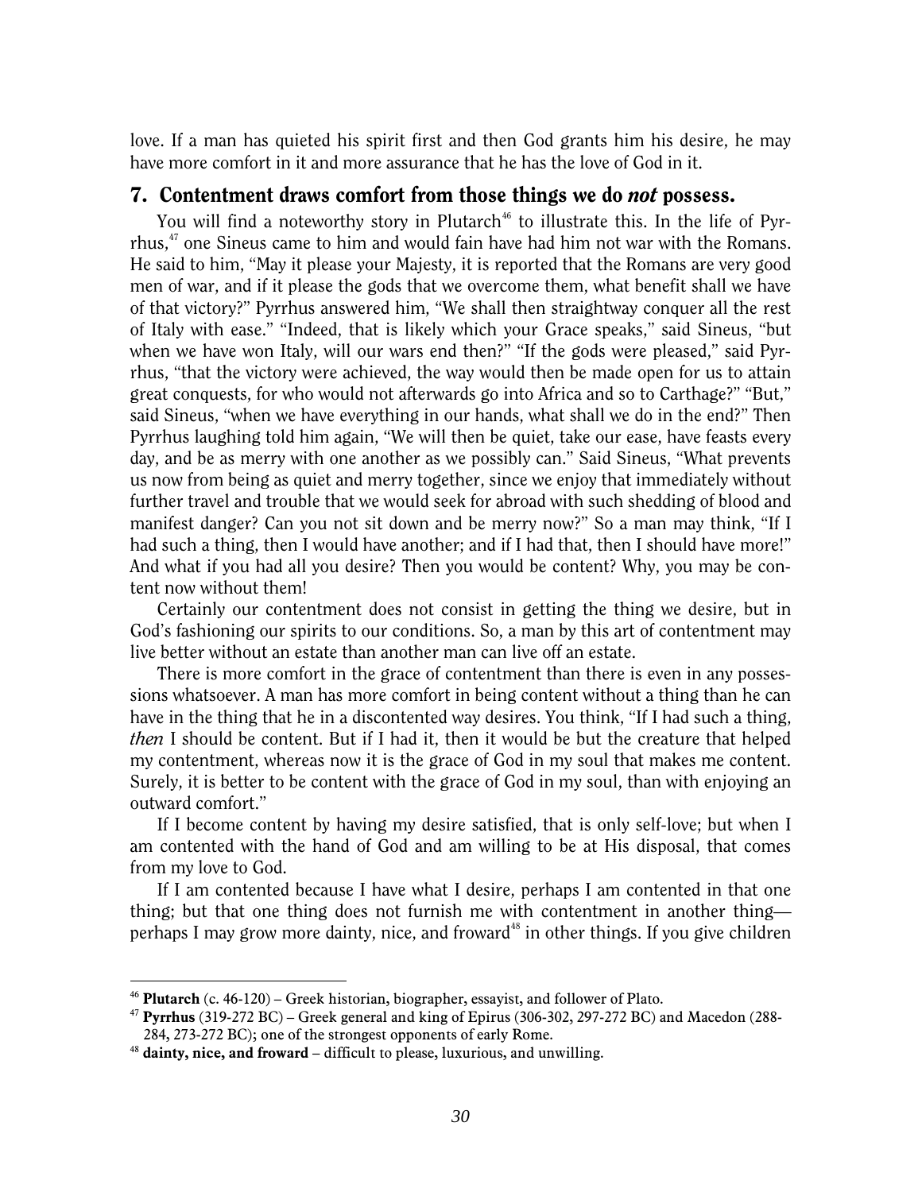love. If a man has quieted his spirit first and then God grants him his desire, he may have more comfort in it and more assurance that he has the love of God in it.

## 7. Contentment draws comfort from those things we do *not* possess.

You will find a noteworthy story in Plutarch[46] to illustrate this. In the life of Pyrrhus,[47] one Sineus came to him and would fain have had him not war with the Romans. He said to him, "May it please your Majesty, it is reported that the Romans are very good men of war, and if it please the gods that we overcome them, what benefit shall we have of that victory?" Pyrrhus answered him, "We shall then straightway conquer all the rest of Italy with ease." "Indeed, that is likely which your Grace speaks," said Sineus, "but when we have won Italy, will our wars end then?" "If the gods were pleased," said Pyrrhus, "that the victory were achieved, the way would then be made open for us to attain great conquests, for who would not afterwards go into Africa and so to Carthage?" "But," said Sineus, "when we have everything in our hands, what shall we do in the end?" Then Pyrrhus laughing told him again, "We will then be quiet, take our ease, have feasts every day, and be as merry with one another as we possibly can." Said Sineus, "What prevents us now from being as quiet and merry together, since we enjoy that immediately without further travel and trouble that we would seek for abroad with such shedding of blood and manifest danger? Can you not sit down and be merry now?" So a man may think, "If I had such a thing, then I would have another; and if I had that, then I should have more!" And what if you had all you desire? Then you would be content? Why, you may be content now without them!

Certainly our contentment does not consist in getting the thing we desire, but in God's fashioning our spirits to our conditions. So, a man by this art of contentment may live better without an estate than another man can live off an estate.

There is more comfort in the grace of contentment than there is even in any possessions whatsoever. A man has more comfort in being content without a thing than he can have in the thing that he in a discontented way desires. You think, "If I had such a thing, *then* I should be content. But if I had it, then it would be but the creature that helped my contentment, whereas now it is the grace of God in my soul that makes me content. Surely, it is better to be content with the grace of God in my soul, than with enjoying an outward comfort."

If I become content by having my desire satisfied, that is only self-love; but when I am contented with the hand of God and am willing to be at His disposal, that comes from my love to God.

If I am contented because I have what I desire, perhaps I am contented in that one thing; but that one thing does not furnish me with contentment in another thing—perhaps I may grow more dainty, nice, and froward[48] in other things. If you give children

---

[46] **Plutarch** (c. 46-120) – Greek historian, biographer, essayist, and follower of Plato.

[47] **Pyrrhus** (319-272 BC) – Greek general and king of Epirus (306-302, 297-272 BC) and Macedon (288-284, 273-272 BC); one of the strongest opponents of early Rome.

[48] **dainty, nice, and froward** – difficult to please, luxurious, and unwilling.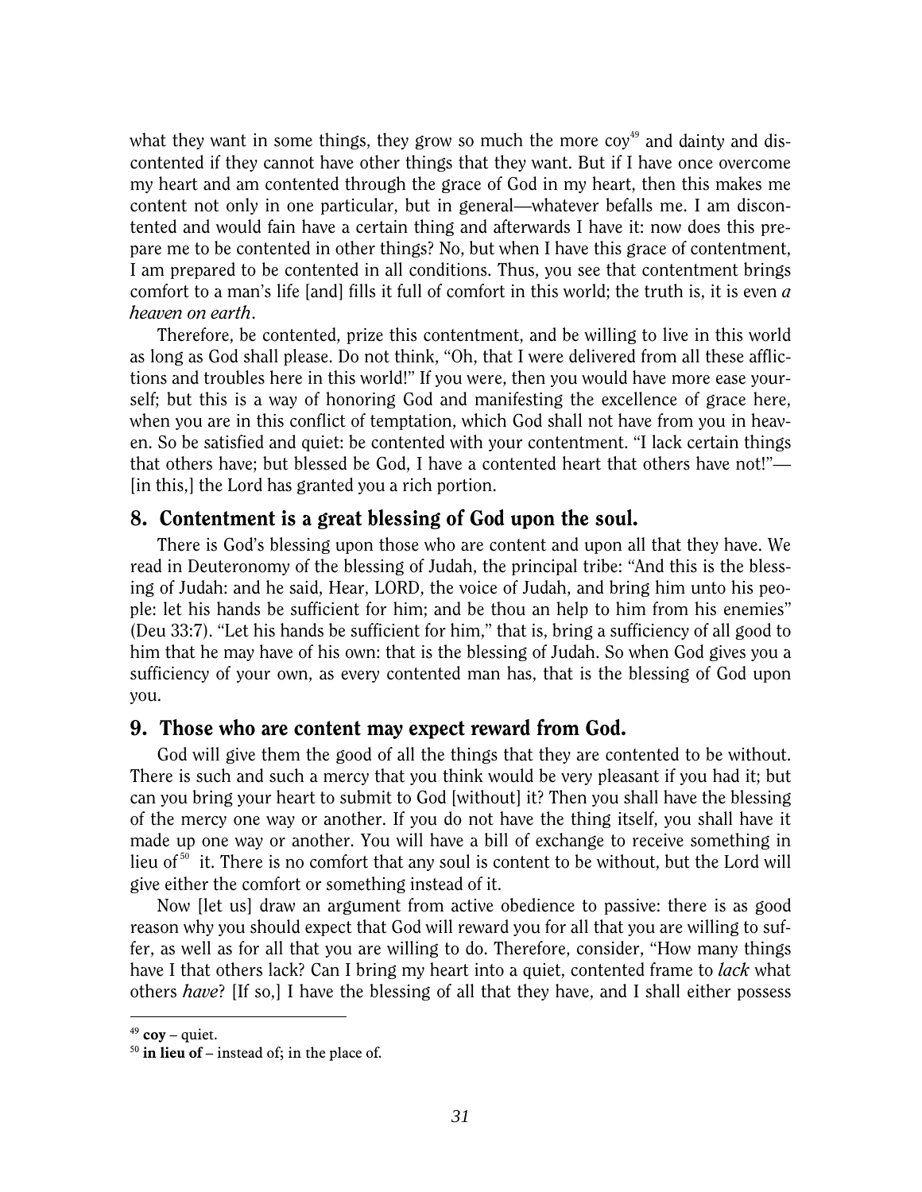what they want in some things, they grow so much the more coy[49] and dainty and discontented if they cannot have other things that they want. But if I have once overcome my heart and am contented through the grace of God in my heart, then this makes me content not only in one particular, but in general—whatever befalls me. I am discontented and would fain have a certain thing and afterwards I have it: now does this prepare me to be contented in other things? No, but when I have this grace of contentment, I am prepared to be contented in all conditions. Thus, you see that contentment brings comfort to a man's life [and] fills it full of comfort in this world; the truth is, it is even *a heaven on earth*.

Therefore, be contented, prize this contentment, and be willing to live in this world as long as God shall please. Do not think, "Oh, that I were delivered from all these afflictions and troubles here in this world!" If you were, then you would have more ease yourself; but this is a way of honoring God and manifesting the excellence of grace here, when you are in this conflict of temptation, which God shall not have from you in heaven. So be satisfied and quiet: be contented with your contentment. "I lack certain things that others have; but blessed be God, I have a contented heart that others have not!"—[in this,] the Lord has granted you a rich portion.

## 8. Contentment is a great blessing of God upon the soul.

There is God's blessing upon those who are content and upon all that they have. We read in Deuteronomy of the blessing of Judah, the principal tribe: "And this is the blessing of Judah: and he said, Hear, LORD, the voice of Judah, and bring him unto his people: let his hands be sufficient for him; and be thou an help to him from his enemies" (Deu 33:7). "Let his hands be sufficient for him," that is, bring a sufficiency of all good to him that he may have of his own: that is the blessing of Judah. So when God gives you a sufficiency of your own, as every contented man has, that is the blessing of God upon you.

## 9. Those who are content may expect reward from God.

God will give them the good of all the things that they are contented to be without. There is such and such a mercy that you think would be very pleasant if you had it; but can you bring your heart to submit to God [without] it? Then you shall have the blessing of the mercy one way or another. If you do not have the thing itself, you shall have it made up one way or another. You will have a bill of exchange to receive something in lieu of[50] it. There is no comfort that any soul is content to be without, but the Lord will give either the comfort or something instead of it.

Now [let us] draw an argument from active obedience to passive: there is as good reason why you should expect that God will reward you for all that you are willing to suffer, as well as for all that you are willing to do. Therefore, consider, "How many things have I that others lack? Can I bring my heart into a quiet, contented frame to *lack* what others *have*? [If so,] I have the blessing of all that they have, and I shall either possess

---

[49] **coy** – quiet.

[50] **in lieu of** – instead of; in the place of.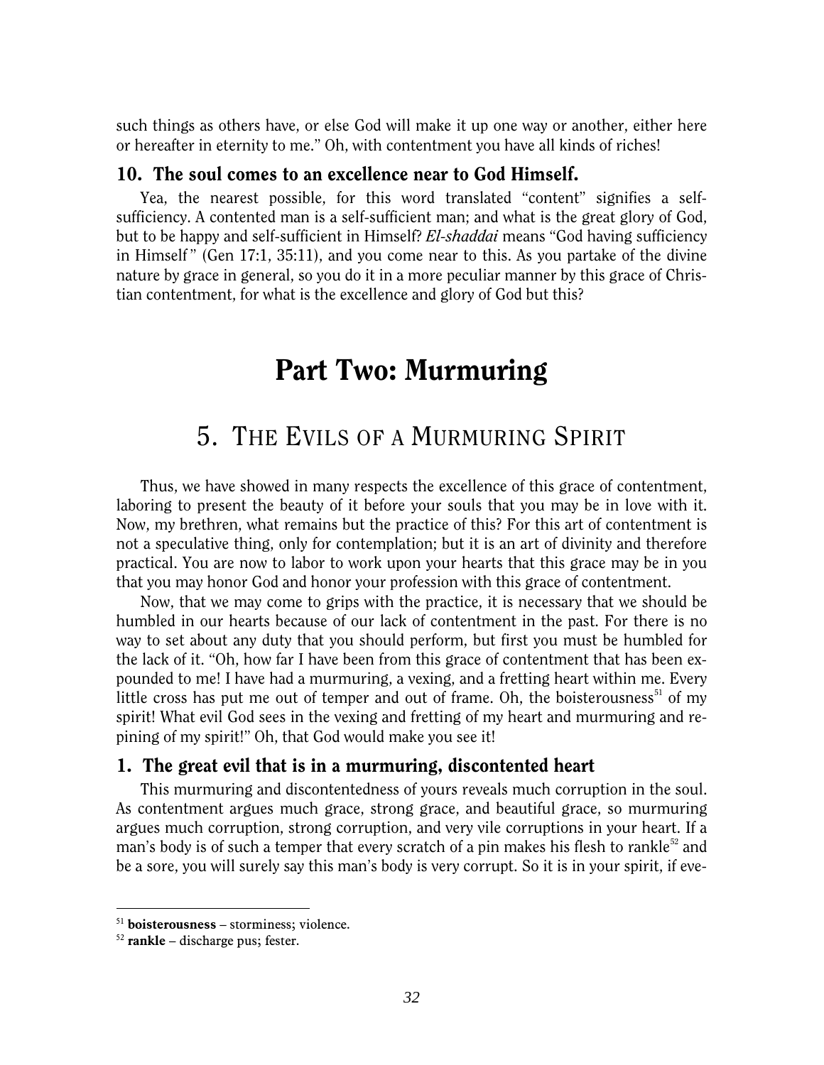such things as others have, or else God will make it up one way or another, either here or hereafter in eternity to me." Oh, with contentment you have all kinds of riches!

### 10. The soul comes to an excellence near to God Himself.

Yea, the nearest possible, for this word translated "content" signifies a self-sufficiency. A contented man is a self-sufficient man; and what is the great glory of God, but to be happy and self-sufficient in Himself? *El-shaddai* means "God having sufficiency in Himself" (Gen 17:1, 35:11), and you come near to this. As you partake of the divine nature by grace in general, so you do it in a more peculiar manner by this grace of Christian contentment, for what is the excellence and glory of God but this?

# Part Two: Murmuring

## 5. The Evils of a Murmuring Spirit

Thus, we have showed in many respects the excellence of this grace of contentment, laboring to present the beauty of it before your souls that you may be in love with it. Now, my brethren, what remains but the practice of this? For this art of contentment is not a speculative thing, only for contemplation; but it is an art of divinity and therefore practical. You are now to labor to work upon your hearts that this grace may be in you that you may honor God and honor your profession with this grace of contentment.

Now, that we may come to grips with the practice, it is necessary that we should be humbled in our hearts because of our lack of contentment in the past. For there is no way to set about any duty that you should perform, but first you must be humbled for the lack of it. "Oh, how far I have been from this grace of contentment that has been expounded to me! I have had a murmuring, a vexing, and a fretting heart within me. Every little cross has put me out of temper and out of frame. Oh, the boisterousness[51] of my spirit! What evil God sees in the vexing and fretting of my heart and murmuring and repining of my spirit!" Oh, that God would make you see it!

### 1. The great evil that is in a murmuring, discontented heart

This murmuring and discontentedness of yours reveals much corruption in the soul. As contentment argues much grace, strong grace, and beautiful grace, so murmuring argues much corruption, strong corruption, and very vile corruptions in your heart. If a man's body is of such a temper that every scratch of a pin makes his flesh to rankle[52] and be a sore, you will surely say this man's body is very corrupt. So it is in your spirit, if eve-

---

[51] **boisterousness** – storminess; violence.

[52] **rankle** – discharge pus; fester.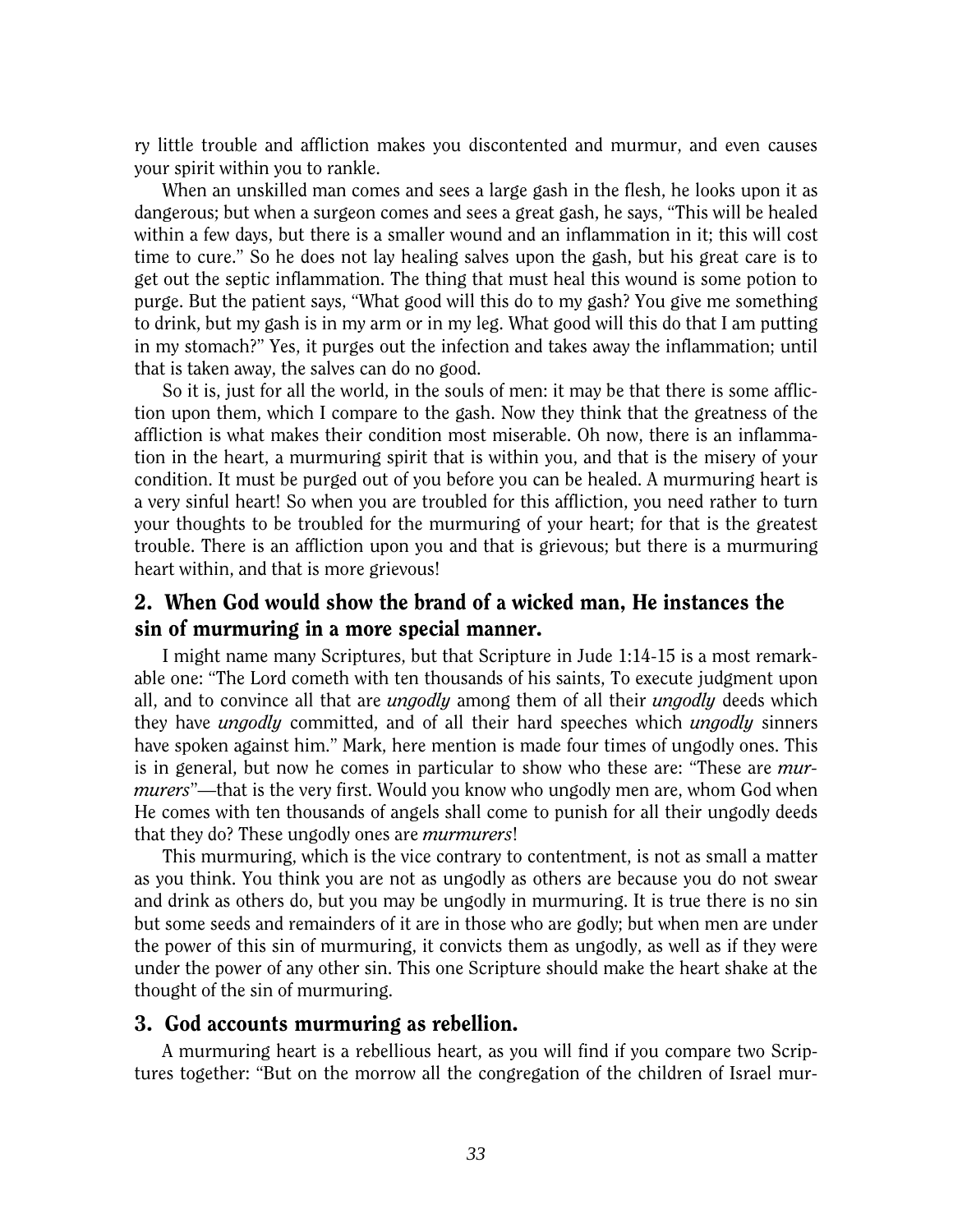ry little trouble and affliction makes you discontented and murmur, and even causes your spirit within you to rankle.

When an unskilled man comes and sees a large gash in the flesh, he looks upon it as dangerous; but when a surgeon comes and sees a great gash, he says, "This will be healed within a few days, but there is a smaller wound and an inflammation in it; this will cost time to cure." So he does not lay healing salves upon the gash, but his great care is to get out the septic inflammation. The thing that must heal this wound is some potion to purge. But the patient says, "What good will this do to my gash? You give me something to drink, but my gash is in my arm or in my leg. What good will this do that I am putting in my stomach?" Yes, it purges out the infection and takes away the inflammation; until that is taken away, the salves can do no good.

So it is, just for all the world, in the souls of men: it may be that there is some affliction upon them, which I compare to the gash. Now they think that the greatness of the affliction is what makes their condition most miserable. Oh now, there is an inflammation in the heart, a murmuring spirit that is within you, and that is the misery of your condition. It must be purged out of you before you can be healed. A murmuring heart is a very sinful heart! So when you are troubled for this affliction, you need rather to turn your thoughts to be troubled for the murmuring of your heart; for that is the greatest trouble. There is an affliction upon you and that is grievous; but there is a murmuring heart within, and that is more grievous!

## 2. When God would show the brand of a wicked man, He instances the sin of murmuring in a more special manner.

I might name many Scriptures, but that Scripture in Jude 1:14-15 is a most remarkable one: "The Lord cometh with ten thousands of his saints, To execute judgment upon all, and to convince all that are *ungodly* among them of all their *ungodly* deeds which they have *ungodly* committed, and of all their hard speeches which *ungodly* sinners have spoken against him." Mark, here mention is made four times of ungodly ones. This is in general, but now he comes in particular to show who these are: "These are *murmurers*"—that is the very first. Would you know who ungodly men are, whom God when He comes with ten thousands of angels shall come to punish for all their ungodly deeds that they do? These ungodly ones are *murmurers*!

This murmuring, which is the vice contrary to contentment, is not as small a matter as you think. You think you are not as ungodly as others are because you do not swear and drink as others do, but you may be ungodly in murmuring. It is true there is no sin but some seeds and remainders of it are in those who are godly; but when men are under the power of this sin of murmuring, it convicts them as ungodly, as well as if they were under the power of any other sin. This one Scripture should make the heart shake at the thought of the sin of murmuring.

## 3. God accounts murmuring as rebellion.

A murmuring heart is a rebellious heart, as you will find if you compare two Scriptures together: "But on the morrow all the congregation of the children of Israel mur-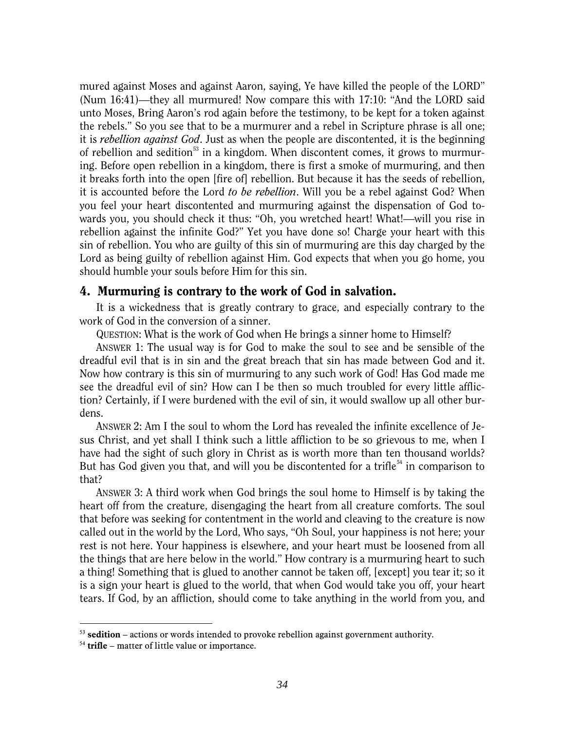mured against Moses and against Aaron, saying, Ye have killed the people of the LORD" (Num 16:41)—they all murmured! Now compare this with 17:10: "And the LORD said unto Moses, Bring Aaron's rod again before the testimony, to be kept for a token against the rebels." So you see that to be a murmurer and a rebel in Scripture phrase is all one; it is *rebellion against God*. Just as when the people are discontented, it is the beginning of rebellion and sedition[53] in a kingdom. When discontent comes, it grows to murmuring. Before open rebellion in a kingdom, there is first a smoke of murmuring, and then it breaks forth into the open [fire of] rebellion. But because it has the seeds of rebellion, it is accounted before the Lord *to be rebellion*. Will you be a rebel against God? When you feel your heart discontented and murmuring against the dispensation of God towards you, you should check it thus: "Oh, you wretched heart! What!—will you rise in rebellion against the infinite God?" Yet you have done so! Charge your heart with this sin of rebellion. You who are guilty of this sin of murmuring are this day charged by the Lord as being guilty of rebellion against Him. God expects that when you go home, you should humble your souls before Him for this sin.

## 4. Murmuring is contrary to the work of God in salvation.

It is a wickedness that is greatly contrary to grace, and especially contrary to the work of God in the conversion of a sinner.

QUESTION: What is the work of God when He brings a sinner home to Himself?

ANSWER 1: The usual way is for God to make the soul to see and be sensible of the dreadful evil that is in sin and the great breach that sin has made between God and it. Now how contrary is this sin of murmuring to any such work of God! Has God made me see the dreadful evil of sin? How can I be then so much troubled for every little affliction? Certainly, if I were burdened with the evil of sin, it would swallow up all other burdens.

ANSWER 2: Am I the soul to whom the Lord has revealed the infinite excellence of Jesus Christ, and yet shall I think such a little affliction to be so grievous to me, when I have had the sight of such glory in Christ as is worth more than ten thousand worlds? But has God given you that, and will you be discontented for a trifle[54] in comparison to that?

ANSWER 3: A third work when God brings the soul home to Himself is by taking the heart off from the creature, disengaging the heart from all creature comforts. The soul that before was seeking for contentment in the world and cleaving to the creature is now called out in the world by the Lord, Who says, "Oh Soul, your happiness is not here; your rest is not here. Your happiness is elsewhere, and your heart must be loosened from all the things that are here below in the world." How contrary is a murmuring heart to such a thing! Something that is glued to another cannot be taken off, [except] you tear it; so it is a sign your heart is glued to the world, that when God would take you off, your heart tears. If God, by an affliction, should come to take anything in the world from you, and

---

[53] **sedition** – actions or words intended to provoke rebellion against government authority.

[54] **trifle** – matter of little value or importance.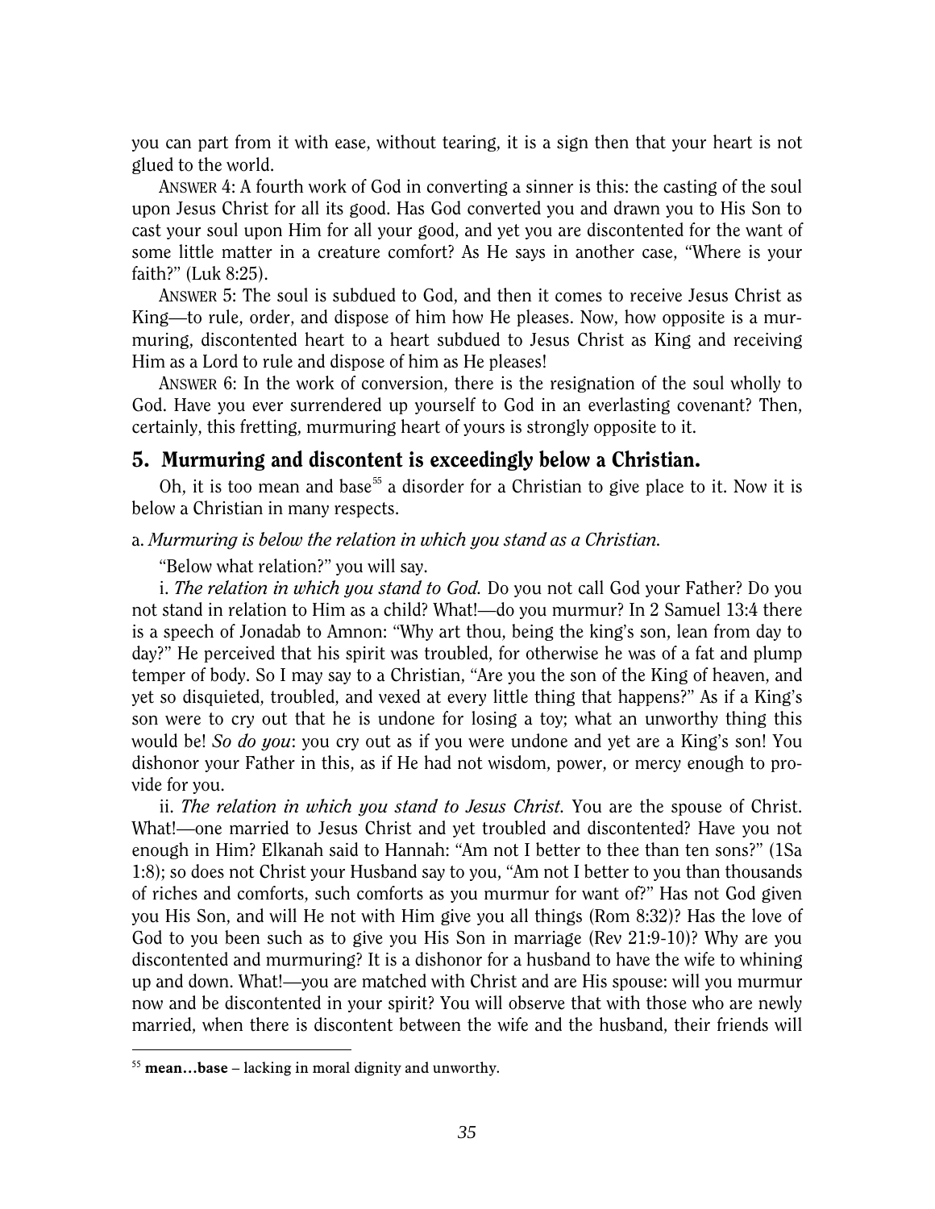you can part from it with ease, without tearing, it is a sign then that your heart is not glued to the world.

ANSWER 4: A fourth work of God in converting a sinner is this: the casting of the soul upon Jesus Christ for all its good. Has God converted you and drawn you to His Son to cast your soul upon Him for all your good, and yet you are discontented for the want of some little matter in a creature comfort? As He says in another case, "Where is your faith?" (Luk 8:25).

ANSWER 5: The soul is subdued to God, and then it comes to receive Jesus Christ as King—to rule, order, and dispose of him how He pleases. Now, how opposite is a murmuring, discontented heart to a heart subdued to Jesus Christ as King and receiving Him as a Lord to rule and dispose of him as He pleases!

ANSWER 6: In the work of conversion, there is the resignation of the soul wholly to God. Have you ever surrendered up yourself to God in an everlasting covenant? Then, certainly, this fretting, murmuring heart of yours is strongly opposite to it.

## 5. Murmuring and discontent is exceedingly below a Christian.

Oh, it is too mean and base[55] a disorder for a Christian to give place to it. Now it is below a Christian in many respects.

a. *Murmuring is below the relation in which you stand as a Christian.*

"Below what relation?" you will say.

i. *The relation in which you stand to God.* Do you not call God your Father? Do you not stand in relation to Him as a child? What!—do you murmur? In 2 Samuel 13:4 there is a speech of Jonadab to Amnon: "Why art thou, being the king's son, lean from day to day?" He perceived that his spirit was troubled, for otherwise he was of a fat and plump temper of body. So I may say to a Christian, "Are you the son of the King of heaven, and yet so disquieted, troubled, and vexed at every little thing that happens?" As if a King's son were to cry out that he is undone for losing a toy; what an unworthy thing this would be! *So do you*: you cry out as if you were undone and yet are a King's son! You dishonor your Father in this, as if He had not wisdom, power, or mercy enough to provide for you.

ii. *The relation in which you stand to Jesus Christ.* You are the spouse of Christ. What!—one married to Jesus Christ and yet troubled and discontented? Have you not enough in Him? Elkanah said to Hannah: "Am not I better to thee than ten sons?" (1Sa 1:8); so does not Christ your Husband say to you, "Am not I better to you than thousands of riches and comforts, such comforts as you murmur for want of?" Has not God given you His Son, and will He not with Him give you all things (Rom 8:32)? Has the love of God to you been such as to give you His Son in marriage (Rev 21:9-10)? Why are you discontented and murmuring? It is a dishonor for a husband to have the wife to whining up and down. What!—you are matched with Christ and are His spouse: will you murmur now and be discontented in your spirit? You will observe that with those who are newly married, when there is discontent between the wife and the husband, their friends will

[55] **mean…base** – lacking in moral dignity and unworthy.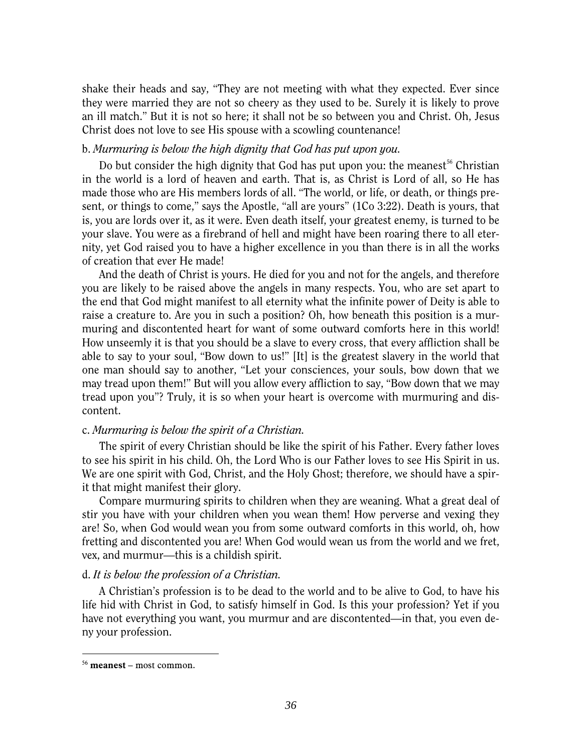shake their heads and say, "They are not meeting with what they expected. Ever since they were married they are not so cheery as they used to be. Surely it is likely to prove an ill match." But it is not so here; it shall not be so between you and Christ. Oh, Jesus Christ does not love to see His spouse with a scowling countenance!

b. *Murmuring is below the high dignity that God has put upon you.*

Do but consider the high dignity that God has put upon you: the meanest[56] Christian in the world is a lord of heaven and earth. That is, as Christ is Lord of all, so He has made those who are His members lords of all. "The world, or life, or death, or things present, or things to come," says the Apostle, "all are yours" (1Co 3:22). Death is yours, that is, you are lords over it, as it were. Even death itself, your greatest enemy, is turned to be your slave. You were as a firebrand of hell and might have been roaring there to all eternity, yet God raised you to have a higher excellence in you than there is in all the works of creation that ever He made!

And the death of Christ is yours. He died for you and not for the angels, and therefore you are likely to be raised above the angels in many respects. You, who are set apart to the end that God might manifest to all eternity what the infinite power of Deity is able to raise a creature to. Are you in such a position? Oh, how beneath this position is a murmuring and discontented heart for want of some outward comforts here in this world! How unseemly it is that you should be a slave to every cross, that every affliction shall be able to say to your soul, "Bow down to us!" [It] is the greatest slavery in the world that one man should say to another, "Let your consciences, your souls, bow down that we may tread upon them!" But will you allow every affliction to say, "Bow down that we may tread upon you"? Truly, it is so when your heart is overcome with murmuring and discontent.

c. *Murmuring is below the spirit of a Christian.*

The spirit of every Christian should be like the spirit of his Father. Every father loves to see his spirit in his child. Oh, the Lord Who is our Father loves to see His Spirit in us. We are one spirit with God, Christ, and the Holy Ghost; therefore, we should have a spirit that might manifest their glory.

Compare murmuring spirits to children when they are weaning. What a great deal of stir you have with your children when you wean them! How perverse and vexing they are! So, when God would wean you from some outward comforts in this world, oh, how fretting and discontented you are! When God would wean us from the world and we fret, vex, and murmur—this is a childish spirit.

d. *It is below the profession of a Christian.*

A Christian's profession is to be dead to the world and to be alive to God, to have his life hid with Christ in God, to satisfy himself in God. Is this your profession? Yet if you have not everything you want, you murmur and are discontented—in that, you even deny your profession.

---

[56] **meanest** – most common.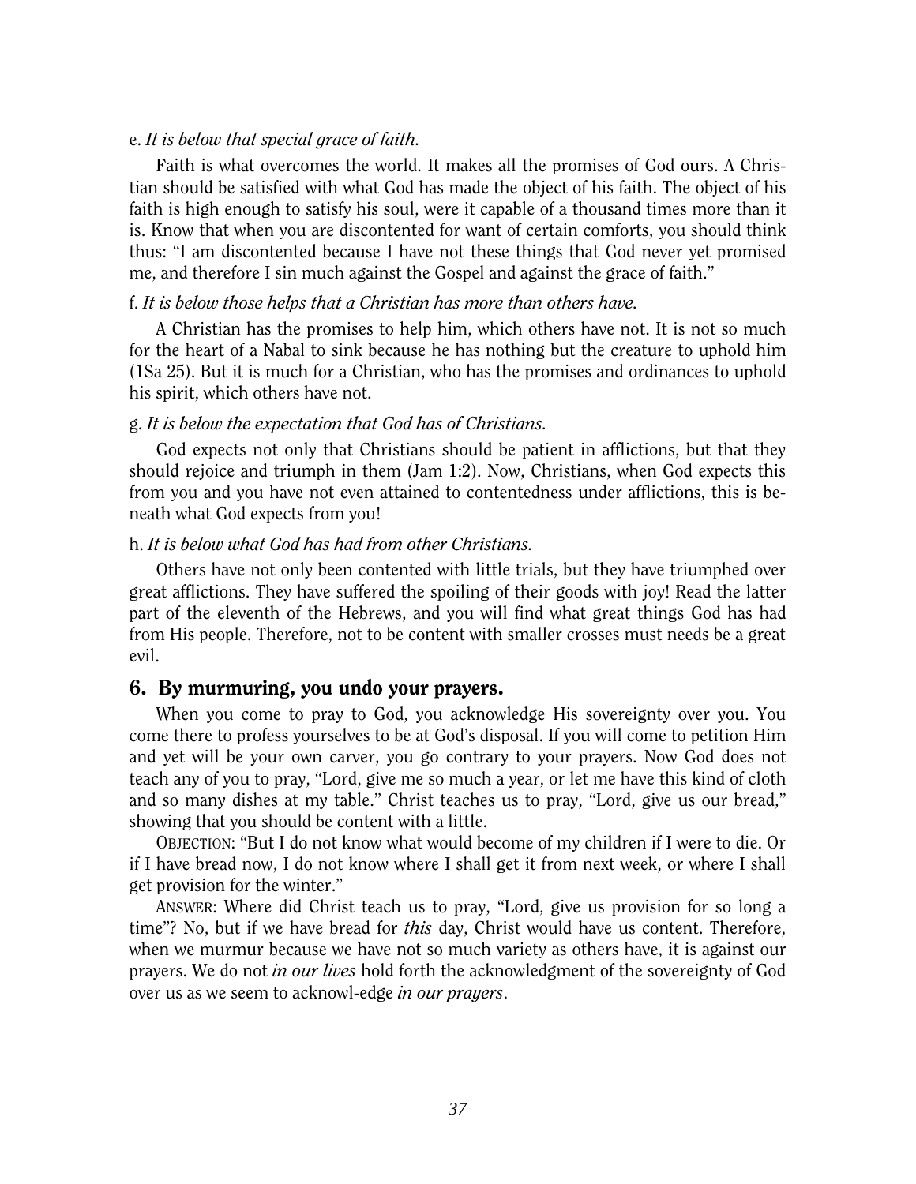e. *It is below that special grace of faith.*

Faith is what overcomes the world. It makes all the promises of God ours. A Christian should be satisfied with what God has made the object of his faith. The object of his faith is high enough to satisfy his soul, were it capable of a thousand times more than it is. Know that when you are discontented for want of certain comforts, you should think thus: "I am discontented because I have not these things that God never yet promised me, and therefore I sin much against the Gospel and against the grace of faith."

f. *It is below those helps that a Christian has more than others have.*

A Christian has the promises to help him, which others have not. It is not so much for the heart of a Nabal to sink because he has nothing but the creature to uphold him (1Sa 25). But it is much for a Christian, who has the promises and ordinances to uphold his spirit, which others have not.

g. *It is below the expectation that God has of Christians.*

God expects not only that Christians should be patient in afflictions, but that they should rejoice and triumph in them (Jam 1:2). Now, Christians, when God expects this from you and you have not even attained to contentedness under afflictions, this is beneath what God expects from you!

h. *It is below what God has had from other Christians.*

Others have not only been contented with little trials, but they have triumphed over great afflictions. They have suffered the spoiling of their goods with joy! Read the latter part of the eleventh of the Hebrews, and you will find what great things God has had from His people. Therefore, not to be content with smaller crosses must needs be a great evil.

## 6. By murmuring, you undo your prayers.

When you come to pray to God, you acknowledge His sovereignty over you. You come there to profess yourselves to be at God's disposal. If you will come to petition Him and yet will be your own carver, you go contrary to your prayers. Now God does not teach any of you to pray, "Lord, give me so much a year, or let me have this kind of cloth and so many dishes at my table." Christ teaches us to pray, "Lord, give us our bread," showing that you should be content with a little.

OBJECTION: "But I do not know what would become of my children if I were to die. Or if I have bread now, I do not know where I shall get it from next week, or where I shall get provision for the winter."

ANSWER: Where did Christ teach us to pray, "Lord, give us provision for so long a time"? No, but if we have bread for *this* day, Christ would have us content. Therefore, when we murmur because we have not so much variety as others have, it is against our prayers. We do not *in our lives* hold forth the acknowledgment of the sovereignty of God over us as we seem to acknowl-edge *in our prayers*.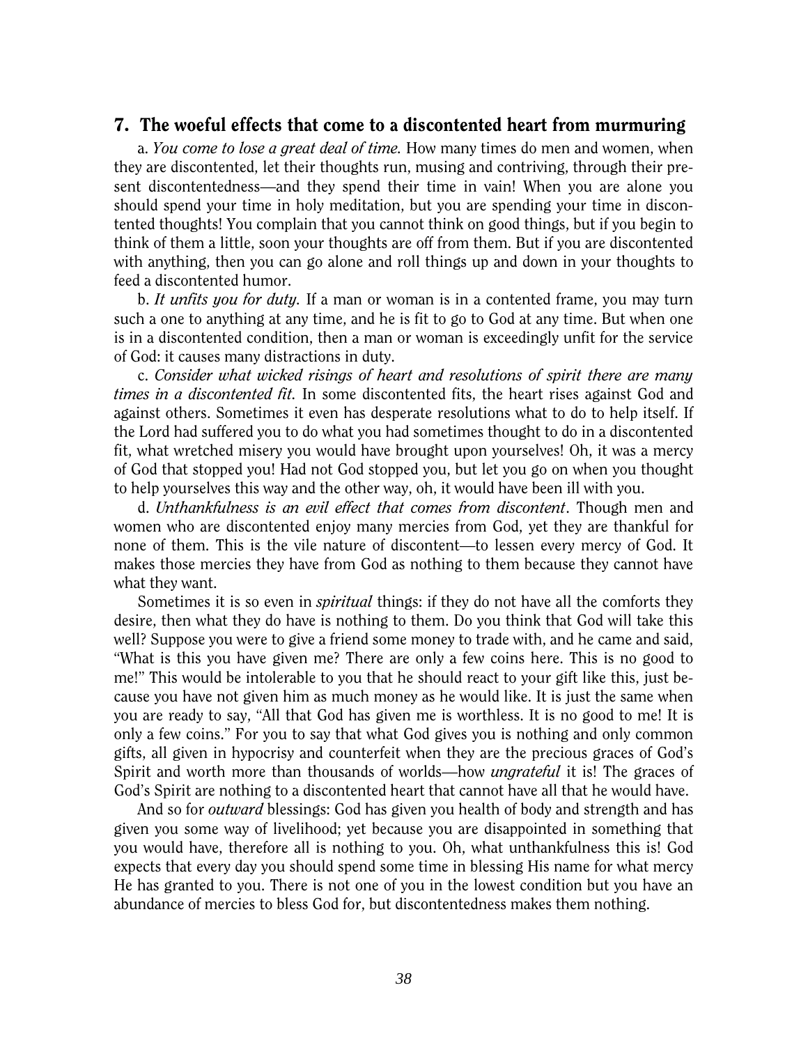## 7. The woeful effects that come to a discontented heart from murmuring

a. *You come to lose a great deal of time.* How many times do men and women, when they are discontented, let their thoughts run, musing and contriving, through their present discontentedness—and they spend their time in vain! When you are alone you should spend your time in holy meditation, but you are spending your time in discontented thoughts! You complain that you cannot think on good things, but if you begin to think of them a little, soon your thoughts are off from them. But if you are discontented with anything, then you can go alone and roll things up and down in your thoughts to feed a discontented humor.

b. *It unfits you for duty.* If a man or woman is in a contented frame, you may turn such a one to anything at any time, and he is fit to go to God at any time. But when one is in a discontented condition, then a man or woman is exceedingly unfit for the service of God: it causes many distractions in duty.

c. *Consider what wicked risings of heart and resolutions of spirit there are many times in a discontented fit.* In some discontented fits, the heart rises against God and against others. Sometimes it even has desperate resolutions what to do to help itself. If the Lord had suffered you to do what you had sometimes thought to do in a discontented fit, what wretched misery you would have brought upon yourselves! Oh, it was a mercy of God that stopped you! Had not God stopped you, but let you go on when you thought to help yourselves this way and the other way, oh, it would have been ill with you.

d. *Unthankfulness is an evil effect that comes from discontent*. Though men and women who are discontented enjoy many mercies from God, yet they are thankful for none of them. This is the vile nature of discontent—to lessen every mercy of God. It makes those mercies they have from God as nothing to them because they cannot have what they want.

Sometimes it is so even in *spiritual* things: if they do not have all the comforts they desire, then what they do have is nothing to them. Do you think that God will take this well? Suppose you were to give a friend some money to trade with, and he came and said, "What is this you have given me? There are only a few coins here. This is no good to me!" This would be intolerable to you that he should react to your gift like this, just because you have not given him as much money as he would like. It is just the same when you are ready to say, "All that God has given me is worthless. It is no good to me! It is only a few coins." For you to say that what God gives you is nothing and only common gifts, all given in hypocrisy and counterfeit when they are the precious graces of God's Spirit and worth more than thousands of worlds—how *ungrateful* it is! The graces of God's Spirit are nothing to a discontented heart that cannot have all that he would have.

And so for *outward* blessings: God has given you health of body and strength and has given you some way of livelihood; yet because you are disappointed in something that you would have, therefore all is nothing to you. Oh, what unthankfulness this is! God expects that every day you should spend some time in blessing His name for what mercy He has granted to you. There is not one of you in the lowest condition but you have an abundance of mercies to bless God for, but discontentedness makes them nothing.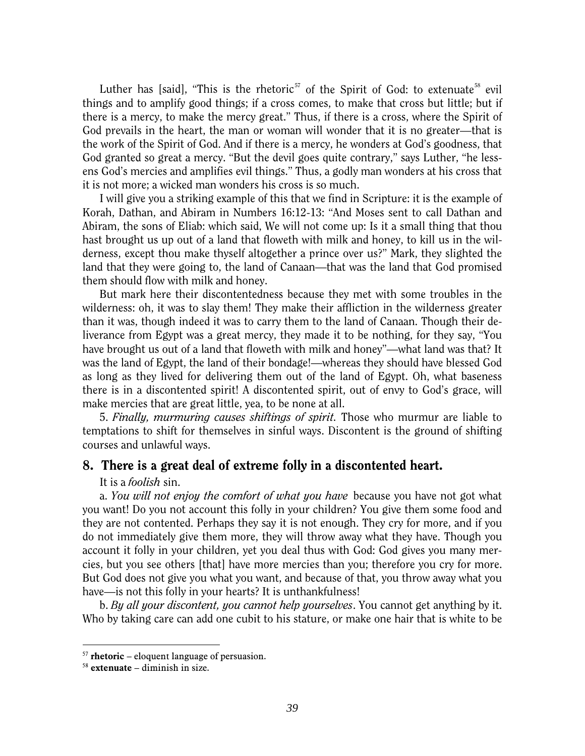Luther has [said], "This is the rhetoric[57] of the Spirit of God: to extenuate[58] evil things and to amplify good things; if a cross comes, to make that cross but little; but if there is a mercy, to make the mercy great." Thus, if there is a cross, where the Spirit of God prevails in the heart, the man or woman will wonder that it is no greater—that is the work of the Spirit of God. And if there is a mercy, he wonders at God's goodness, that God granted so great a mercy. "But the devil goes quite contrary," says Luther, "he lessens God's mercies and amplifies evil things." Thus, a godly man wonders at his cross that it is not more; a wicked man wonders his cross is so much.

I will give you a striking example of this that we find in Scripture: it is the example of Korah, Dathan, and Abiram in Numbers 16:12-13: "And Moses sent to call Dathan and Abiram, the sons of Eliab: which said, We will not come up: Is it a small thing that thou hast brought us up out of a land that floweth with milk and honey, to kill us in the wilderness, except thou make thyself altogether a prince over us?" Mark, they slighted the land that they were going to, the land of Canaan—that was the land that God promised them should flow with milk and honey.

But mark here their discontentedness because they met with some troubles in the wilderness: oh, it was to slay them! They make their affliction in the wilderness greater than it was, though indeed it was to carry them to the land of Canaan. Though their deliverance from Egypt was a great mercy, they made it to be nothing, for they say, "You have brought us out of a land that floweth with milk and honey"—what land was that? It was the land of Egypt, the land of their bondage!—whereas they should have blessed God as long as they lived for delivering them out of the land of Egypt. Oh, what baseness there is in a discontented spirit! A discontented spirit, out of envy to God's grace, will make mercies that are great little, yea, to be none at all.

5. *Finally, murmuring causes shiftings of spirit.* Those who murmur are liable to temptations to shift for themselves in sinful ways. Discontent is the ground of shifting courses and unlawful ways.

## 8. There is a great deal of extreme folly in a discontented heart.

It is a *foolish* sin.

a. *You will not enjoy the comfort of what you have* because you have not got what you want! Do you not account this folly in your children? You give them some food and they are not contented. Perhaps they say it is not enough. They cry for more, and if you do not immediately give them more, they will throw away what they have. Though you account it folly in your children, yet you deal thus with God: God gives you many mercies, but you see others [that] have more mercies than you; therefore you cry for more. But God does not give you what you want, and because of that, you throw away what you have—is not this folly in your hearts? It is unthankfulness!

b. *By all your discontent, you cannot help yourselves*. You cannot get anything by it. Who by taking care can add one cubit to his stature, or make one hair that is white to be

---

[57] **rhetoric** – eloquent language of persuasion.

[58] **extenuate** – diminish in size.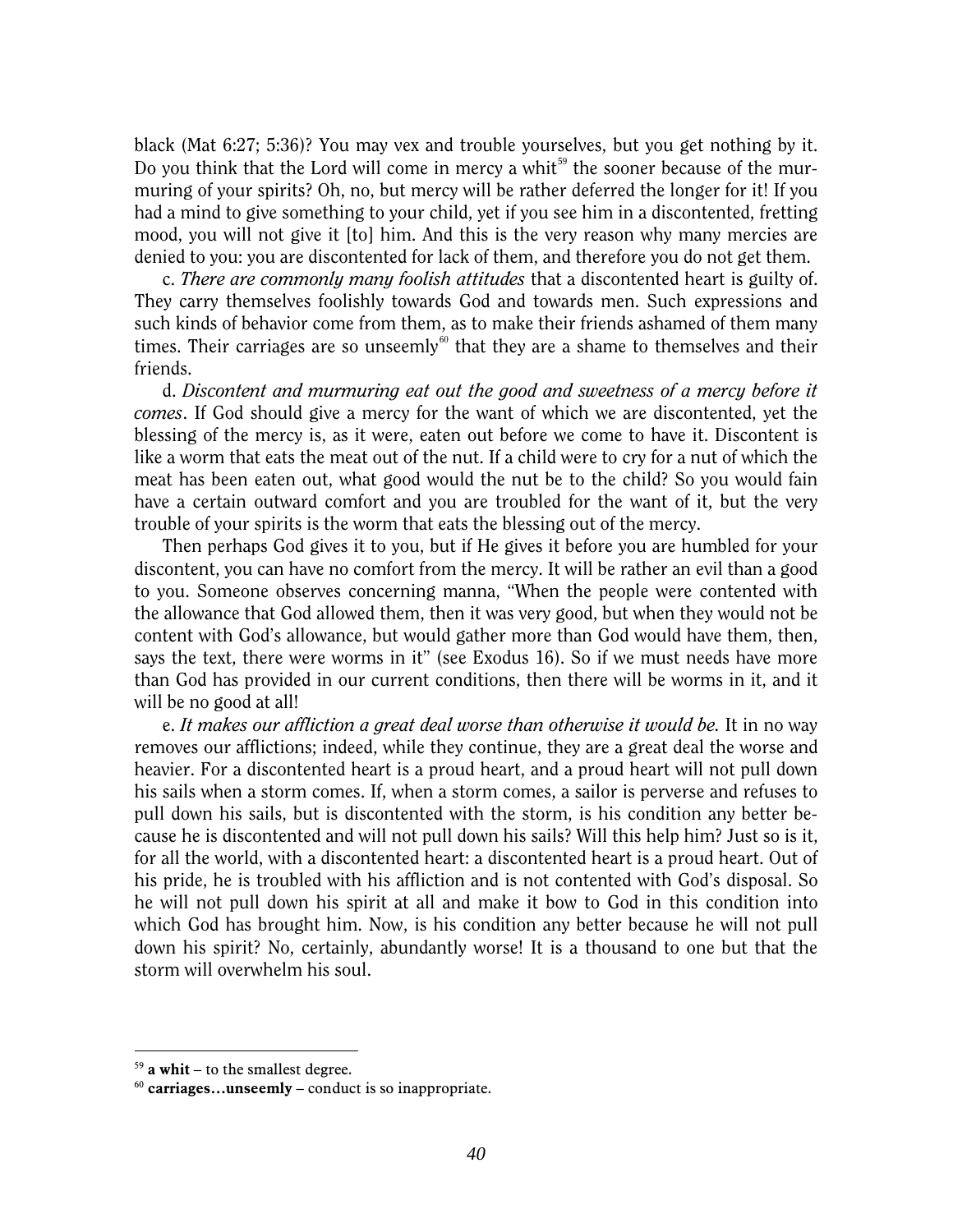black (Mat 6:27; 5:36)? You may vex and trouble yourselves, but you get nothing by it. Do you think that the Lord will come in mercy a whit[59] the sooner because of the murmuring of your spirits? Oh, no, but mercy will be rather deferred the longer for it! If you had a mind to give something to your child, yet if you see him in a discontented, fretting mood, you will not give it [to] him. And this is the very reason why many mercies are denied to you: you are discontented for lack of them, and therefore you do not get them.

c. *There are commonly many foolish attitudes* that a discontented heart is guilty of. They carry themselves foolishly towards God and towards men. Such expressions and such kinds of behavior come from them, as to make their friends ashamed of them many times. Their carriages are so unseemly[60] that they are a shame to themselves and their friends.

d. *Discontent and murmuring eat out the good and sweetness of a mercy before it comes*. If God should give a mercy for the want of which we are discontented, yet the blessing of the mercy is, as it were, eaten out before we come to have it. Discontent is like a worm that eats the meat out of the nut. If a child were to cry for a nut of which the meat has been eaten out, what good would the nut be to the child? So you would fain have a certain outward comfort and you are troubled for the want of it, but the very trouble of your spirits is the worm that eats the blessing out of the mercy.

Then perhaps God gives it to you, but if He gives it before you are humbled for your discontent, you can have no comfort from the mercy. It will be rather an evil than a good to you. Someone observes concerning manna, "When the people were contented with the allowance that God allowed them, then it was very good, but when they would not be content with God's allowance, but would gather more than God would have them, then, says the text, there were worms in it" (see Exodus 16). So if we must needs have more than God has provided in our current conditions, then there will be worms in it, and it will be no good at all!

e. *It makes our affliction a great deal worse than otherwise it would be.* It in no way removes our afflictions; indeed, while they continue, they are a great deal the worse and heavier. For a discontented heart is a proud heart, and a proud heart will not pull down his sails when a storm comes. If, when a storm comes, a sailor is perverse and refuses to pull down his sails, but is discontented with the storm, is his condition any better because he is discontented and will not pull down his sails? Will this help him? Just so is it, for all the world, with a discontented heart: a discontented heart is a proud heart. Out of his pride, he is troubled with his affliction and is not contented with God's disposal. So he will not pull down his spirit at all and make it bow to God in this condition into which God has brought him. Now, is his condition any better because he will not pull down his spirit? No, certainly, abundantly worse! It is a thousand to one but that the storm will overwhelm his soul.

---

[59] **a whit** – to the smallest degree.

[60] **carriages…unseemly** – conduct is so inappropriate.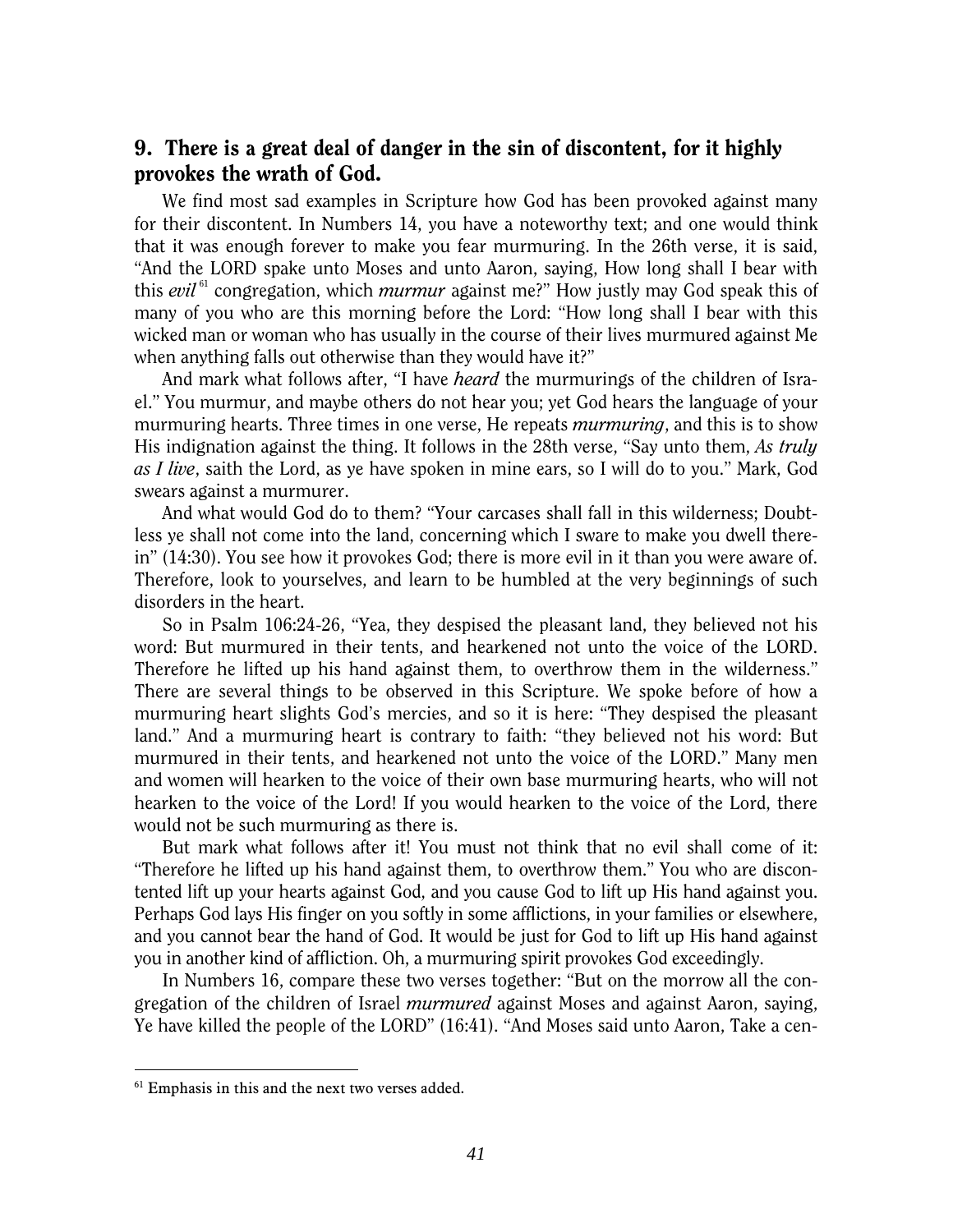## 9. There is a great deal of danger in the sin of discontent, for it highly provokes the wrath of God.

We find most sad examples in Scripture how God has been provoked against many for their discontent. In Numbers 14, you have a noteworthy text; and one would think that it was enough forever to make you fear murmuring. In the 26th verse, it is said, "And the LORD spake unto Moses and unto Aaron, saying, How long shall I bear with this *evil*[61] congregation, which *murmur* against me?" How justly may God speak this of many of you who are this morning before the Lord: "How long shall I bear with this wicked man or woman who has usually in the course of their lives murmured against Me when anything falls out otherwise than they would have it?"

And mark what follows after, "I have *heard* the murmurings of the children of Israel." You murmur, and maybe others do not hear you; yet God hears the language of your murmuring hearts. Three times in one verse, He repeats *murmuring*, and this is to show His indignation against the thing. It follows in the 28th verse, "Say unto them, *As truly as I live*, saith the Lord, as ye have spoken in mine ears, so I will do to you." Mark, God swears against a murmurer.

And what would God do to them? "Your carcases shall fall in this wilderness; Doubtless ye shall not come into the land, concerning which I sware to make you dwell therein" (14:30). You see how it provokes God; there is more evil in it than you were aware of. Therefore, look to yourselves, and learn to be humbled at the very beginnings of such disorders in the heart.

So in Psalm 106:24-26, "Yea, they despised the pleasant land, they believed not his word: But murmured in their tents, and hearkened not unto the voice of the LORD. Therefore he lifted up his hand against them, to overthrow them in the wilderness." There are several things to be observed in this Scripture. We spoke before of how a murmuring heart slights God's mercies, and so it is here: "They despised the pleasant land." And a murmuring heart is contrary to faith: "they believed not his word: But murmured in their tents, and hearkened not unto the voice of the LORD." Many men and women will hearken to the voice of their own base murmuring hearts, who will not hearken to the voice of the Lord! If you would hearken to the voice of the Lord, there would not be such murmuring as there is.

But mark what follows after it! You must not think that no evil shall come of it: "Therefore he lifted up his hand against them, to overthrow them." You who are discontented lift up your hearts against God, and you cause God to lift up His hand against you. Perhaps God lays His finger on you softly in some afflictions, in your families or elsewhere, and you cannot bear the hand of God. It would be just for God to lift up His hand against you in another kind of affliction. Oh, a murmuring spirit provokes God exceedingly.

In Numbers 16, compare these two verses together: "But on the morrow all the congregation of the children of Israel *murmured* against Moses and against Aaron, saying, Ye have killed the people of the LORD" (16:41). "And Moses said unto Aaron, Take a cen-

[61] Emphasis in this and the next two verses added.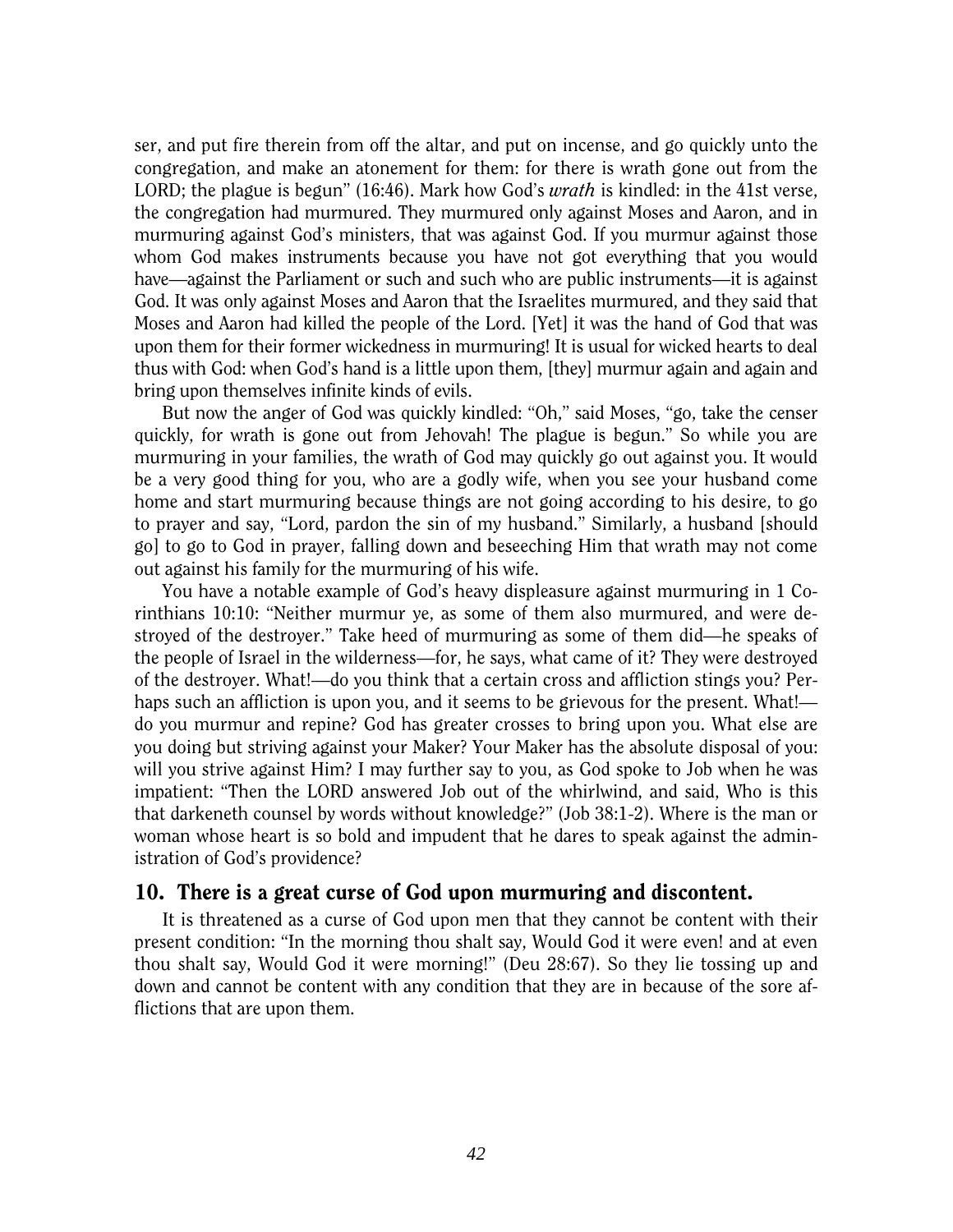ser, and put fire therein from off the altar, and put on incense, and go quickly unto the congregation, and make an atonement for them: for there is wrath gone out from the LORD; the plague is begun" (16:46). Mark how God's *wrath* is kindled: in the 41st verse, the congregation had murmured. They murmured only against Moses and Aaron, and in murmuring against God's ministers, that was against God. If you murmur against those whom God makes instruments because you have not got everything that you would have—against the Parliament or such and such who are public instruments—it is against God. It was only against Moses and Aaron that the Israelites murmured, and they said that Moses and Aaron had killed the people of the Lord. [Yet] it was the hand of God that was upon them for their former wickedness in murmuring! It is usual for wicked hearts to deal thus with God: when God's hand is a little upon them, [they] murmur again and again and bring upon themselves infinite kinds of evils.

But now the anger of God was quickly kindled: "Oh," said Moses, "go, take the censer quickly, for wrath is gone out from Jehovah! The plague is begun." So while you are murmuring in your families, the wrath of God may quickly go out against you. It would be a very good thing for you, who are a godly wife, when you see your husband come home and start murmuring because things are not going according to his desire, to go to prayer and say, "Lord, pardon the sin of my husband." Similarly, a husband [should go] to go to God in prayer, falling down and beseeching Him that wrath may not come out against his family for the murmuring of his wife.

You have a notable example of God's heavy displeasure against murmuring in 1 Corinthians 10:10: "Neither murmur ye, as some of them also murmured, and were destroyed of the destroyer." Take heed of murmuring as some of them did—he speaks of the people of Israel in the wilderness—for, he says, what came of it? They were destroyed of the destroyer. What!—do you think that a certain cross and affliction stings you? Perhaps such an affliction is upon you, and it seems to be grievous for the present. What!—do you murmur and repine? God has greater crosses to bring upon you. What else are you doing but striving against your Maker? Your Maker has the absolute disposal of you: will you strive against Him? I may further say to you, as God spoke to Job when he was impatient: "Then the LORD answered Job out of the whirlwind, and said, Who is this that darkeneth counsel by words without knowledge?" (Job 38:1-2). Where is the man or woman whose heart is so bold and impudent that he dares to speak against the administration of God's providence?

## 10. There is a great curse of God upon murmuring and discontent.

It is threatened as a curse of God upon men that they cannot be content with their present condition: "In the morning thou shalt say, Would God it were even! and at even thou shalt say, Would God it were morning!" (Deu 28:67). So they lie tossing up and down and cannot be content with any condition that they are in because of the sore afflictions that are upon them.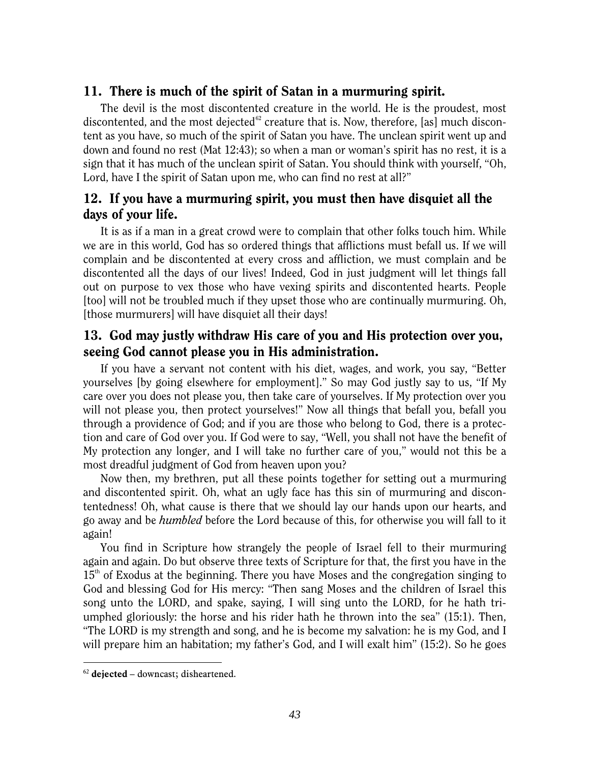## 11. There is much of the spirit of Satan in a murmuring spirit.

The devil is the most discontented creature in the world. He is the proudest, most discontented, and the most dejected[62] creature that is. Now, therefore, [as] much discontent as you have, so much of the spirit of Satan you have. The unclean spirit went up and down and found no rest (Mat 12:43); so when a man or woman's spirit has no rest, it is a sign that it has much of the unclean spirit of Satan. You should think with yourself, "Oh, Lord, have I the spirit of Satan upon me, who can find no rest at all?"

## 12. If you have a murmuring spirit, you must then have disquiet all the days of your life.

It is as if a man in a great crowd were to complain that other folks touch him. While we are in this world, God has so ordered things that afflictions must befall us. If we will complain and be discontented at every cross and affliction, we must complain and be discontented all the days of our lives! Indeed, God in just judgment will let things fall out on purpose to vex those who have vexing spirits and discontented hearts. People [too] will not be troubled much if they upset those who are continually murmuring. Oh, [those murmurers] will have disquiet all their days!

## 13. God may justly withdraw His care of you and His protection over you, seeing God cannot please you in His administration.

If you have a servant not content with his diet, wages, and work, you say, "Better yourselves [by going elsewhere for employment]." So may God justly say to us, "If My care over you does not please you, then take care of yourselves. If My protection over you will not please you, then protect yourselves!" Now all things that befall you, befall you through a providence of God; and if you are those who belong to God, there is a protection and care of God over you. If God were to say, "Well, you shall not have the benefit of My protection any longer, and I will take no further care of you," would not this be a most dreadful judgment of God from heaven upon you?

Now then, my brethren, put all these points together for setting out a murmuring and discontented spirit. Oh, what an ugly face has this sin of murmuring and discontentedness! Oh, what cause is there that we should lay our hands upon our hearts, and go away and be *humbled* before the Lord because of this, for otherwise you will fall to it again!

You find in Scripture how strangely the people of Israel fell to their murmuring again and again. Do but observe three texts of Scripture for that, the first you have in the 15th of Exodus at the beginning. There you have Moses and the congregation singing to God and blessing God for His mercy: "Then sang Moses and the children of Israel this song unto the LORD, and spake, saying, I will sing unto the LORD, for he hath triumphed gloriously: the horse and his rider hath he thrown into the sea" (15:1). Then, "The LORD is my strength and song, and he is become my salvation: he is my God, and I will prepare him an habitation; my father's God, and I will exalt him" (15:2). So he goes

---

[62] **dejected** – downcast; disheartened.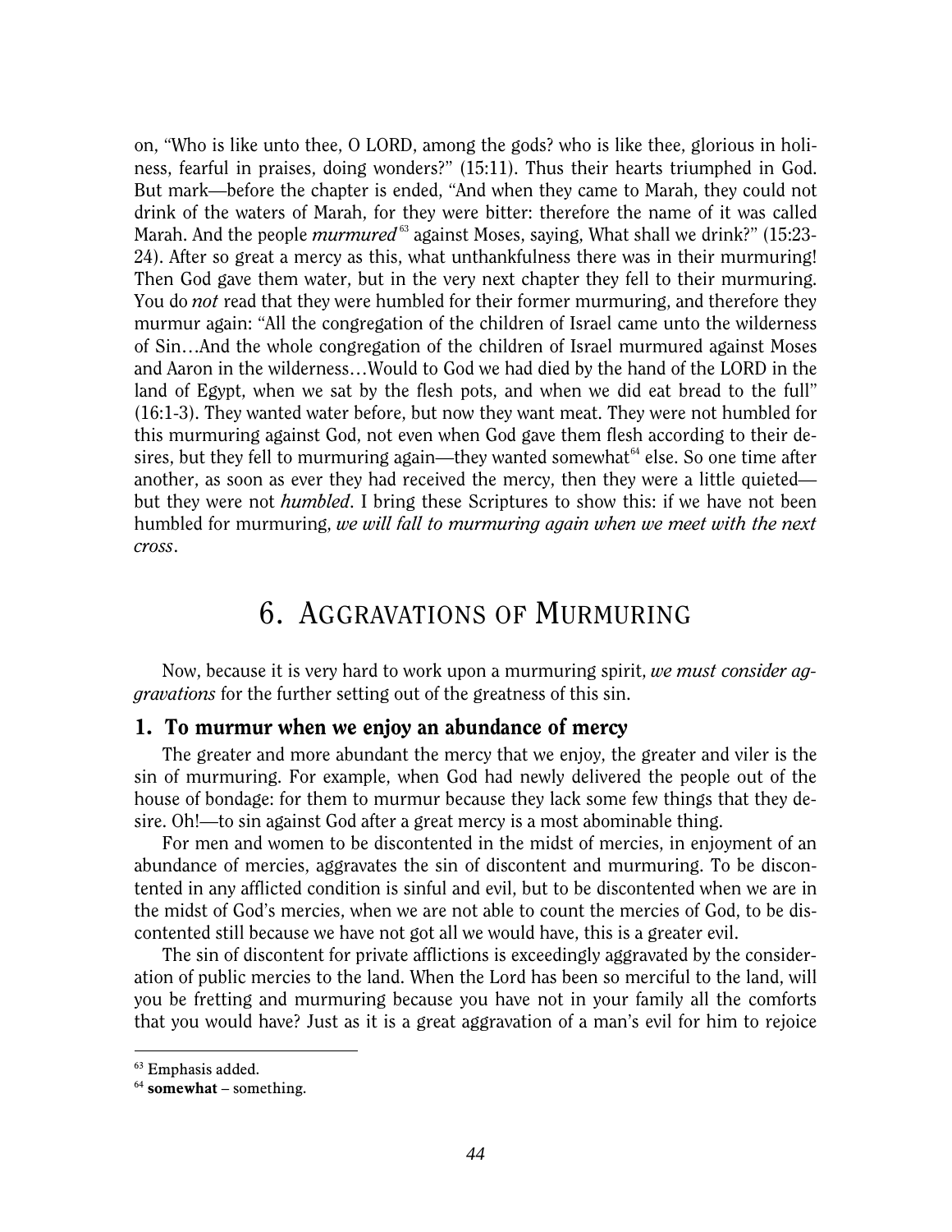on, "Who is like unto thee, O LORD, among the gods? who is like thee, glorious in holiness, fearful in praises, doing wonders?" (15:11). Thus their hearts triumphed in God. But mark—before the chapter is ended, "And when they came to Marah, they could not drink of the waters of Marah, for they were bitter: therefore the name of it was called Marah. And the people *murmured*[63] against Moses, saying, What shall we drink?" (15:23-24). After so great a mercy as this, what unthankfulness there was in their murmuring! Then God gave them water, but in the very next chapter they fell to their murmuring. You do *not* read that they were humbled for their former murmuring, and therefore they murmur again: "All the congregation of the children of Israel came unto the wilderness of Sin…And the whole congregation of the children of Israel murmured against Moses and Aaron in the wilderness…Would to God we had died by the hand of the LORD in the land of Egypt, when we sat by the flesh pots, and when we did eat bread to the full" (16:1-3). They wanted water before, but now they want meat. They were not humbled for this murmuring against God, not even when God gave them flesh according to their desires, but they fell to murmuring again—they wanted somewhat[64] else. So one time after another, as soon as ever they had received the mercy, then they were a little quieted—but they were not *humbled*. I bring these Scriptures to show this: if we have not been humbled for murmuring, *we will fall to murmuring again when we meet with the next cross*.

# 6. Aggravations of Murmuring

Now, because it is very hard to work upon a murmuring spirit, *we must consider aggravations* for the further setting out of the greatness of this sin.

## 1. To murmur when we enjoy an abundance of mercy

The greater and more abundant the mercy that we enjoy, the greater and viler is the sin of murmuring. For example, when God had newly delivered the people out of the house of bondage: for them to murmur because they lack some few things that they desire. Oh!—to sin against God after a great mercy is a most abominable thing.

For men and women to be discontented in the midst of mercies, in enjoyment of an abundance of mercies, aggravates the sin of discontent and murmuring. To be discontented in any afflicted condition is sinful and evil, but to be discontented when we are in the midst of God's mercies, when we are not able to count the mercies of God, to be discontented still because we have not got all we would have, this is a greater evil.

The sin of discontent for private afflictions is exceedingly aggravated by the consideration of public mercies to the land. When the Lord has been so merciful to the land, will you be fretting and murmuring because you have not in your family all the comforts that you would have? Just as it is a great aggravation of a man's evil for him to rejoice

[63] Emphasis added.

[64] **somewhat** – something.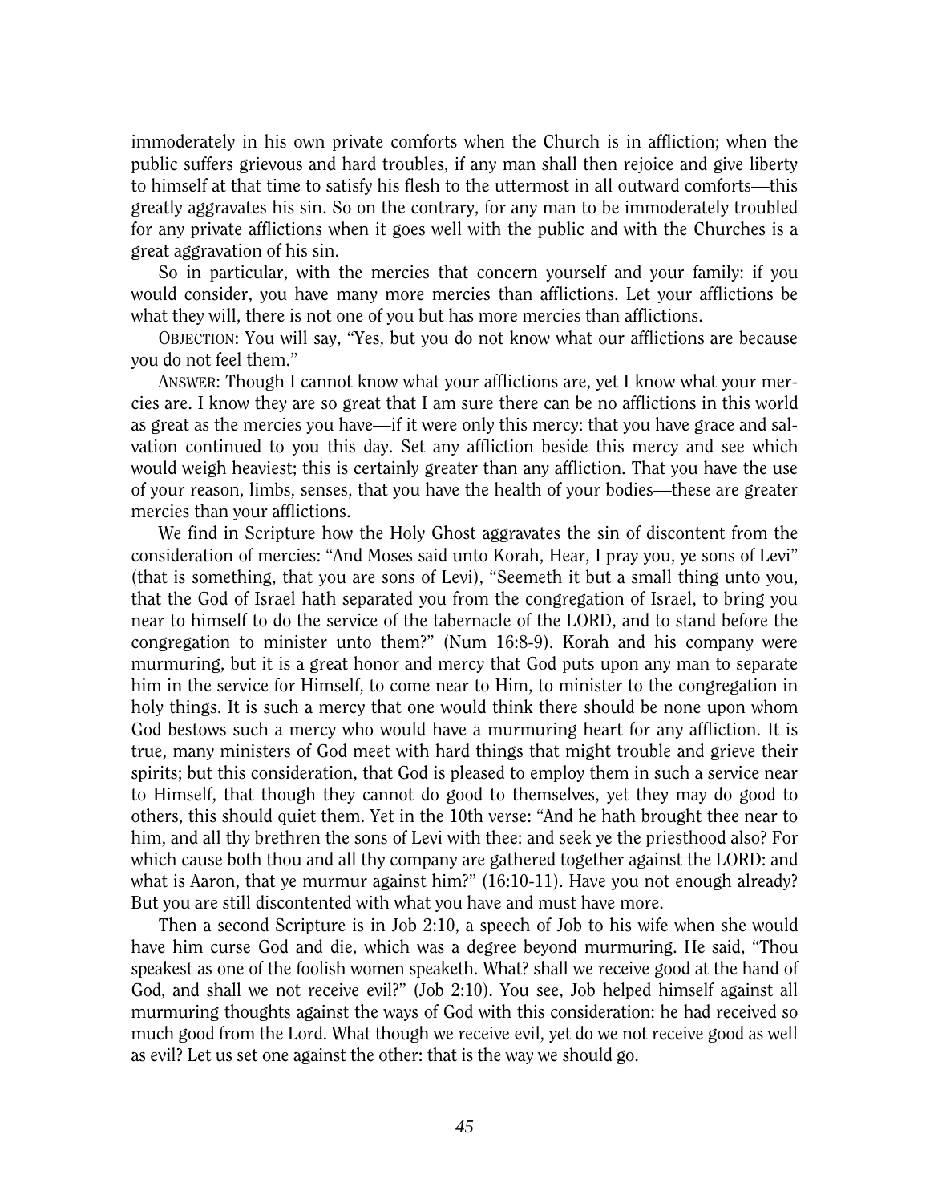immoderately in his own private comforts when the Church is in affliction; when the public suffers grievous and hard troubles, if any man shall then rejoice and give liberty to himself at that time to satisfy his flesh to the uttermost in all outward comforts—this greatly aggravates his sin. So on the contrary, for any man to be immoderately troubled for any private afflictions when it goes well with the public and with the Churches is a great aggravation of his sin.

So in particular, with the mercies that concern yourself and your family: if you would consider, you have many more mercies than afflictions. Let your afflictions be what they will, there is not one of you but has more mercies than afflictions.

OBJECTION: You will say, "Yes, but you do not know what our afflictions are because you do not feel them."

ANSWER: Though I cannot know what your afflictions are, yet I know what your mercies are. I know they are so great that I am sure there can be no afflictions in this world as great as the mercies you have—if it were only this mercy: that you have grace and salvation continued to you this day. Set any affliction beside this mercy and see which would weigh heaviest; this is certainly greater than any affliction. That you have the use of your reason, limbs, senses, that you have the health of your bodies—these are greater mercies than your afflictions.

We find in Scripture how the Holy Ghost aggravates the sin of discontent from the consideration of mercies: "And Moses said unto Korah, Hear, I pray you, ye sons of Levi" (that is something, that you are sons of Levi), "Seemeth it but a small thing unto you, that the God of Israel hath separated you from the congregation of Israel, to bring you near to himself to do the service of the tabernacle of the LORD, and to stand before the congregation to minister unto them?" (Num 16:8-9). Korah and his company were murmuring, but it is a great honor and mercy that God puts upon any man to separate him in the service for Himself, to come near to Him, to minister to the congregation in holy things. It is such a mercy that one would think there should be none upon whom God bestows such a mercy who would have a murmuring heart for any affliction. It is true, many ministers of God meet with hard things that might trouble and grieve their spirits; but this consideration, that God is pleased to employ them in such a service near to Himself, that though they cannot do good to themselves, yet they may do good to others, this should quiet them. Yet in the 10th verse: "And he hath brought thee near to him, and all thy brethren the sons of Levi with thee: and seek ye the priesthood also? For which cause both thou and all thy company are gathered together against the LORD: and what is Aaron, that ye murmur against him?" (16:10-11). Have you not enough already? But you are still discontented with what you have and must have more.

Then a second Scripture is in Job 2:10, a speech of Job to his wife when she would have him curse God and die, which was a degree beyond murmuring. He said, "Thou speakest as one of the foolish women speaketh. What? shall we receive good at the hand of God, and shall we not receive evil?" (Job 2:10). You see, Job helped himself against all murmuring thoughts against the ways of God with this consideration: he had received so much good from the Lord. What though we receive evil, yet do we not receive good as well as evil? Let us set one against the other: that is the way we should go.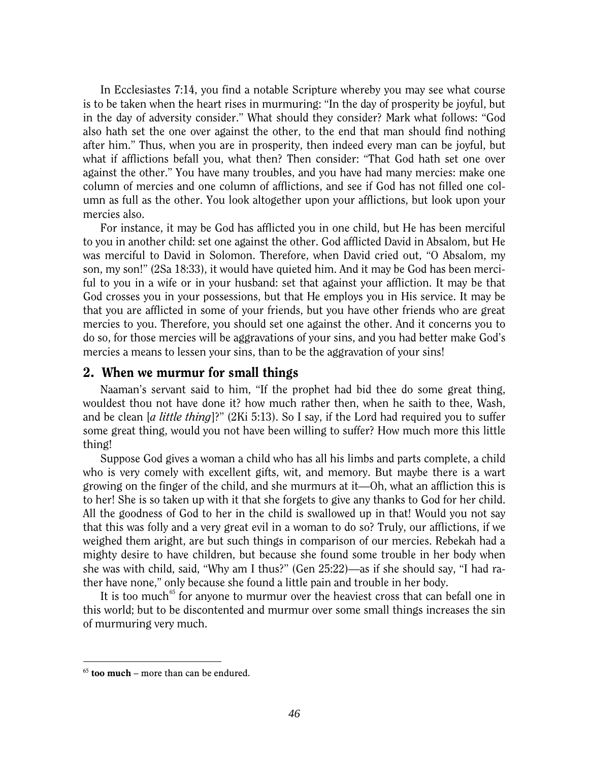In Ecclesiastes 7:14, you find a notable Scripture whereby you may see what course is to be taken when the heart rises in murmuring: "In the day of prosperity be joyful, but in the day of adversity consider." What should they consider? Mark what follows: "God also hath set the one over against the other, to the end that man should find nothing after him." Thus, when you are in prosperity, then indeed every man can be joyful, but what if afflictions befall you, what then? Then consider: "That God hath set one over against the other." You have many troubles, and you have had many mercies: make one column of mercies and one column of afflictions, and see if God has not filled one column as full as the other. You look altogether upon your afflictions, but look upon your mercies also.

For instance, it may be God has afflicted you in one child, but He has been merciful to you in another child: set one against the other. God afflicted David in Absalom, but He was merciful to David in Solomon. Therefore, when David cried out, "O Absalom, my son, my son!" (2Sa 18:33), it would have quieted him. And it may be God has been merciful to you in a wife or in your husband: set that against your affliction. It may be that God crosses you in your possessions, but that He employs you in His service. It may be that you are afflicted in some of your friends, but you have other friends who are great mercies to you. Therefore, you should set one against the other. And it concerns you to do so, for those mercies will be aggravations of your sins, and you had better make God's mercies a means to lessen your sins, than to be the aggravation of your sins!

## 2. When we murmur for small things

Naaman's servant said to him, "If the prophet had bid thee do some great thing, wouldest thou not have done it? how much rather then, when he saith to thee, Wash, and be clean [*a little thing*]?" (2Ki 5:13). So I say, if the Lord had required you to suffer some great thing, would you not have been willing to suffer? How much more this little thing!

Suppose God gives a woman a child who has all his limbs and parts complete, a child who is very comely with excellent gifts, wit, and memory. But maybe there is a wart growing on the finger of the child, and she murmurs at it—Oh, what an affliction this is to her! She is so taken up with it that she forgets to give any thanks to God for her child. All the goodness of God to her in the child is swallowed up in that! Would you not say that this was folly and a very great evil in a woman to do so? Truly, our afflictions, if we weighed them aright, are but such things in comparison of our mercies. Rebekah had a mighty desire to have children, but because she found some trouble in her body when she was with child, said, "Why am I thus?" (Gen 25:22)—as if she should say, "I had rather have none," only because she found a little pain and trouble in her body.

It is too much[65] for anyone to murmur over the heaviest cross that can befall one in this world; but to be discontented and murmur over some small things increases the sin of murmuring very much.

---

[65] **too much** – more than can be endured.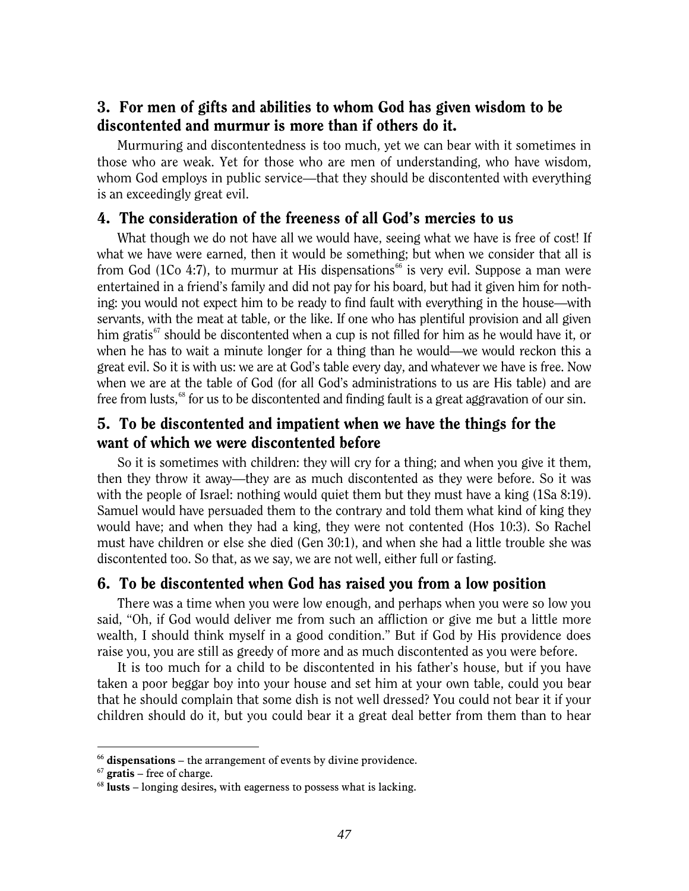## 3. For men of gifts and abilities to whom God has given wisdom to be discontented and murmur is more than if others do it.

Murmuring and discontentedness is too much, yet we can bear with it sometimes in those who are weak. Yet for those who are men of understanding, who have wisdom, whom God employs in public service—that they should be discontented with everything is an exceedingly great evil.

## 4. The consideration of the freeness of all God's mercies to us

What though we do not have all we would have, seeing what we have is free of cost! If what we have were earned, then it would be something; but when we consider that all is from God (1Co 4:7), to murmur at His dispensations[66] is very evil. Suppose a man were entertained in a friend's family and did not pay for his board, but had it given him for nothing: you would not expect him to be ready to find fault with everything in the house—with servants, with the meat at table, or the like. If one who has plentiful provision and all given him gratis[67] should be discontented when a cup is not filled for him as he would have it, or when he has to wait a minute longer for a thing than he would—we would reckon this a great evil. So it is with us: we are at God's table every day, and whatever we have is free. Now when we are at the table of God (for all God's administrations to us are His table) and are free from lusts,[68] for us to be discontented and finding fault is a great aggravation of our sin.

## 5. To be discontented and impatient when we have the things for the want of which we were discontented before

So it is sometimes with children: they will cry for a thing; and when you give it them, then they throw it away—they are as much discontented as they were before. So it was with the people of Israel: nothing would quiet them but they must have a king (1Sa 8:19). Samuel would have persuaded them to the contrary and told them what kind of king they would have; and when they had a king, they were not contented (Hos 10:3). So Rachel must have children or else she died (Gen 30:1), and when she had a little trouble she was discontented too. So that, as we say, we are not well, either full or fasting.

## 6. To be discontented when God has raised you from a low position

There was a time when you were low enough, and perhaps when you were so low you said, "Oh, if God would deliver me from such an affliction or give me but a little more wealth, I should think myself in a good condition." But if God by His providence does raise you, you are still as greedy of more and as much discontented as you were before.

It is too much for a child to be discontented in his father's house, but if you have taken a poor beggar boy into your house and set him at your own table, could you bear that he should complain that some dish is not well dressed? You could not bear it if your children should do it, but you could bear it a great deal better from them than to hear

---

[66] **dispensations** – the arrangement of events by divine providence.

[67] **gratis** – free of charge.

[68] **lusts** – longing desires, with eagerness to possess what is lacking.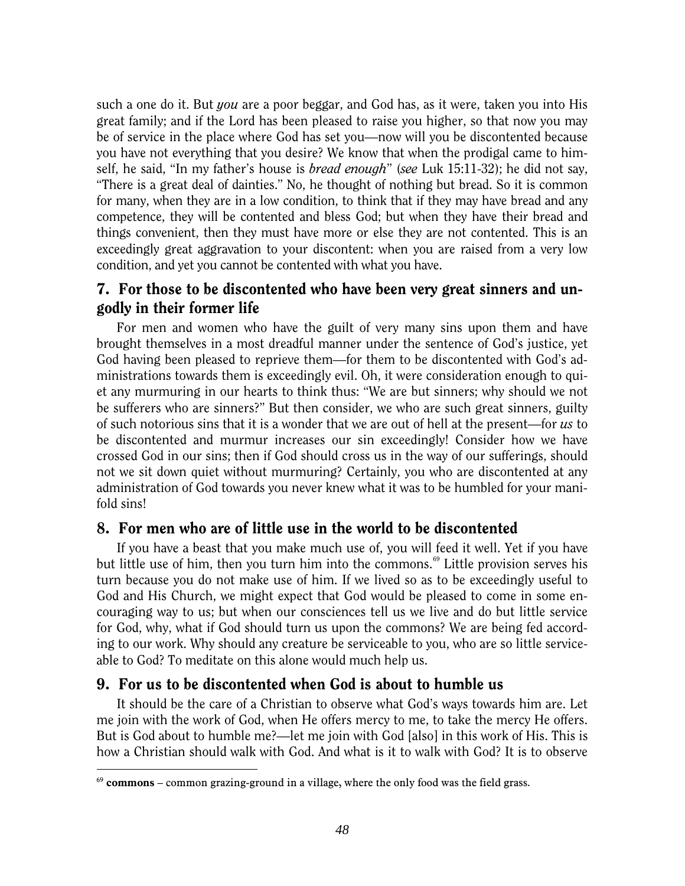such a one do it. But *you* are a poor beggar, and God has, as it were, taken you into His great family; and if the Lord has been pleased to raise you higher, so that now you may be of service in the place where God has set you—now will you be discontented because you have not everything that you desire? We know that when the prodigal came to himself, he said, "In my father's house is *bread enough*" (*see* Luk 15:11-32); he did not say, "There is a great deal of dainties." No, he thought of nothing but bread. So it is common for many, when they are in a low condition, to think that if they may have bread and any competence, they will be contented and bless God; but when they have their bread and things convenient, then they must have more or else they are not contented. This is an exceedingly great aggravation to your discontent: when you are raised from a very low condition, and yet you cannot be contented with what you have.

## 7. For those to be discontented who have been very great sinners and ungodly in their former life

For men and women who have the guilt of very many sins upon them and have brought themselves in a most dreadful manner under the sentence of God's justice, yet God having been pleased to reprieve them—for them to be discontented with God's administrations towards them is exceedingly evil. Oh, it were consideration enough to quiet any murmuring in our hearts to think thus: "We are but sinners; why should we not be sufferers who are sinners?" But then consider, we who are such great sinners, guilty of such notorious sins that it is a wonder that we are out of hell at the present—for *us* to be discontented and murmur increases our sin exceedingly! Consider how we have crossed God in our sins; then if God should cross us in the way of our sufferings, should not we sit down quiet without murmuring? Certainly, you who are discontented at any administration of God towards you never knew what it was to be humbled for your manifold sins!

## 8. For men who are of little use in the world to be discontented

If you have a beast that you make much use of, you will feed it well. Yet if you have but little use of him, then you turn him into the commons.[69] Little provision serves his turn because you do not make use of him. If we lived so as to be exceedingly useful to God and His Church, we might expect that God would be pleased to come in some encouraging way to us; but when our consciences tell us we live and do but little service for God, why, what if God should turn us upon the commons? We are being fed according to our work. Why should any creature be serviceable to you, who are so little serviceable to God? To meditate on this alone would much help us.

## 9. For us to be discontented when God is about to humble us

It should be the care of a Christian to observe what God's ways towards him are. Let me join with the work of God, when He offers mercy to me, to take the mercy He offers. But is God about to humble me?—let me join with God [also] in this work of His. This is how a Christian should walk with God. And what is it to walk with God? It is to observe

---

[69] **commons** – common grazing-ground in a village, where the only food was the field grass.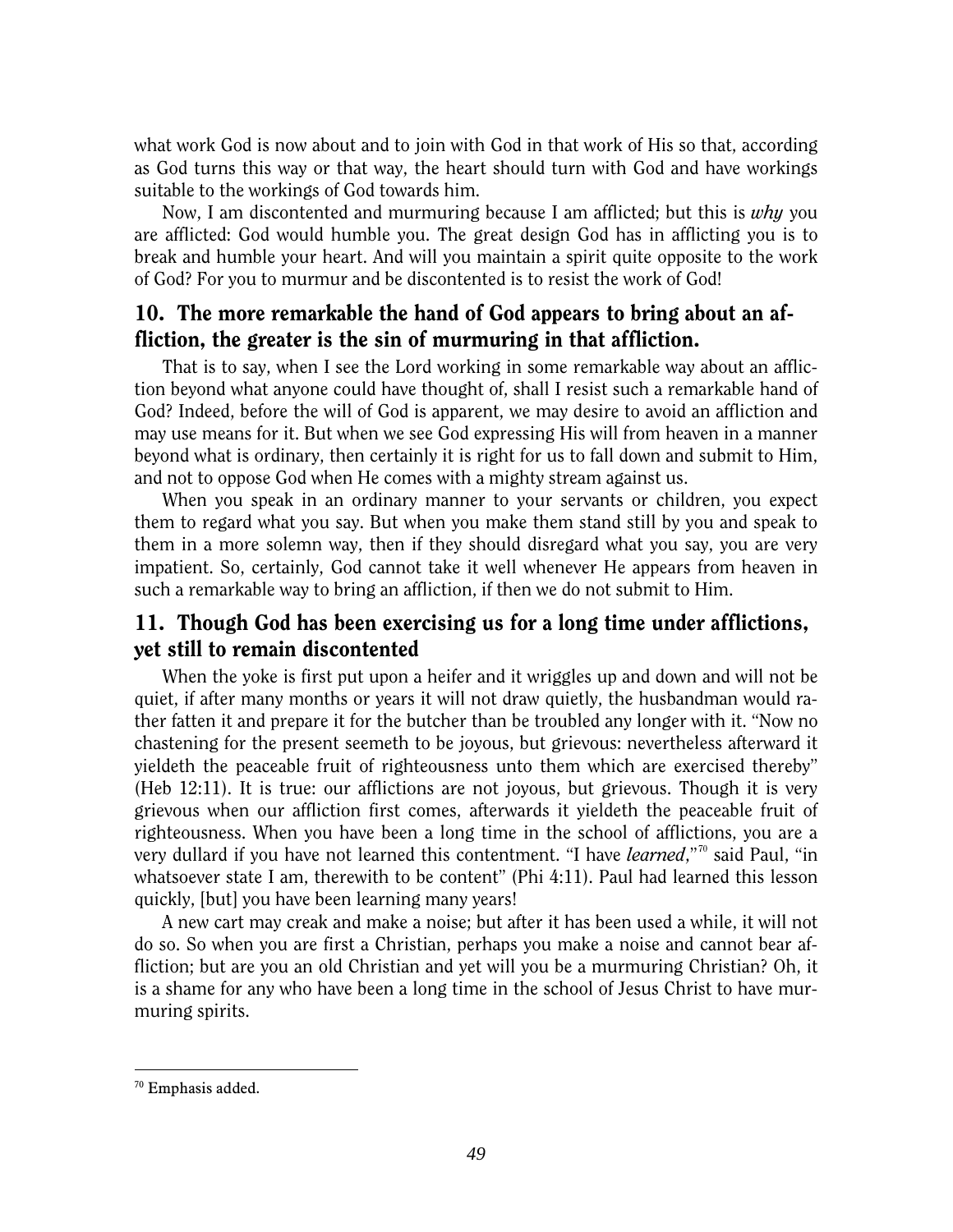what work God is now about and to join with God in that work of His so that, according as God turns this way or that way, the heart should turn with God and have workings suitable to the workings of God towards him.

Now, I am discontented and murmuring because I am afflicted; but this is *why* you are afflicted: God would humble you. The great design God has in afflicting you is to break and humble your heart. And will you maintain a spirit quite opposite to the work of God? For you to murmur and be discontented is to resist the work of God!

## 10. The more remarkable the hand of God appears to bring about an affliction, the greater is the sin of murmuring in that affliction.

That is to say, when I see the Lord working in some remarkable way about an affliction beyond what anyone could have thought of, shall I resist such a remarkable hand of God? Indeed, before the will of God is apparent, we may desire to avoid an affliction and may use means for it. But when we see God expressing His will from heaven in a manner beyond what is ordinary, then certainly it is right for us to fall down and submit to Him, and not to oppose God when He comes with a mighty stream against us.

When you speak in an ordinary manner to your servants or children, you expect them to regard what you say. But when you make them stand still by you and speak to them in a more solemn way, then if they should disregard what you say, you are very impatient. So, certainly, God cannot take it well whenever He appears from heaven in such a remarkable way to bring an affliction, if then we do not submit to Him.

## 11. Though God has been exercising us for a long time under afflictions, yet still to remain discontented

When the yoke is first put upon a heifer and it wriggles up and down and will not be quiet, if after many months or years it will not draw quietly, the husbandman would rather fatten it and prepare it for the butcher than be troubled any longer with it. "Now no chastening for the present seemeth to be joyous, but grievous: nevertheless afterward it yieldeth the peaceable fruit of righteousness unto them which are exercised thereby" (Heb 12:11). It is true: our afflictions are not joyous, but grievous. Though it is very grievous when our affliction first comes, afterwards it yieldeth the peaceable fruit of righteousness. When you have been a long time in the school of afflictions, you are a very dullard if you have not learned this contentment. "I have *learned*,"[70] said Paul, "in whatsoever state I am, therewith to be content" (Phi 4:11). Paul had learned this lesson quickly, [but] you have been learning many years!

A new cart may creak and make a noise; but after it has been used a while, it will not do so. So when you are first a Christian, perhaps you make a noise and cannot bear affliction; but are you an old Christian and yet will you be a murmuring Christian? Oh, it is a shame for any who have been a long time in the school of Jesus Christ to have murmuring spirits.

---

[70] Emphasis added.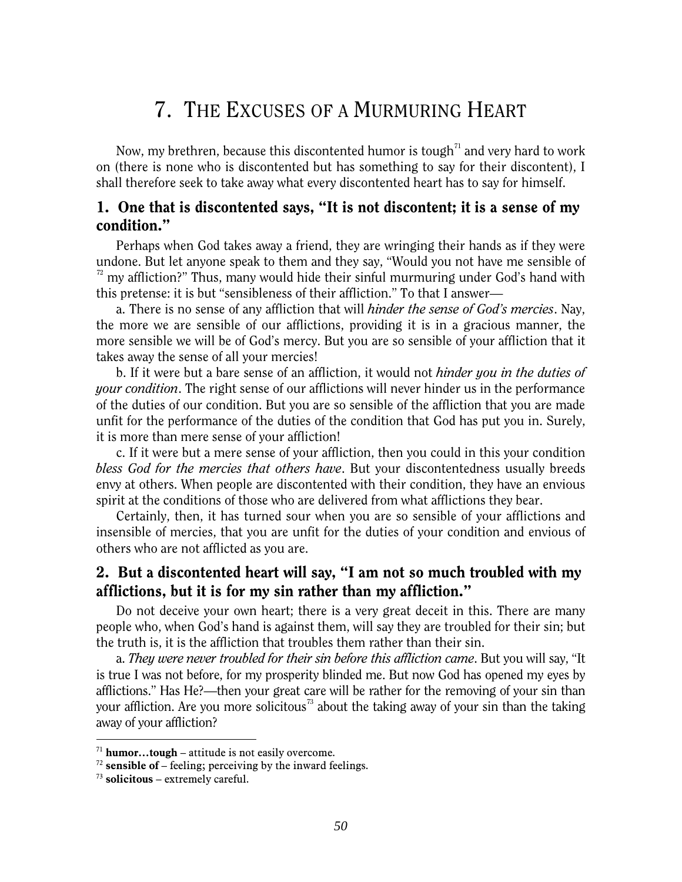# 7. THE EXCUSES OF A MURMURING HEART

Now, my brethren, because this discontented humor is tough[71] and very hard to work on (there is none who is discontented but has something to say for their discontent), I shall therefore seek to take away what every discontented heart has to say for himself.

## 1. One that is discontented says, "It is not discontent; it is a sense of my condition."

Perhaps when God takes away a friend, they are wringing their hands as if they were undone. But let anyone speak to them and they say, "Would you not have me sensible of [72] my affliction?" Thus, many would hide their sinful murmuring under God's hand with this pretense: it is but "sensibleness of their affliction." To that I answer—

a. There is no sense of any affliction that will *hinder the sense of God's mercies*. Nay, the more we are sensible of our afflictions, providing it is in a gracious manner, the more sensible we will be of God's mercy. But you are so sensible of your affliction that it takes away the sense of all your mercies!

b. If it were but a bare sense of an affliction, it would not *hinder you in the duties of your condition*. The right sense of our afflictions will never hinder us in the performance of the duties of our condition. But you are so sensible of the affliction that you are made unfit for the performance of the duties of the condition that God has put you in. Surely, it is more than mere sense of your affliction!

c. If it were but a mere sense of your affliction, then you could in this your condition *bless God for the mercies that others have*. But your discontentedness usually breeds envy at others. When people are discontented with their condition, they have an envious spirit at the conditions of those who are delivered from what afflictions they bear.

Certainly, then, it has turned sour when you are so sensible of your afflictions and insensible of mercies, that you are unfit for the duties of your condition and envious of others who are not afflicted as you are.

## 2. But a discontented heart will say, "I am not so much troubled with my afflictions, but it is for my sin rather than my affliction."

Do not deceive your own heart; there is a very great deceit in this. There are many people who, when God's hand is against them, will say they are troubled for their sin; but the truth is, it is the affliction that troubles them rather than their sin.

a. *They were never troubled for their sin before this affliction came*. But you will say, "It is true I was not before, for my prosperity blinded me. But now God has opened my eyes by afflictions." Has He?—then your great care will be rather for the removing of your sin than your affliction. Are you more solicitous[73] about the taking away of your sin than the taking away of your affliction?

---

[71] **humor…tough** – attitude is not easily overcome.
[72] **sensible of** – feeling; perceiving by the inward feelings.
[73] **solicitous** – extremely careful.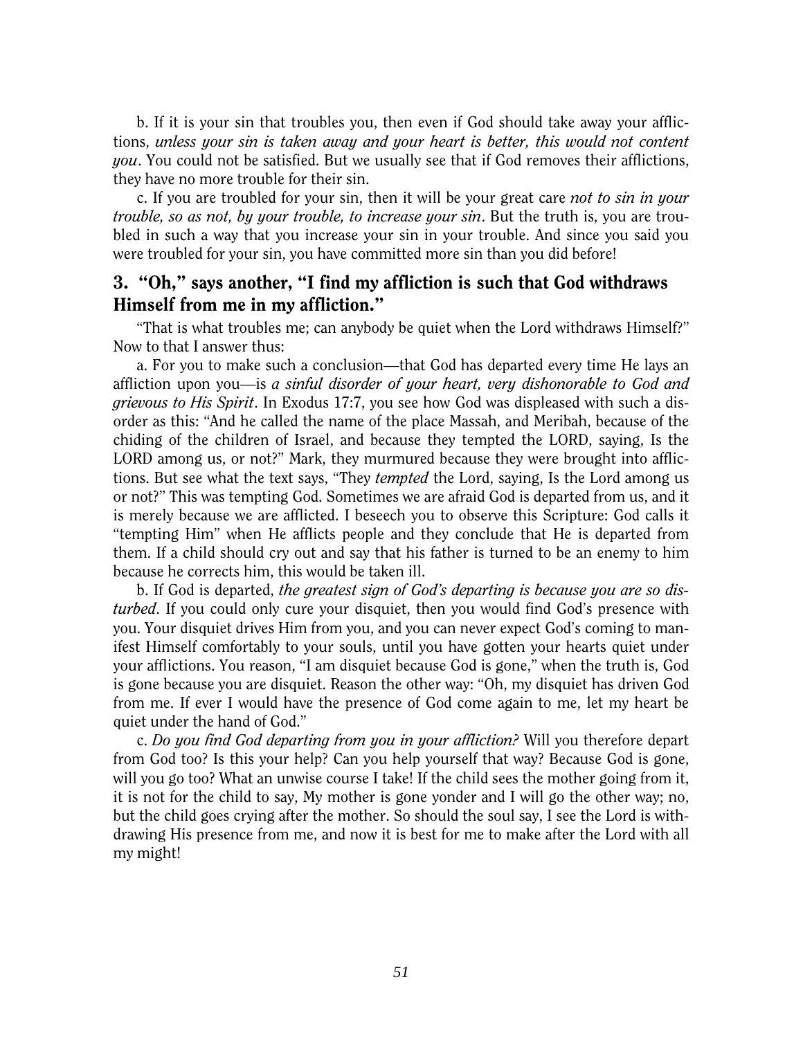b. If it is your sin that troubles you, then even if God should take away your afflictions, *unless your sin is taken away and your heart is better, this would not content you*. You could not be satisfied. But we usually see that if God removes their afflictions, they have no more trouble for their sin.

c. If you are troubled for your sin, then it will be your great care *not to sin in your trouble, so as not, by your trouble, to increase your sin*. But the truth is, you are troubled in such a way that you increase your sin in your trouble. And since you said you were troubled for your sin, you have committed more sin than you did before!

## 3. "Oh," says another, "I find my affliction is such that God withdraws Himself from me in my affliction."

"That is what troubles me; can anybody be quiet when the Lord withdraws Himself?" Now to that I answer thus:

a. For you to make such a conclusion—that God has departed every time He lays an affliction upon you—is *a sinful disorder of your heart, very dishonorable to God and grievous to His Spirit*. In Exodus 17:7, you see how God was displeased with such a disorder as this: "And he called the name of the place Massah, and Meribah, because of the chiding of the children of Israel, and because they tempted the LORD, saying, Is the LORD among us, or not?" Mark, they murmured because they were brought into afflictions. But see what the text says, "They *tempted* the Lord, saying, Is the Lord among us or not?" This was tempting God. Sometimes we are afraid God is departed from us, and it is merely because we are afflicted. I beseech you to observe this Scripture: God calls it "tempting Him" when He afflicts people and they conclude that He is departed from them. If a child should cry out and say that his father is turned to be an enemy to him because he corrects him, this would be taken ill.

b. If God is departed, *the greatest sign of God's departing is because you are so disturbed*. If you could only cure your disquiet, then you would find God's presence with you. Your disquiet drives Him from you, and you can never expect God's coming to manifest Himself comfortably to your souls, until you have gotten your hearts quiet under your afflictions. You reason, "I am disquiet because God is gone," when the truth is, God is gone because you are disquiet. Reason the other way: "Oh, my disquiet has driven God from me. If ever I would have the presence of God come again to me, let my heart be quiet under the hand of God."

c. *Do you find God departing from you in your affliction?* Will you therefore depart from God too? Is this your help? Can you help yourself that way? Because God is gone, will you go too? What an unwise course I take! If the child sees the mother going from it, it is not for the child to say, My mother is gone yonder and I will go the other way; no, but the child goes crying after the mother. So should the soul say, I see the Lord is withdrawing His presence from me, and now it is best for me to make after the Lord with all my might!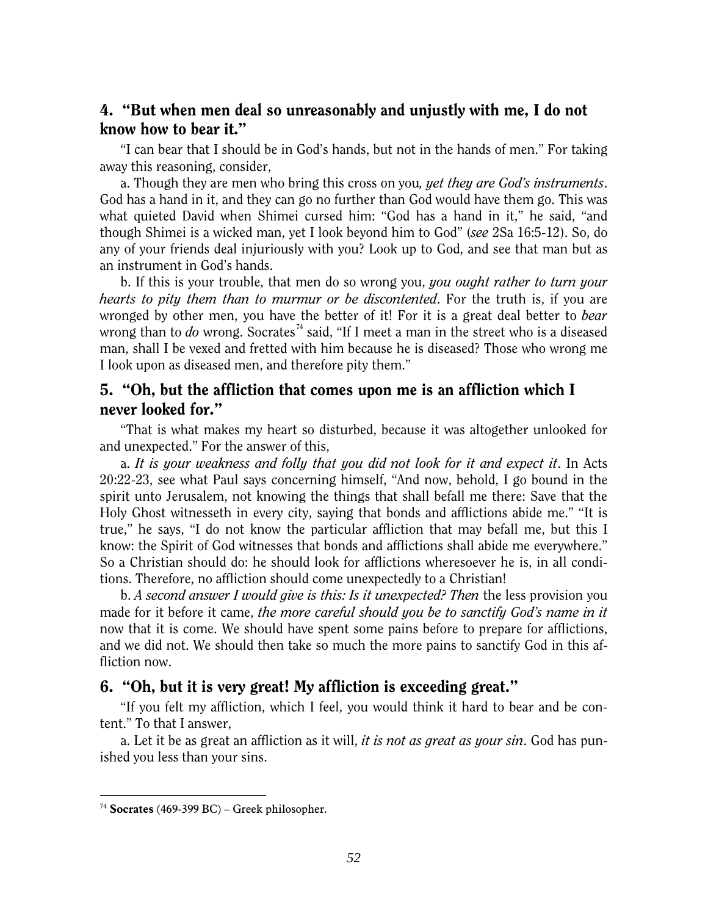## 4. "But when men deal so unreasonably and unjustly with me, I do not know how to bear it."

"I can bear that I should be in God's hands, but not in the hands of men." For taking away this reasoning, consider,

a. Though they are men who bring this cross on you*, yet they are God's instruments*. God has a hand in it, and they can go no further than God would have them go. This was what quieted David when Shimei cursed him: "God has a hand in it," he said, "and though Shimei is a wicked man, yet I look beyond him to God" (*see* 2Sa 16:5-12). So, do any of your friends deal injuriously with you? Look up to God, and see that man but as an instrument in God's hands.

b. If this is your trouble, that men do so wrong you, *you ought rather to turn your hearts to pity them than to murmur or be discontented*. For the truth is, if you are wronged by other men, you have the better of it! For it is a great deal better to *bear* wrong than to *do* wrong. Socrates[74] said, "If I meet a man in the street who is a diseased man, shall I be vexed and fretted with him because he is diseased? Those who wrong me I look upon as diseased men, and therefore pity them."

## 5. "Oh, but the affliction that comes upon me is an affliction which I never looked for."

"That is what makes my heart so disturbed, because it was altogether unlooked for and unexpected." For the answer of this,

a. *It is your weakness and folly that you did not look for it and expect it*. In Acts 20:22-23, see what Paul says concerning himself, "And now, behold, I go bound in the spirit unto Jerusalem, not knowing the things that shall befall me there: Save that the Holy Ghost witnesseth in every city, saying that bonds and afflictions abide me." "It is true," he says, "I do not know the particular affliction that may befall me, but this I know: the Spirit of God witnesses that bonds and afflictions shall abide me everywhere." So a Christian should do: he should look for afflictions wheresoever he is, in all conditions. Therefore, no affliction should come unexpectedly to a Christian!

b. *A second answer I would give is this: Is it unexpected? Then* the less provision you made for it before it came, *the more careful should you be to sanctify God's name in it* now that it is come. We should have spent some pains before to prepare for afflictions, and we did not. We should then take so much the more pains to sanctify God in this affliction now.

## 6. "Oh, but it is very great! My affliction is exceeding great."

"If you felt my affliction, which I feel, you would think it hard to bear and be content." To that I answer,

a. Let it be as great an affliction as it will, *it is not as great as your sin*. God has punished you less than your sins.

---

[74] **Socrates** (469-399 BC) – Greek philosopher.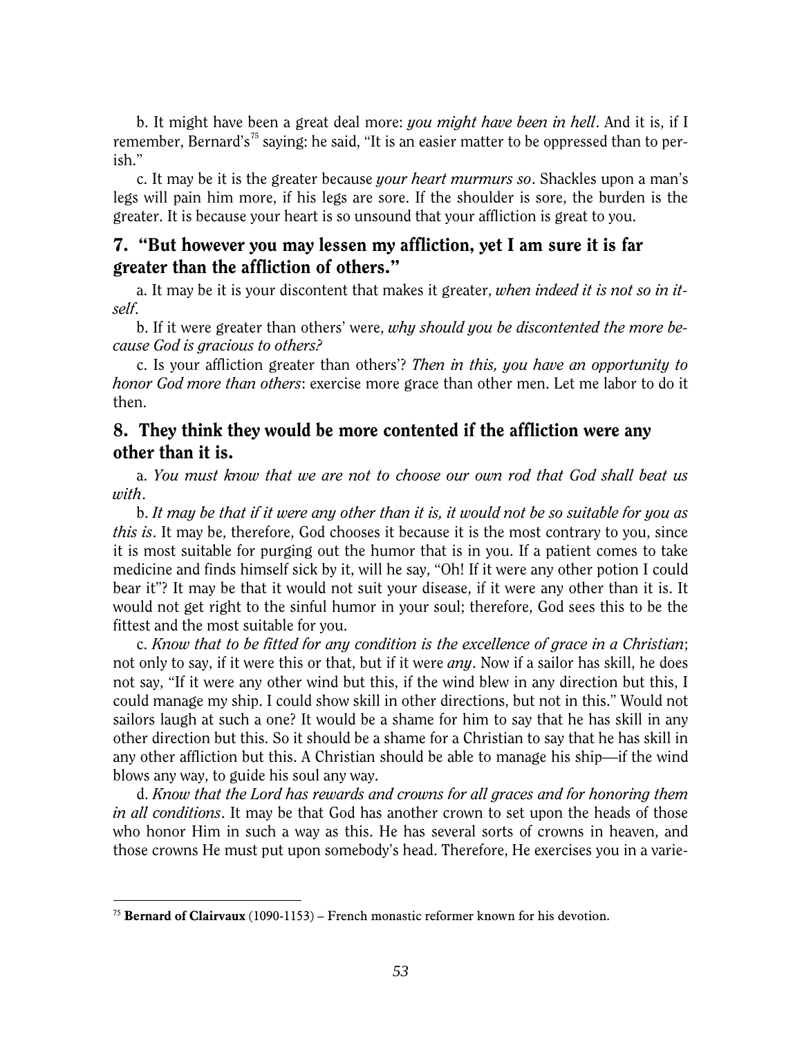b. It might have been a great deal more: *you might have been in hell*. And it is, if I remember, Bernard's[75] saying: he said, "It is an easier matter to be oppressed than to perish."

c. It may be it is the greater because *your heart murmurs so*. Shackles upon a man's legs will pain him more, if his legs are sore. If the shoulder is sore, the burden is the greater. It is because your heart is so unsound that your affliction is great to you.

## 7. "But however you may lessen my affliction, yet I am sure it is far greater than the affliction of others."

a. It may be it is your discontent that makes it greater, *when indeed it is not so in itself*.

b. If it were greater than others' were, *why should you be discontented the more because God is gracious to others?*

c. Is your affliction greater than others'? *Then in this, you have an opportunity to honor God more than others*: exercise more grace than other men. Let me labor to do it then.

## 8. They think they would be more contented if the affliction were any other than it is.

a. *You must know that we are not to choose our own rod that God shall beat us with*.

b. *It may be that if it were any other than it is, it would not be so suitable for you as this is*. It may be, therefore, God chooses it because it is the most contrary to you, since it is most suitable for purging out the humor that is in you. If a patient comes to take medicine and finds himself sick by it, will he say, "Oh! If it were any other potion I could bear it"? It may be that it would not suit your disease, if it were any other than it is. It would not get right to the sinful humor in your soul; therefore, God sees this to be the fittest and the most suitable for you.

c. *Know that to be fitted for any condition is the excellence of grace in a Christian*; not only to say, if it were this or that, but if it were *any*. Now if a sailor has skill, he does not say, "If it were any other wind but this, if the wind blew in any direction but this, I could manage my ship. I could show skill in other directions, but not in this." Would not sailors laugh at such a one? It would be a shame for him to say that he has skill in any other direction but this. So it should be a shame for a Christian to say that he has skill in any other affliction but this. A Christian should be able to manage his ship—if the wind blows any way, to guide his soul any way.

d. *Know that the Lord has rewards and crowns for all graces and for honoring them in all conditions*. It may be that God has another crown to set upon the heads of those who honor Him in such a way as this. He has several sorts of crowns in heaven, and those crowns He must put upon somebody's head. Therefore, He exercises you in a varie-

---

[75] **Bernard of Clairvaux** (1090-1153) – French monastic reformer known for his devotion.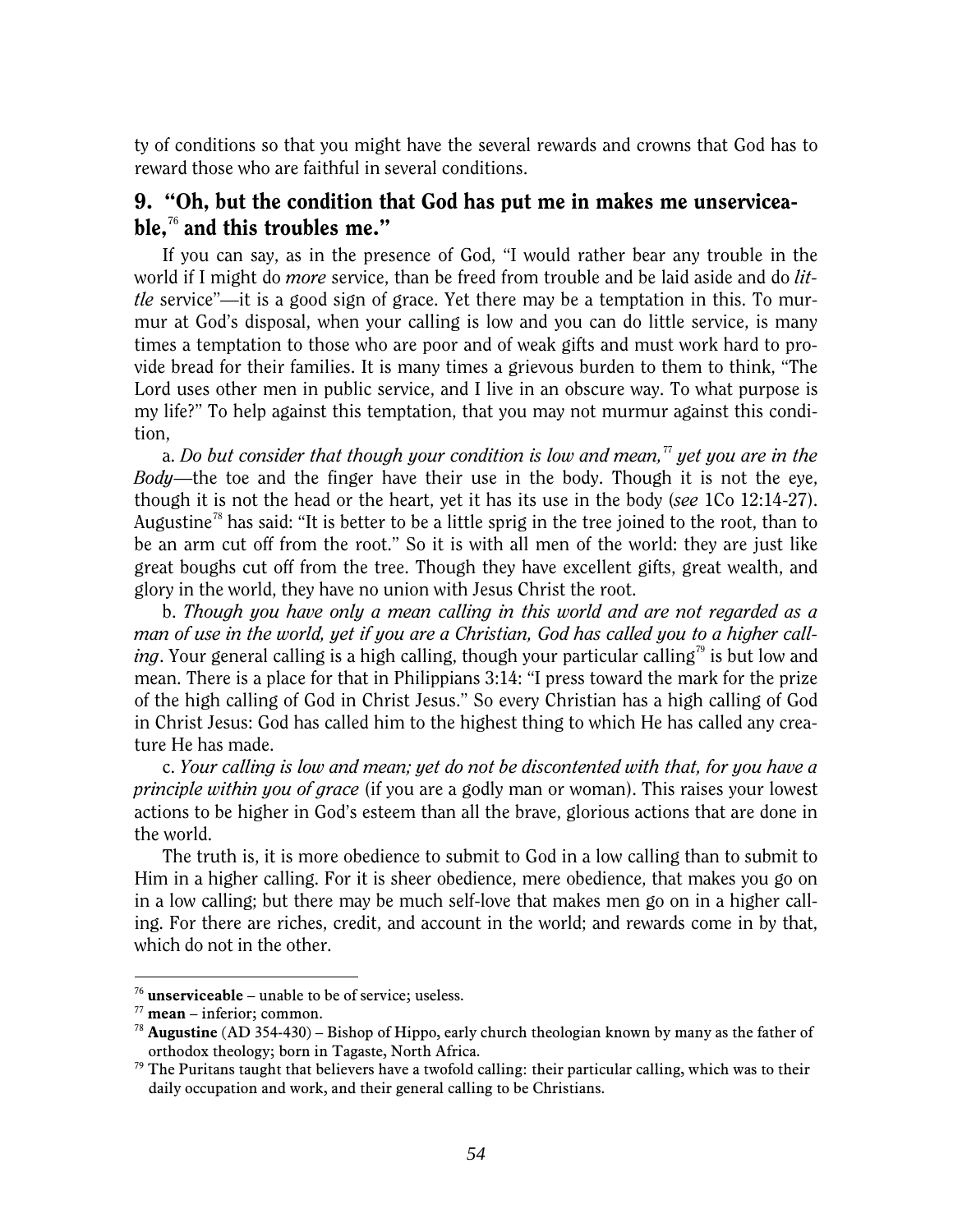ty of conditions so that you might have the several rewards and crowns that God has to reward those who are faithful in several conditions.

## 9. "Oh, but the condition that God has put me in makes me unserviceable,[76] and this troubles me."

If you can say, as in the presence of God, "I would rather bear any trouble in the world if I might do *more* service, than be freed from trouble and be laid aside and do *little* service"—it is a good sign of grace. Yet there may be a temptation in this. To murmur at God's disposal, when your calling is low and you can do little service, is many times a temptation to those who are poor and of weak gifts and must work hard to provide bread for their families. It is many times a grievous burden to them to think, "The Lord uses other men in public service, and I live in an obscure way. To what purpose is my life?" To help against this temptation, that you may not murmur against this condition,

a. *Do but consider that though your condition is low and mean,[77] yet you are in the Body*—the toe and the finger have their use in the body. Though it is not the eye, though it is not the head or the heart, yet it has its use in the body (*see* 1Co 12:14-27). Augustine[78] has said: "It is better to be a little sprig in the tree joined to the root, than to be an arm cut off from the root." So it is with all men of the world: they are just like great boughs cut off from the tree. Though they have excellent gifts, great wealth, and glory in the world, they have no union with Jesus Christ the root.

b. *Though you have only a mean calling in this world and are not regarded as a man of use in the world, yet if you are a Christian, God has called you to a higher calling*. Your general calling is a high calling, though your particular calling[79] is but low and mean. There is a place for that in Philippians 3:14: "I press toward the mark for the prize of the high calling of God in Christ Jesus." So every Christian has a high calling of God in Christ Jesus: God has called him to the highest thing to which He has called any creature He has made.

c. *Your calling is low and mean; yet do not be discontented with that, for you have a principle within you of grace* (if you are a godly man or woman). This raises your lowest actions to be higher in God's esteem than all the brave, glorious actions that are done in the world.

The truth is, it is more obedience to submit to God in a low calling than to submit to Him in a higher calling. For it is sheer obedience, mere obedience, that makes you go on in a low calling; but there may be much self-love that makes men go on in a higher calling. For there are riches, credit, and account in the world; and rewards come in by that, which do not in the other.

---

[76] **unserviceable** – unable to be of service; useless.

[77] **mean** – inferior; common.

[78] **Augustine** (AD 354-430) – Bishop of Hippo, early church theologian known by many as the father of orthodox theology; born in Tagaste, North Africa.

[79] The Puritans taught that believers have a twofold calling: their particular calling, which was to their daily occupation and work, and their general calling to be Christians.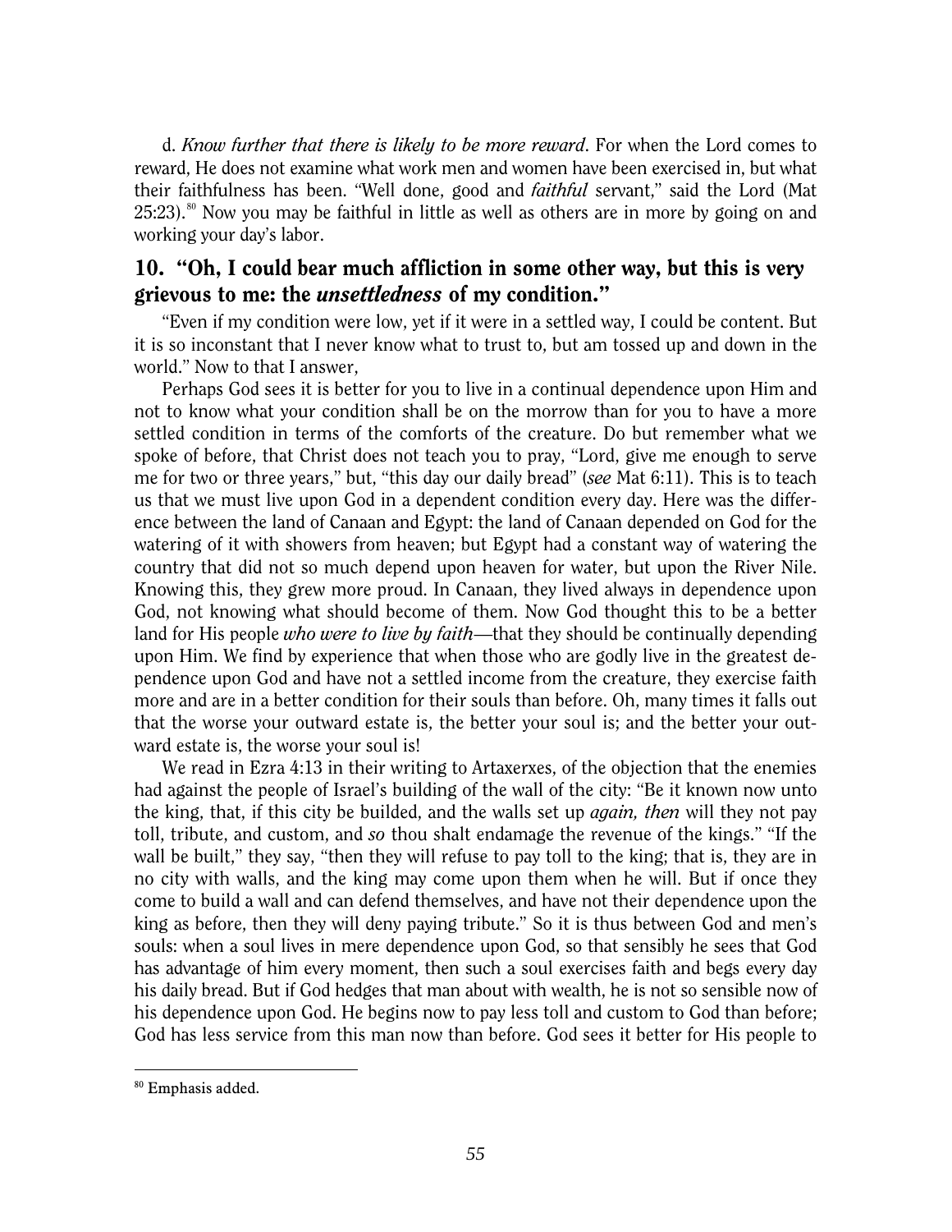d. *Know further that there is likely to be more reward*. For when the Lord comes to reward, He does not examine what work men and women have been exercised in, but what their faithfulness has been. "Well done, good and *faithful* servant," said the Lord (Mat 25:23).[80] Now you may be faithful in little as well as others are in more by going on and working your day's labor.

## 10. "Oh, I could bear much affliction in some other way, but this is very grievous to me: the *unsettledness* of my condition."

"Even if my condition were low, yet if it were in a settled way, I could be content. But it is so inconstant that I never know what to trust to, but am tossed up and down in the world." Now to that I answer,

Perhaps God sees it is better for you to live in a continual dependence upon Him and not to know what your condition shall be on the morrow than for you to have a more settled condition in terms of the comforts of the creature. Do but remember what we spoke of before, that Christ does not teach you to pray, "Lord, give me enough to serve me for two or three years," but, "this day our daily bread" (*see* Mat 6:11). This is to teach us that we must live upon God in a dependent condition every day. Here was the difference between the land of Canaan and Egypt: the land of Canaan depended on God for the watering of it with showers from heaven; but Egypt had a constant way of watering the country that did not so much depend upon heaven for water, but upon the River Nile. Knowing this, they grew more proud. In Canaan, they lived always in dependence upon God, not knowing what should become of them. Now God thought this to be a better land for His people *who were to live by faith*—that they should be continually depending upon Him. We find by experience that when those who are godly live in the greatest dependence upon God and have not a settled income from the creature, they exercise faith more and are in a better condition for their souls than before. Oh, many times it falls out that the worse your outward estate is, the better your soul is; and the better your outward estate is, the worse your soul is!

We read in Ezra 4:13 in their writing to Artaxerxes, of the objection that the enemies had against the people of Israel's building of the wall of the city: "Be it known now unto the king, that, if this city be builded, and the walls set up *again, then* will they not pay toll, tribute, and custom, and *so* thou shalt endamage the revenue of the kings." "If the wall be built," they say, "then they will refuse to pay toll to the king; that is, they are in no city with walls, and the king may come upon them when he will. But if once they come to build a wall and can defend themselves, and have not their dependence upon the king as before, then they will deny paying tribute." So it is thus between God and men's souls: when a soul lives in mere dependence upon God, so that sensibly he sees that God has advantage of him every moment, then such a soul exercises faith and begs every day his daily bread. But if God hedges that man about with wealth, he is not so sensible now of his dependence upon God. He begins now to pay less toll and custom to God than before; God has less service from this man now than before. God sees it better for His people to

---

[80] Emphasis added.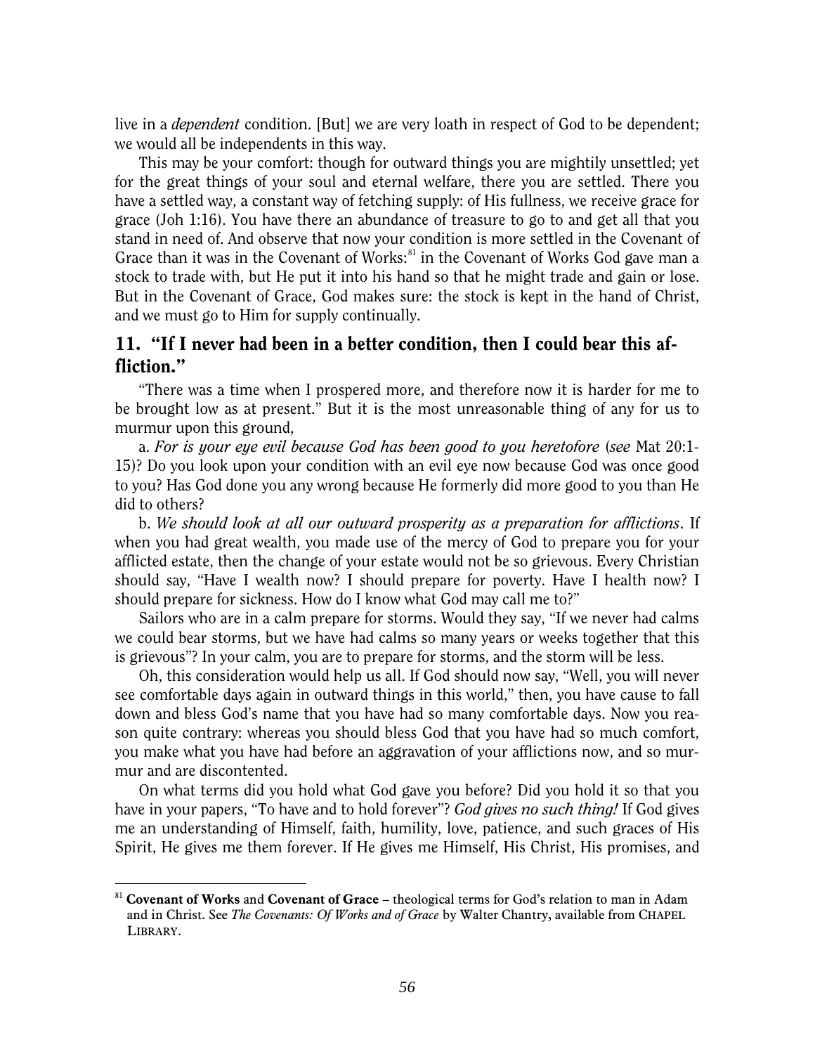live in a *dependent* condition. [But] we are very loath in respect of God to be dependent; we would all be independents in this way.

This may be your comfort: though for outward things you are mightily unsettled; yet for the great things of your soul and eternal welfare, there you are settled. There you have a settled way, a constant way of fetching supply: of His fullness, we receive grace for grace (Joh 1:16). You have there an abundance of treasure to go to and get all that you stand in need of. And observe that now your condition is more settled in the Covenant of Grace than it was in the Covenant of Works:[81] in the Covenant of Works God gave man a stock to trade with, but He put it into his hand so that he might trade and gain or lose. But in the Covenant of Grace, God makes sure: the stock is kept in the hand of Christ, and we must go to Him for supply continually.

## 11. "If I never had been in a better condition, then I could bear this affliction."

"There was a time when I prospered more, and therefore now it is harder for me to be brought low as at present." But it is the most unreasonable thing of any for us to murmur upon this ground,

a. *For is your eye evil because God has been good to you heretofore* (*see* Mat 20:1-15)? Do you look upon your condition with an evil eye now because God was once good to you? Has God done you any wrong because He formerly did more good to you than He did to others?

b. *We should look at all our outward prosperity as a preparation for afflictions*. If when you had great wealth, you made use of the mercy of God to prepare you for your afflicted estate, then the change of your estate would not be so grievous. Every Christian should say, "Have I wealth now? I should prepare for poverty. Have I health now? I should prepare for sickness. How do I know what God may call me to?"

Sailors who are in a calm prepare for storms. Would they say, "If we never had calms we could bear storms, but we have had calms so many years or weeks together that this is grievous"? In your calm, you are to prepare for storms, and the storm will be less.

Oh, this consideration would help us all. If God should now say, "Well, you will never see comfortable days again in outward things in this world," then, you have cause to fall down and bless God's name that you have had so many comfortable days. Now you reason quite contrary: whereas you should bless God that you have had so much comfort, you make what you have had before an aggravation of your afflictions now, and so murmur and are discontented.

On what terms did you hold what God gave you before? Did you hold it so that you have in your papers, "To have and to hold forever"? *God gives no such thing!* If God gives me an understanding of Himself, faith, humility, love, patience, and such graces of His Spirit, He gives me them forever. If He gives me Himself, His Christ, His promises, and

[81] **Covenant of Works** and **Covenant of Grace** – theological terms for God's relation to man in Adam and in Christ. See *The Covenants: Of Works and of Grace* by Walter Chantry, available from CHAPEL LIBRARY.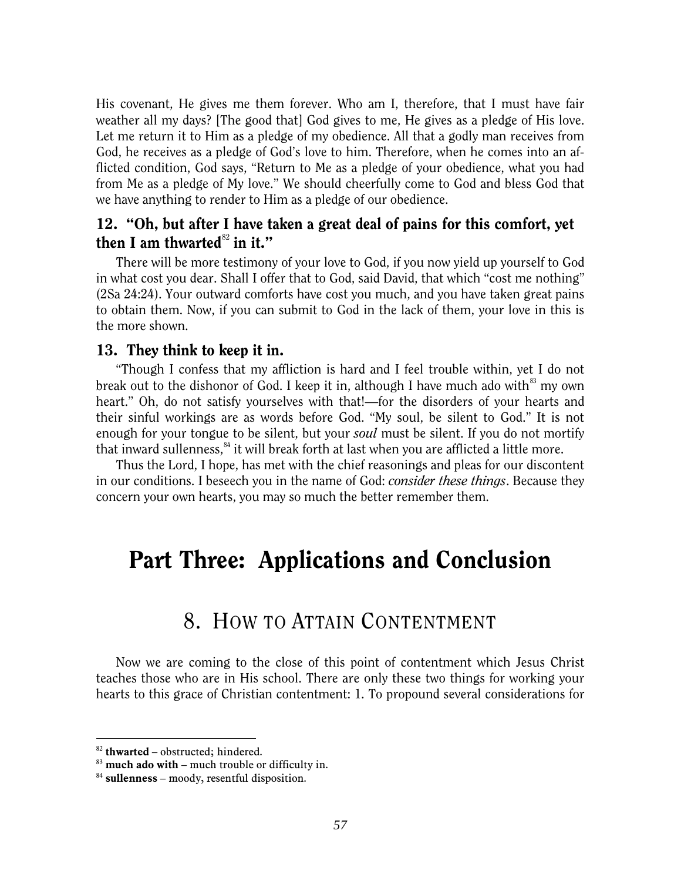His covenant, He gives me them forever. Who am I, therefore, that I must have fair weather all my days? [The good that] God gives to me, He gives as a pledge of His love. Let me return it to Him as a pledge of my obedience. All that a godly man receives from God, he receives as a pledge of God's love to him. Therefore, when he comes into an afflicted condition, God says, "Return to Me as a pledge of your obedience, what you had from Me as a pledge of My love." We should cheerfully come to God and bless God that we have anything to render to Him as a pledge of our obedience.

### 12. "Oh, but after I have taken a great deal of pains for this comfort, yet then I am thwarted[82] in it."

There will be more testimony of your love to God, if you now yield up yourself to God in what cost you dear. Shall I offer that to God, said David, that which "cost me nothing" (2Sa 24:24). Your outward comforts have cost you much, and you have taken great pains to obtain them. Now, if you can submit to God in the lack of them, your love in this is the more shown.

### 13. They think to keep it in.

"Though I confess that my affliction is hard and I feel trouble within, yet I do not break out to the dishonor of God. I keep it in, although I have much ado with[83] my own heart." Oh, do not satisfy yourselves with that!—for the disorders of your hearts and their sinful workings are as words before God. "My soul, be silent to God." It is not enough for your tongue to be silent, but your *soul* must be silent. If you do not mortify that inward sullenness,[84] it will break forth at last when you are afflicted a little more.

Thus the Lord, I hope, has met with the chief reasonings and pleas for our discontent in our conditions. I beseech you in the name of God: *consider these things*. Because they concern your own hearts, you may so much the better remember them.

# Part Three: Applications and Conclusion

## 8. How to Attain Contentment

Now we are coming to the close of this point of contentment which Jesus Christ teaches those who are in His school. There are only these two things for working your hearts to this grace of Christian contentment: 1. To propound several considerations for

---

[82] **thwarted** – obstructed; hindered.

[83] **much ado with** – much trouble or difficulty in.

[84] **sullenness** – moody, resentful disposition.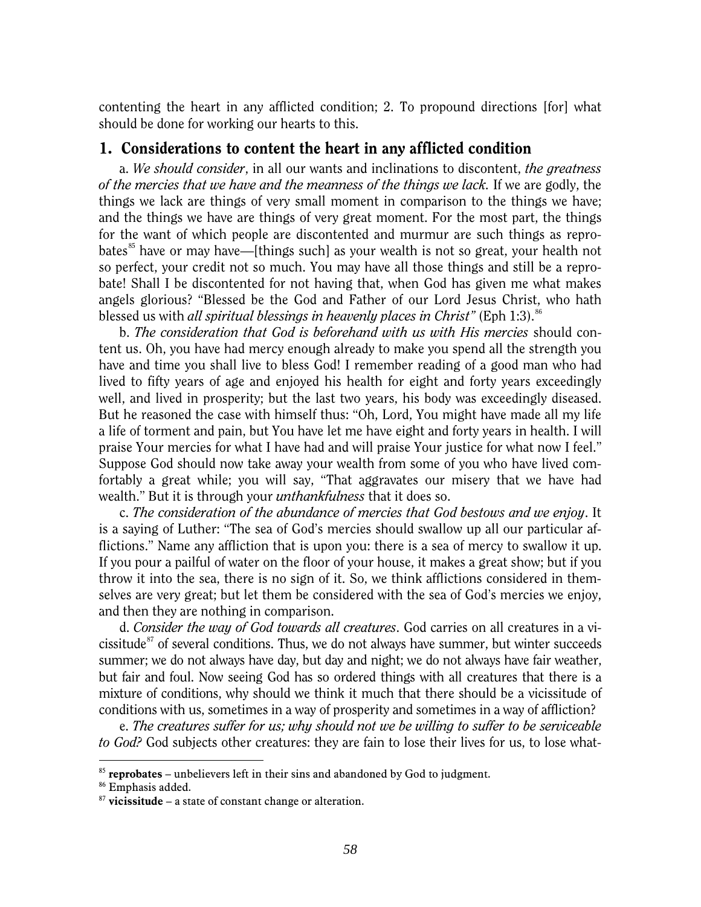contenting the heart in any afflicted condition; 2. To propound directions [for] what should be done for working our hearts to this.

## 1. Considerations to content the heart in any afflicted condition

a. *We should consider*, in all our wants and inclinations to discontent, *the greatness of the mercies that we have and the meanness of the things we lack.* If we are godly, the things we lack are things of very small moment in comparison to the things we have; and the things we have are things of very great moment. For the most part, the things for the want of which people are discontented and murmur are such things as reprobates[85] have or may have—[things such] as your wealth is not so great, your health not so perfect, your credit not so much. You may have all those things and still be a reprobate! Shall I be discontented for not having that, when God has given me what makes angels glorious? "Blessed be the God and Father of our Lord Jesus Christ, who hath blessed us with *all spiritual blessings in heavenly places in Christ"* (Eph 1:3).[86]

b. *The consideration that God is beforehand with us with His mercies* should content us. Oh, you have had mercy enough already to make you spend all the strength you have and time you shall live to bless God! I remember reading of a good man who had lived to fifty years of age and enjoyed his health for eight and forty years exceedingly well, and lived in prosperity; but the last two years, his body was exceedingly diseased. But he reasoned the case with himself thus: "Oh, Lord, You might have made all my life a life of torment and pain, but You have let me have eight and forty years in health. I will praise Your mercies for what I have had and will praise Your justice for what now I feel." Suppose God should now take away your wealth from some of you who have lived comfortably a great while; you will say, "That aggravates our misery that we have had wealth." But it is through your *unthankfulness* that it does so.

c. *The consideration of the abundance of mercies that God bestows and we enjoy*. It is a saying of Luther: "The sea of God's mercies should swallow up all our particular afflictions." Name any affliction that is upon you: there is a sea of mercy to swallow it up. If you pour a pailful of water on the floor of your house, it makes a great show; but if you throw it into the sea, there is no sign of it. So, we think afflictions considered in themselves are very great; but let them be considered with the sea of God's mercies we enjoy, and then they are nothing in comparison.

d. *Consider the way of God towards all creatures*. God carries on all creatures in a vicissitude[87] of several conditions. Thus, we do not always have summer, but winter succeeds summer; we do not always have day, but day and night; we do not always have fair weather, but fair and foul. Now seeing God has so ordered things with all creatures that there is a mixture of conditions, why should we think it much that there should be a vicissitude of conditions with us, sometimes in a way of prosperity and sometimes in a way of affliction?

e. *The creatures suffer for us; why should not we be willing to suffer to be serviceable to God?* God subjects other creatures: they are fain to lose their lives for us, to lose what-

---

[85] **reprobates** – unbelievers left in their sins and abandoned by God to judgment.

[86] Emphasis added.

[87] **vicissitude** – a state of constant change or alteration.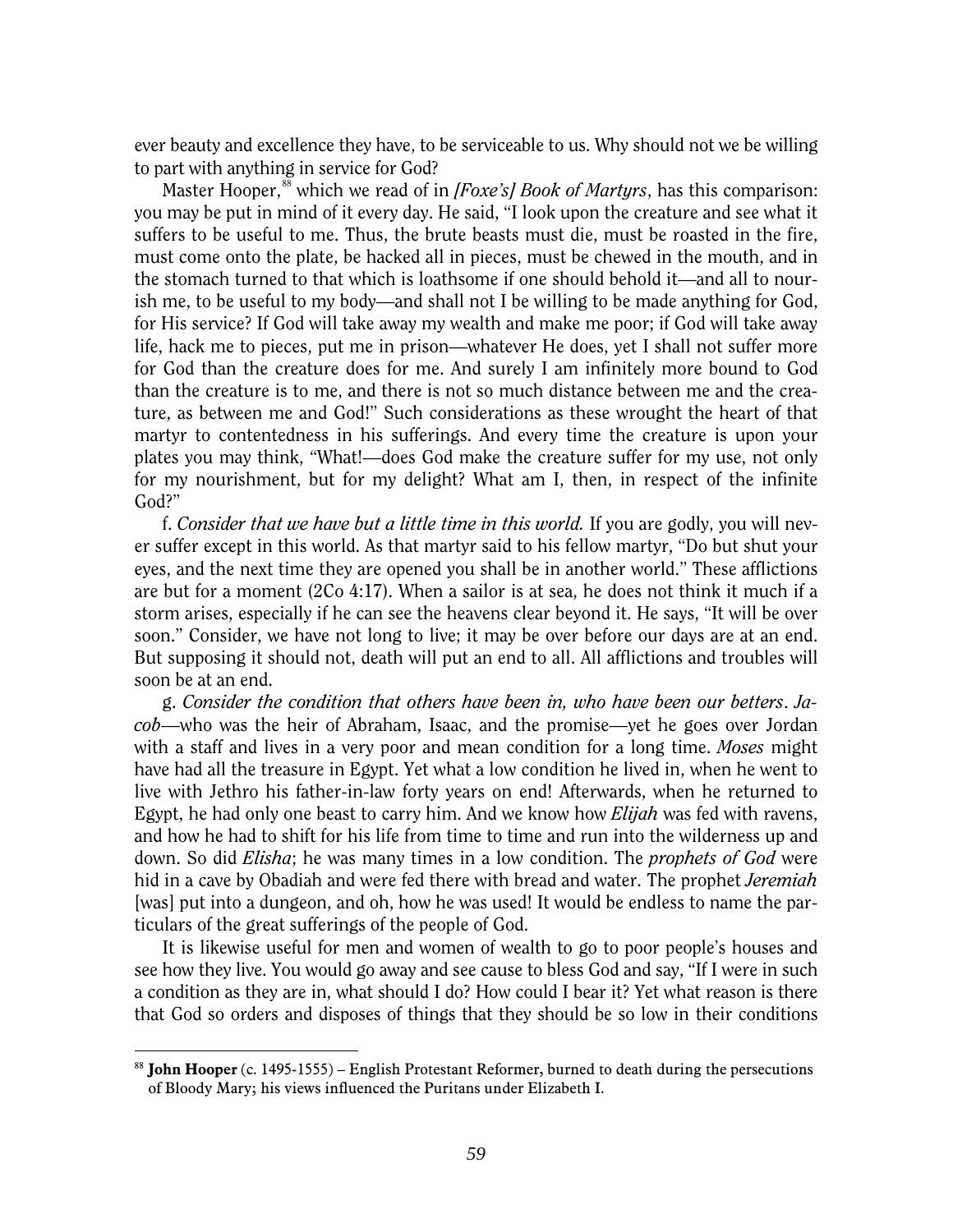ever beauty and excellence they have, to be serviceable to us. Why should not we be willing to part with anything in service for God?

Master Hooper,[88] which we read of in *[Foxe's] Book of Martyrs*, has this comparison: you may be put in mind of it every day. He said, "I look upon the creature and see what it suffers to be useful to me. Thus, the brute beasts must die, must be roasted in the fire, must come onto the plate, be hacked all in pieces, must be chewed in the mouth, and in the stomach turned to that which is loathsome if one should behold it—and all to nourish me, to be useful to my body—and shall not I be willing to be made anything for God, for His service? If God will take away my wealth and make me poor; if God will take away life, hack me to pieces, put me in prison—whatever He does, yet I shall not suffer more for God than the creature does for me. And surely I am infinitely more bound to God than the creature is to me, and there is not so much distance between me and the creature, as between me and God!" Such considerations as these wrought the heart of that martyr to contentedness in his sufferings. And every time the creature is upon your plates you may think, "What!—does God make the creature suffer for my use, not only for my nourishment, but for my delight? What am I, then, in respect of the infinite God?"

f. *Consider that we have but a little time in this world.* If you are godly, you will never suffer except in this world. As that martyr said to his fellow martyr, "Do but shut your eyes, and the next time they are opened you shall be in another world." These afflictions are but for a moment (2Co 4:17). When a sailor is at sea, he does not think it much if a storm arises, especially if he can see the heavens clear beyond it. He says, "It will be over soon." Consider, we have not long to live; it may be over before our days are at an end. But supposing it should not, death will put an end to all. All afflictions and troubles will soon be at an end.

g. *Consider the condition that others have been in, who have been our betters*. *Jacob*—who was the heir of Abraham, Isaac, and the promise—yet he goes over Jordan with a staff and lives in a very poor and mean condition for a long time. *Moses* might have had all the treasure in Egypt. Yet what a low condition he lived in, when he went to live with Jethro his father-in-law forty years on end! Afterwards, when he returned to Egypt, he had only one beast to carry him. And we know how *Elijah* was fed with ravens, and how he had to shift for his life from time to time and run into the wilderness up and down. So did *Elisha*; he was many times in a low condition. The *prophets of God* were hid in a cave by Obadiah and were fed there with bread and water. The prophet *Jeremiah* [was] put into a dungeon, and oh, how he was used! It would be endless to name the particulars of the great sufferings of the people of God.

It is likewise useful for men and women of wealth to go to poor people's houses and see how they live. You would go away and see cause to bless God and say, "If I were in such a condition as they are in, what should I do? How could I bear it? Yet what reason is there that God so orders and disposes of things that they should be so low in their conditions

---

[88] **John Hooper** (c. 1495-1555) – English Protestant Reformer, burned to death during the persecutions of Bloody Mary; his views influenced the Puritans under Elizabeth I.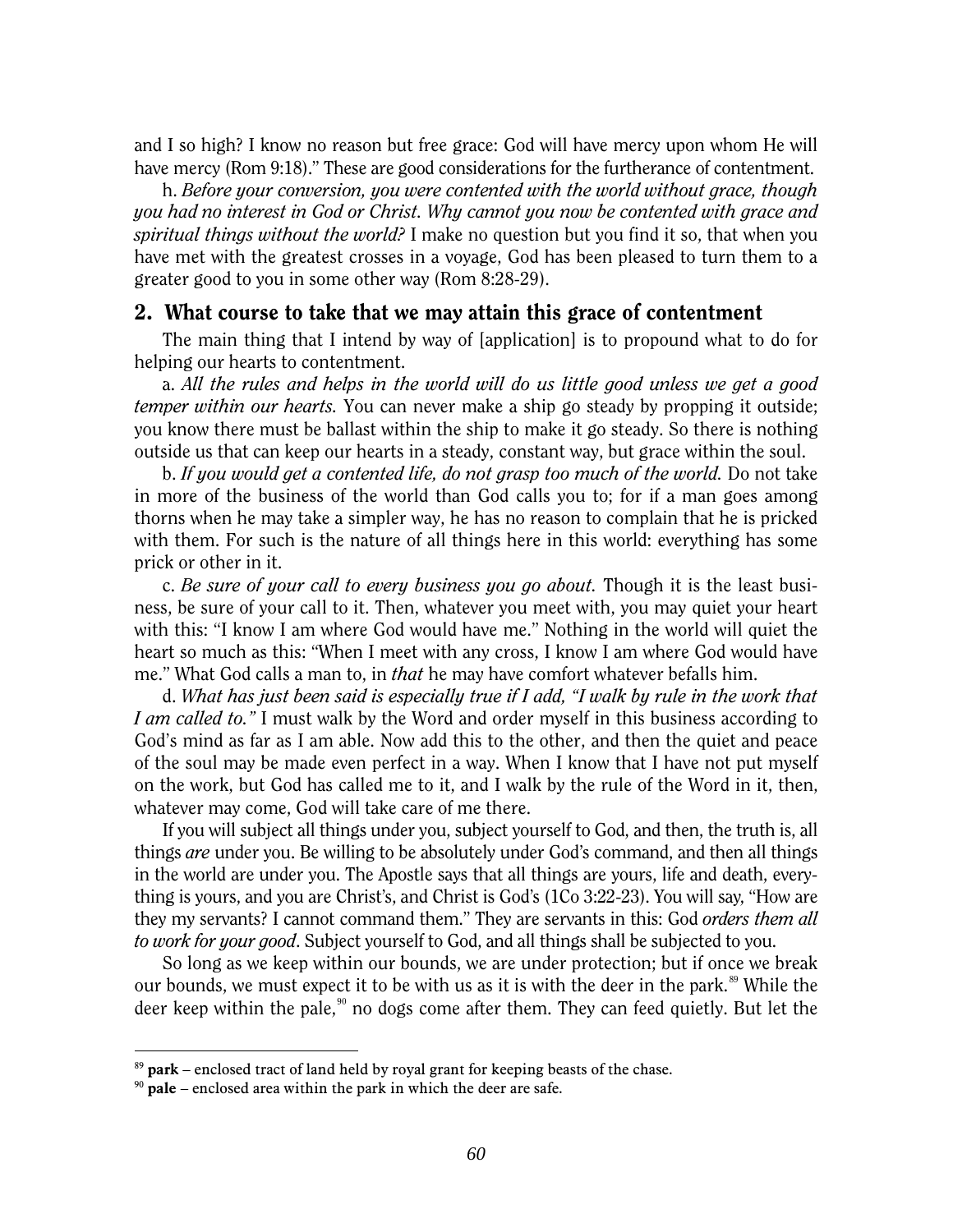and I so high? I know no reason but free grace: God will have mercy upon whom He will have mercy (Rom 9:18)." These are good considerations for the furtherance of contentment.

h. *Before your conversion, you were contented with the world without grace, though you had no interest in God or Christ. Why cannot you now be contented with grace and spiritual things without the world?* I make no question but you find it so, that when you have met with the greatest crosses in a voyage, God has been pleased to turn them to a greater good to you in some other way (Rom 8:28-29).

## 2. What course to take that we may attain this grace of contentment

The main thing that I intend by way of [application] is to propound what to do for helping our hearts to contentment.

a. *All the rules and helps in the world will do us little good unless we get a good temper within our hearts.* You can never make a ship go steady by propping it outside; you know there must be ballast within the ship to make it go steady. So there is nothing outside us that can keep our hearts in a steady, constant way, but grace within the soul.

b. *If you would get a contented life, do not grasp too much of the world.* Do not take in more of the business of the world than God calls you to; for if a man goes among thorns when he may take a simpler way, he has no reason to complain that he is pricked with them. For such is the nature of all things here in this world: everything has some prick or other in it.

c. *Be sure of your call to every business you go about.* Though it is the least business, be sure of your call to it. Then, whatever you meet with, you may quiet your heart with this: "I know I am where God would have me." Nothing in the world will quiet the heart so much as this: "When I meet with any cross, I know I am where God would have me." What God calls a man to, in *that* he may have comfort whatever befalls him.

d. *What has just been said is especially true if I add, "I walk by rule in the work that I am called to."* I must walk by the Word and order myself in this business according to God's mind as far as I am able. Now add this to the other, and then the quiet and peace of the soul may be made even perfect in a way. When I know that I have not put myself on the work, but God has called me to it, and I walk by the rule of the Word in it, then, whatever may come, God will take care of me there.

If you will subject all things under you, subject yourself to God, and then, the truth is, all things *are* under you. Be willing to be absolutely under God's command, and then all things in the world are under you. The Apostle says that all things are yours, life and death, everything is yours, and you are Christ's, and Christ is God's (1Co 3:22-23). You will say, "How are they my servants? I cannot command them." They are servants in this: God *orders them all to work for your good*. Subject yourself to God, and all things shall be subjected to you.

So long as we keep within our bounds, we are under protection; but if once we break our bounds, we must expect it to be with us as it is with the deer in the park.[89] While the deer keep within the pale,[90] no dogs come after them. They can feed quietly. But let the

---

[89] **park** – enclosed tract of land held by royal grant for keeping beasts of the chase.

[90] **pale** – enclosed area within the park in which the deer are safe.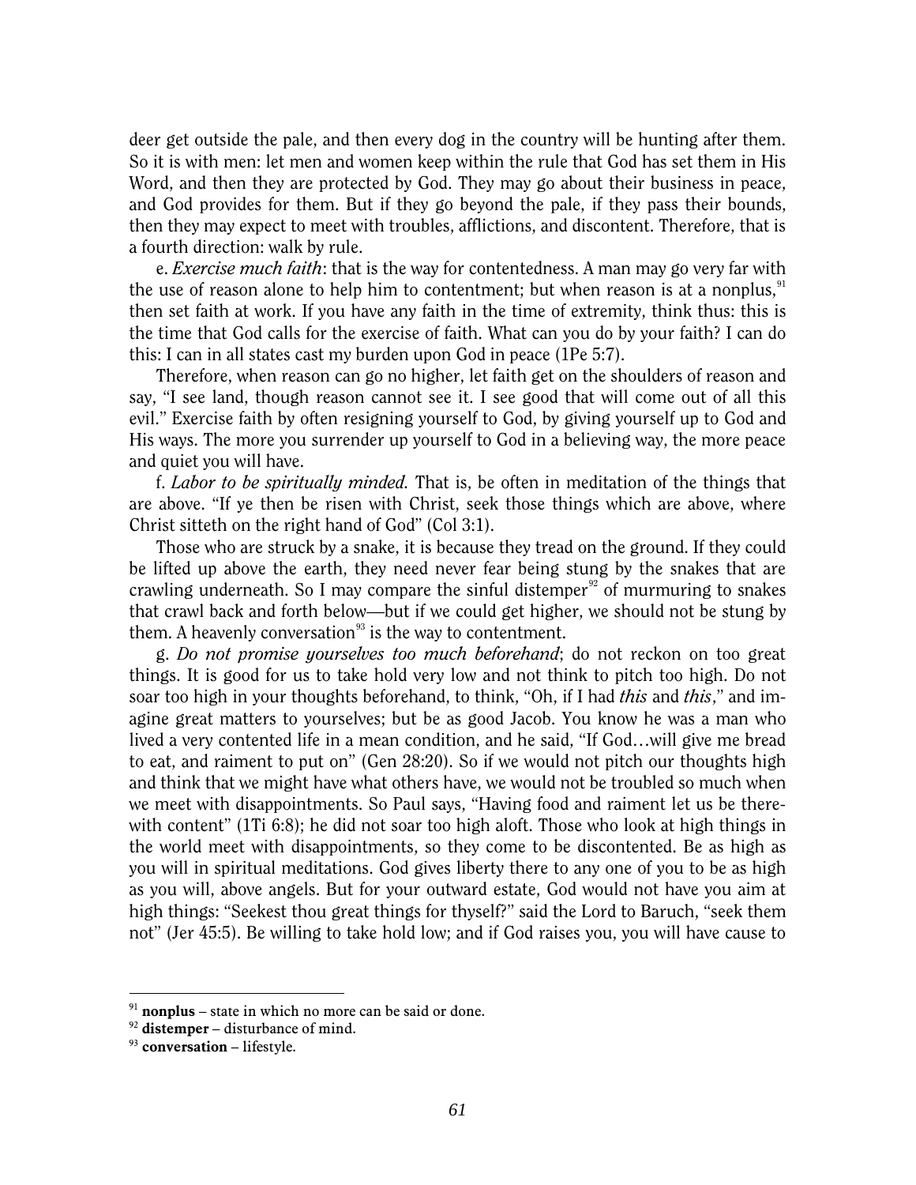deer get outside the pale, and then every dog in the country will be hunting after them. So it is with men: let men and women keep within the rule that God has set them in His Word, and then they are protected by God. They may go about their business in peace, and God provides for them. But if they go beyond the pale, if they pass their bounds, then they may expect to meet with troubles, afflictions, and discontent. Therefore, that is a fourth direction: walk by rule.

e. *Exercise much faith*: that is the way for contentedness. A man may go very far with the use of reason alone to help him to contentment; but when reason is at a nonplus,[91] then set faith at work. If you have any faith in the time of extremity, think thus: this is the time that God calls for the exercise of faith. What can you do by your faith? I can do this: I can in all states cast my burden upon God in peace (1Pe 5:7).

Therefore, when reason can go no higher, let faith get on the shoulders of reason and say, "I see land, though reason cannot see it. I see good that will come out of all this evil." Exercise faith by often resigning yourself to God, by giving yourself up to God and His ways. The more you surrender up yourself to God in a believing way, the more peace and quiet you will have.

f. *Labor to be spiritually minded.* That is, be often in meditation of the things that are above. "If ye then be risen with Christ, seek those things which are above, where Christ sitteth on the right hand of God" (Col 3:1).

Those who are struck by a snake, it is because they tread on the ground. If they could be lifted up above the earth, they need never fear being stung by the snakes that are crawling underneath. So I may compare the sinful distemper[92] of murmuring to snakes that crawl back and forth below—but if we could get higher, we should not be stung by them. A heavenly conversation[93] is the way to contentment.

g. *Do not promise yourselves too much beforehand*; do not reckon on too great things. It is good for us to take hold very low and not think to pitch too high. Do not soar too high in your thoughts beforehand, to think, "Oh, if I had *this* and *this*," and imagine great matters to yourselves; but be as good Jacob. You know he was a man who lived a very contented life in a mean condition, and he said, "If God…will give me bread to eat, and raiment to put on" (Gen 28:20). So if we would not pitch our thoughts high and think that we might have what others have, we would not be troubled so much when we meet with disappointments. So Paul says, "Having food and raiment let us be therewith content" (1Ti 6:8); he did not soar too high aloft. Those who look at high things in the world meet with disappointments, so they come to be discontented. Be as high as you will in spiritual meditations. God gives liberty there to any one of you to be as high as you will, above angels. But for your outward estate, God would not have you aim at high things: "Seekest thou great things for thyself?" said the Lord to Baruch, "seek them not" (Jer 45:5). Be willing to take hold low; and if God raises you, you will have cause to

---

[91] **nonplus** – state in which no more can be said or done.

[92] **distemper** – disturbance of mind.

[93] **conversation** – lifestyle.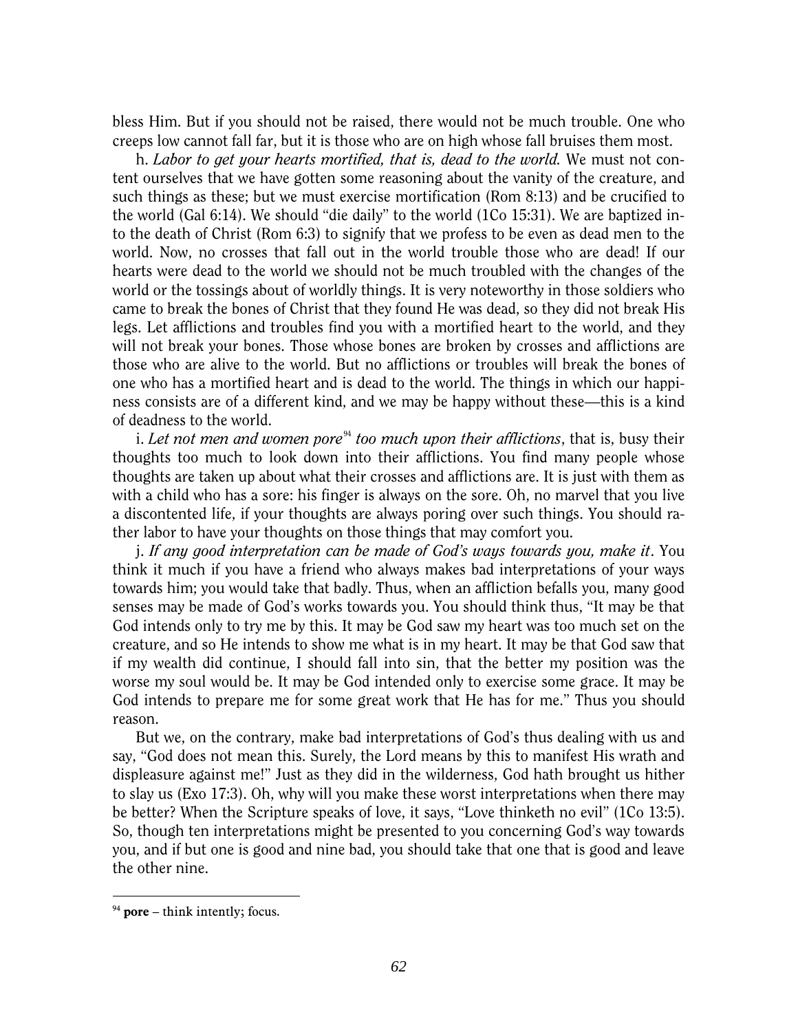bless Him. But if you should not be raised, there would not be much trouble. One who creeps low cannot fall far, but it is those who are on high whose fall bruises them most.

h. *Labor to get your hearts mortified, that is, dead to the world.* We must not content ourselves that we have gotten some reasoning about the vanity of the creature, and such things as these; but we must exercise mortification (Rom 8:13) and be crucified to the world (Gal 6:14). We should "die daily" to the world (1Co 15:31). We are baptized into the death of Christ (Rom 6:3) to signify that we profess to be even as dead men to the world. Now, no crosses that fall out in the world trouble those who are dead! If our hearts were dead to the world we should not be much troubled with the changes of the world or the tossings about of worldly things. It is very noteworthy in those soldiers who came to break the bones of Christ that they found He was dead, so they did not break His legs. Let afflictions and troubles find you with a mortified heart to the world, and they will not break your bones. Those whose bones are broken by crosses and afflictions are those who are alive to the world. But no afflictions or troubles will break the bones of one who has a mortified heart and is dead to the world. The things in which our happiness consists are of a different kind, and we may be happy without these—this is a kind of deadness to the world.

i. *Let not men and women pore*[94] *too much upon their afflictions*, that is, busy their thoughts too much to look down into their afflictions. You find many people whose thoughts are taken up about what their crosses and afflictions are. It is just with them as with a child who has a sore: his finger is always on the sore. Oh, no marvel that you live a discontented life, if your thoughts are always poring over such things. You should rather labor to have your thoughts on those things that may comfort you.

j. *If any good interpretation can be made of God's ways towards you, make it*. You think it much if you have a friend who always makes bad interpretations of your ways towards him; you would take that badly. Thus, when an affliction befalls you, many good senses may be made of God's works towards you. You should think thus, "It may be that God intends only to try me by this. It may be God saw my heart was too much set on the creature, and so He intends to show me what is in my heart. It may be that God saw that if my wealth did continue, I should fall into sin, that the better my position was the worse my soul would be. It may be God intended only to exercise some grace. It may be God intends to prepare me for some great work that He has for me." Thus you should reason.

But we, on the contrary, make bad interpretations of God's thus dealing with us and say, "God does not mean this. Surely, the Lord means by this to manifest His wrath and displeasure against me!" Just as they did in the wilderness, God hath brought us hither to slay us (Exo 17:3). Oh, why will you make these worst interpretations when there may be better? When the Scripture speaks of love, it says, "Love thinketh no evil" (1Co 13:5). So, though ten interpretations might be presented to you concerning God's way towards you, and if but one is good and nine bad, you should take that one that is good and leave the other nine.

---

[94] **pore** – think intently; focus.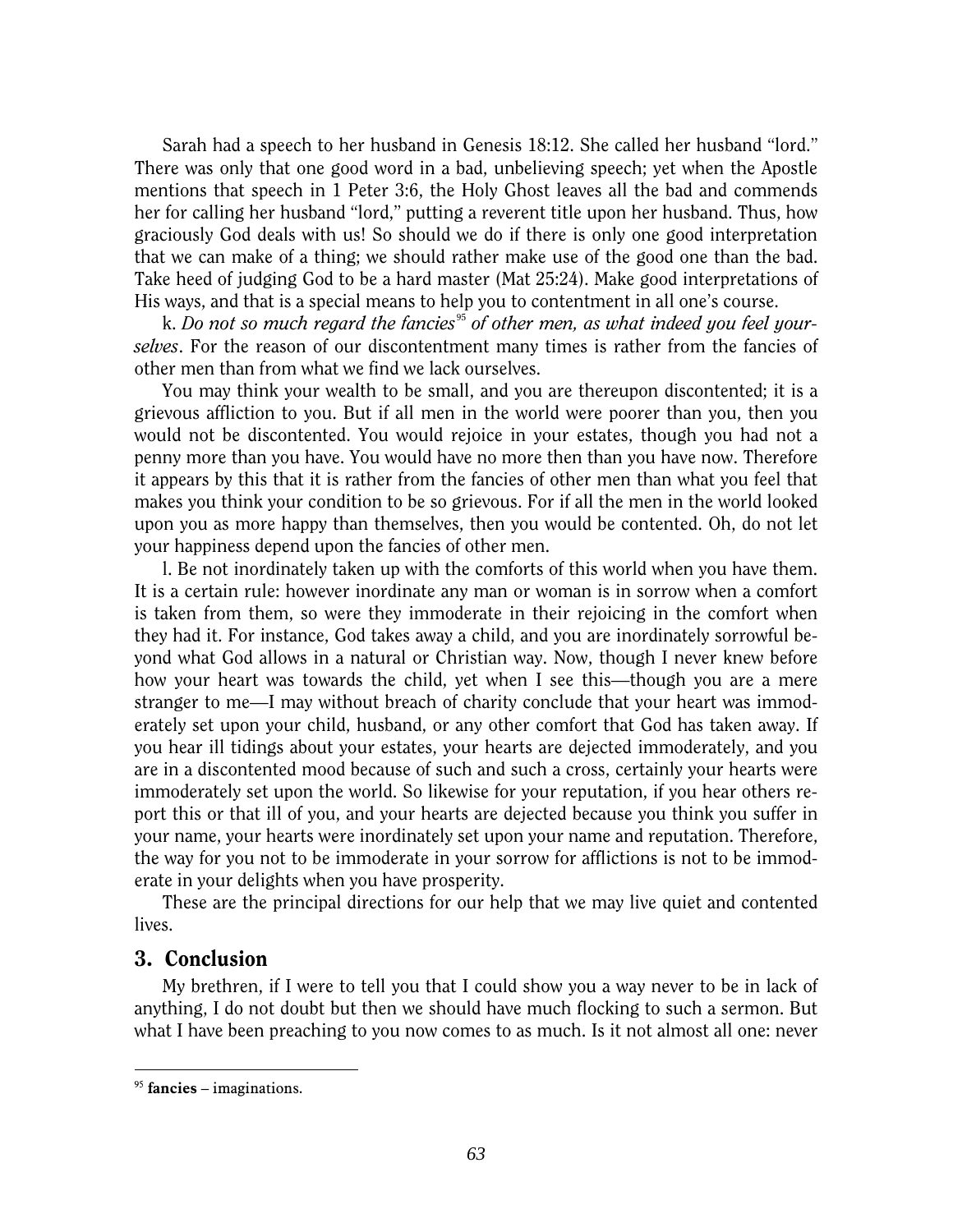Sarah had a speech to her husband in Genesis 18:12. She called her husband "lord." There was only that one good word in a bad, unbelieving speech; yet when the Apostle mentions that speech in 1 Peter 3:6, the Holy Ghost leaves all the bad and commends her for calling her husband "lord," putting a reverent title upon her husband. Thus, how graciously God deals with us! So should we do if there is only one good interpretation that we can make of a thing; we should rather make use of the good one than the bad. Take heed of judging God to be a hard master (Mat 25:24). Make good interpretations of His ways, and that is a special means to help you to contentment in all one's course.

k. *Do not so much regard the fancies*[95] *of other men, as what indeed you feel yourselves*. For the reason of our discontentment many times is rather from the fancies of other men than from what we find we lack ourselves.

You may think your wealth to be small, and you are thereupon discontented; it is a grievous affliction to you. But if all men in the world were poorer than you, then you would not be discontented. You would rejoice in your estates, though you had not a penny more than you have. You would have no more then than you have now. Therefore it appears by this that it is rather from the fancies of other men than what you feel that makes you think your condition to be so grievous. For if all the men in the world looked upon you as more happy than themselves, then you would be contented. Oh, do not let your happiness depend upon the fancies of other men.

l. Be not inordinately taken up with the comforts of this world when you have them. It is a certain rule: however inordinate any man or woman is in sorrow when a comfort is taken from them, so were they immoderate in their rejoicing in the comfort when they had it. For instance, God takes away a child, and you are inordinately sorrowful beyond what God allows in a natural or Christian way. Now, though I never knew before how your heart was towards the child, yet when I see this—though you are a mere stranger to me—I may without breach of charity conclude that your heart was immoderately set upon your child, husband, or any other comfort that God has taken away. If you hear ill tidings about your estates, your hearts are dejected immoderately, and you are in a discontented mood because of such and such a cross, certainly your hearts were immoderately set upon the world. So likewise for your reputation, if you hear others report this or that ill of you, and your hearts are dejected because you think you suffer in your name, your hearts were inordinately set upon your name and reputation. Therefore, the way for you not to be immoderate in your sorrow for afflictions is not to be immoderate in your delights when you have prosperity.

These are the principal directions for our help that we may live quiet and contented lives.

## 3. Conclusion

My brethren, if I were to tell you that I could show you a way never to be in lack of anything, I do not doubt but then we should have much flocking to such a sermon. But what I have been preaching to you now comes to as much. Is it not almost all one: never

---

[95] **fancies** – imaginations.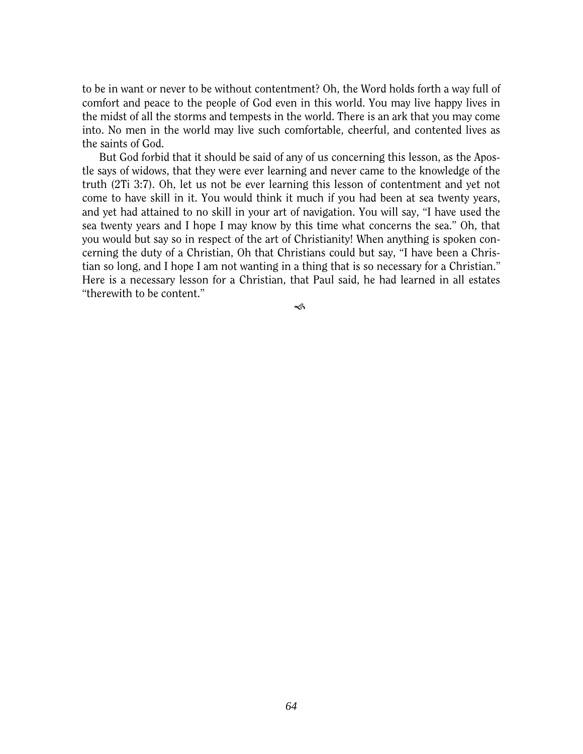to be in want or never to be without contentment? Oh, the Word holds forth a way full of comfort and peace to the people of God even in this world. You may live happy lives in the midst of all the storms and tempests in the world. There is an ark that you may come into. No men in the world may live such comfortable, cheerful, and contented lives as the saints of God.

But God forbid that it should be said of any of us concerning this lesson, as the Apostle says of widows, that they were ever learning and never came to the knowledge of the truth (2Ti 3:7). Oh, let us not be ever learning this lesson of contentment and yet not come to have skill in it. You would think it much if you had been at sea twenty years, and yet had attained to no skill in your art of navigation. You will say, "I have used the sea twenty years and I hope I may know by this time what concerns the sea." Oh, that you would but say so in respect of the art of Christianity! When anything is spoken concerning the duty of a Christian, Oh that Christians could but say, "I have been a Christian so long, and I hope I am not wanting in a thing that is so necessary for a Christian." Here is a necessary lesson for a Christian, that Paul said, he had learned in all estates "therewith to be content."